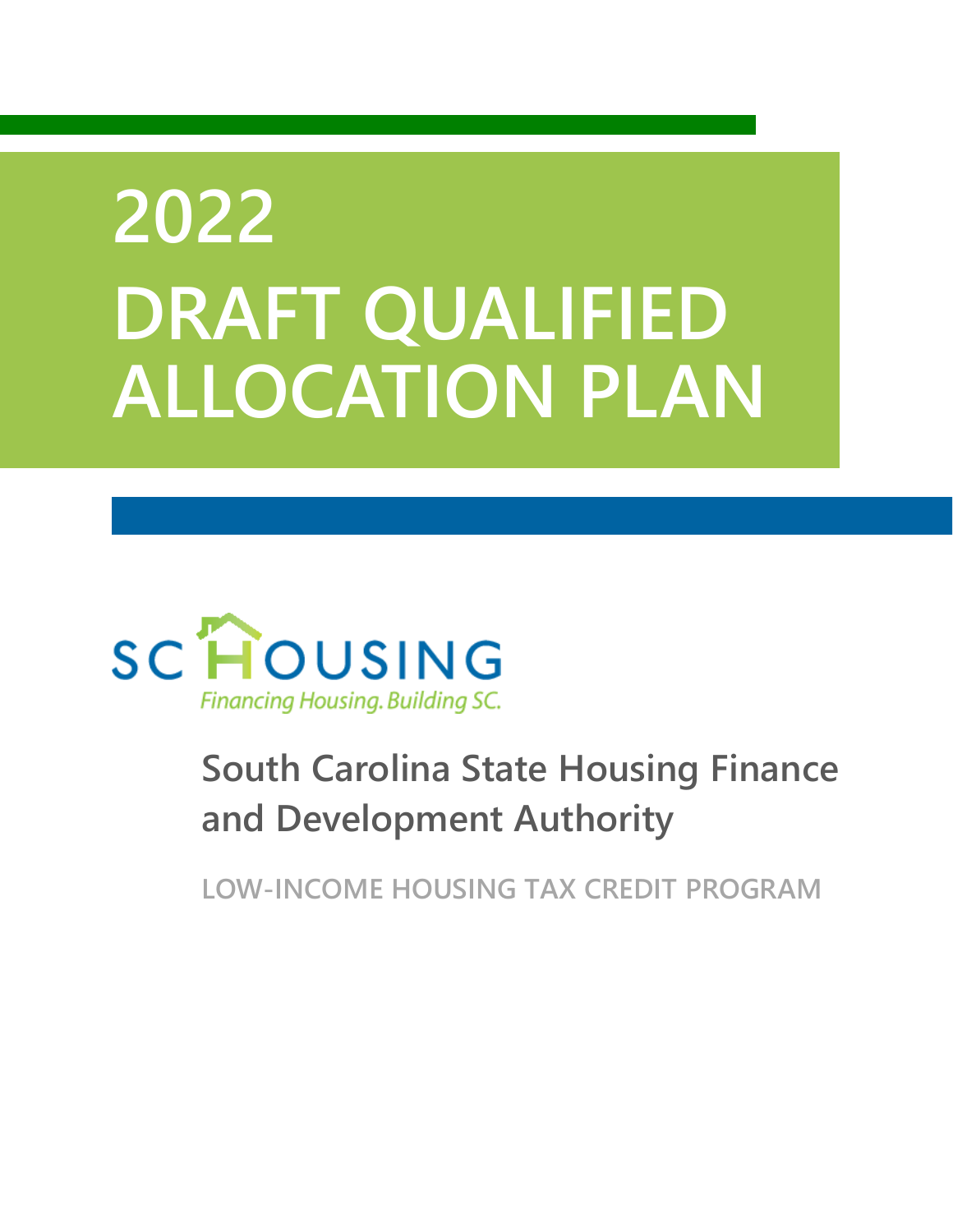# 2022 DRAFT QUALIFIED ALLOCATION PLAN

SC HOUSING

Financing Housing. Building SC.

## South Carolina State Housing Finance and Development Authority

LOW-INCOME HOUSING TAX CREDIT PROGRAM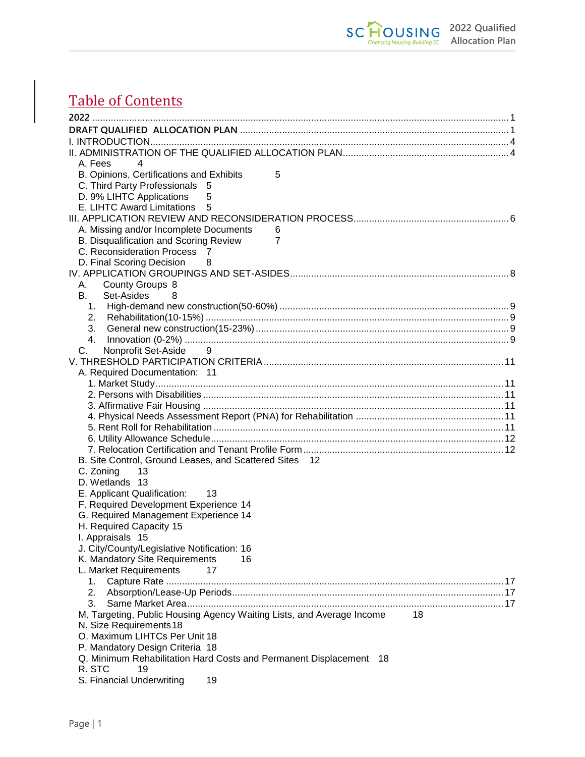# Table of Contents

**2022** ........................................................................................................................................ 1

**DRAFT QUALIFIED ALLOCATION PLAN** ........................................................................................ 1

I. INTRODUCTION ................................................................................................................................ 4

II. ADMINISTRATION OF THE QUALIFIED ALLOCATION PLAN ....................................................... 4

- A. Fees 4
- B. Opinions, Certifications and Exhibits 5
- C. Third Party Professionals 5
- D. 9% LIHTC Applications 5
- E. LIHTC Award Limitations 5

III. APPLICATION REVIEW AND RECONSIDERATION PROCESS ...................................................... 6

- A. Missing and/or Incomplete Documents 6
- B. Disqualification and Scoring Review 7
- C. Reconsideration Process 7
- D. Final Scoring Decision 8

IV. APPLICATION GROUPINGS AND SET-ASIDES ............................................................................ 8

- A. County Groups 8
- B. Set-Asides 8
  1. High-demand new construction(50-60%) ..................................................................................... 9
  2. Rehabilitation(10-15%) .................................................................................................................. 9
  3. General new construction(15-23%) ............................................................................................... 9
  4. Innovation (0-2%) .......................................................................................................................... 9
- C. Nonprofit Set-Aside 9

V. THRESHOLD PARTICIPATION CRITERIA .................................................................................... 11

- A. Required Documentation: 11
  1. Market Study ............................................................................................................................... 11
  2. Persons with Disabilities ............................................................................................................... 11
  3. Affirmative Fair Housing ............................................................................................................... 11
  4. Physical Needs Assessment Report (PNA) for Rehabilitation ...................................................... 11
  5. Rent Roll for Rehabilitation ........................................................................................................... 11
  6. Utility Allowance Schedule ............................................................................................................ 12
  7. Relocation Certification and Tenant Profile Form ......................................................................... 12
- B. Site Control, Ground Leases, and Scattered Sites 12
- C. Zoning 13
- D. Wetlands 13
- E. Applicant Qualification: 13
- F. Required Development Experience 14
- G. Required Management Experience 14
- H. Required Capacity 15
- I. Appraisals 15
- J. City/County/Legislative Notification: 16
- K. Mandatory Site Requirements 16
- L. Market Requirements 17
  1. Capture Rate ................................................................................................................................. 17
  2. Absorption/Lease-Up Periods ....................................................................................................... 17
  3. Same Market Area ......................................................................................................................... 17
- M. Targeting, Public Housing Agency Waiting Lists, and Average Income 18
- N. Size Requirements 18
- O. Maximum LIHTCs Per Unit 18
- P. Mandatory Design Criteria 18
- Q. Minimum Rehabilitation Hard Costs and Permanent Displacement 18
- R. STC 19
- S. Financial Underwriting 19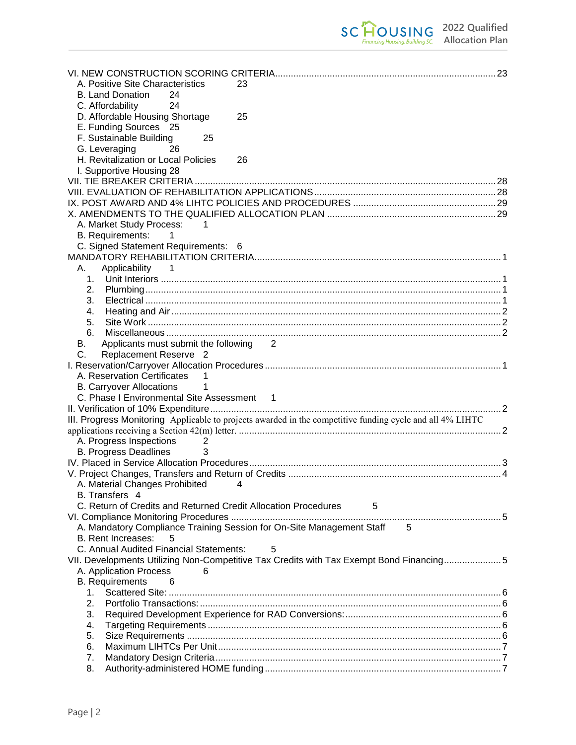VI. NEW CONSTRUCTION SCORING CRITERIA .......... 23
- A. Positive Site Characteristics 23
- B. Land Donation 24
- C. Affordability 24
- D. Affordable Housing Shortage 25
- E. Funding Sources 25
- F. Sustainable Building 25
- G. Leveraging 26
- H. Revitalization or Local Policies 26
- I. Supportive Housing 28

VII. TIE BREAKER CRITERIA .......... 28

VIII. EVALUATION OF REHABILITATION APPLICATIONS .......... 28

IX. POST AWARD AND 4% LIHTC POLICIES AND PROCEDURES .......... 29

X. AMENDMENTS TO THE QUALIFIED ALLOCATION PLAN .......... 29
- A. Market Study Process: 1
- B. Requirements: 1
- C. Signed Statement Requirements: 6

MANDATORY REHABILITATION CRITERIA .......... 1
- A. Applicability 1
  1. Unit Interiors .......... 1
  2. Plumbing .......... 1
  3. Electrical .......... 1
  4. Heating and Air .......... 2
  5. Site Work .......... 2
  6. Miscellaneous .......... 2
- B. Applicants must submit the following 2
- C. Replacement Reserve 2

I. Reservation/Carryover Allocation Procedures .......... 1
- A. Reservation Certificates 1
- B. Carryover Allocations 1
- C. Phase I Environmental Site Assessment 1

II. Verification of 10% Expenditure .......... 2

III. Progress Monitoring Applicable to projects awarded in the competitive funding cycle and all 4% LIHTC applications receiving a Section 42(m) letter. .......... 2
- A. Progress Inspections 2
- B. Progress Deadlines 3

IV. Placed in Service Allocation Procedures .......... 3

V. Project Changes, Transfers and Return of Credits .......... 4
- A. Material Changes Prohibited 4
- B. Transfers 4
- C. Return of Credits and Returned Credit Allocation Procedures 5

VI. Compliance Monitoring Procedures .......... 5
- A. Mandatory Compliance Training Session for On-Site Management Staff 5
- B. Rent Increases: 5
- C. Annual Audited Financial Statements: 5

VII. Developments Utilizing Non-Competitive Tax Credits with Tax Exempt Bond Financing .......... 5
- A. Application Process 6
- B. Requirements 6
  1. Scattered Site: .......... 6
  2. Portfolio Transactions: .......... 6
  3. Required Development Experience for RAD Conversions: .......... 6
  4. Targeting Requirements .......... 6
  5. Size Requirements .......... 6
  6. Maximum LIHTCs Per Unit .......... 7
  7. Mandatory Design Criteria .......... 7
  8. Authority-administered HOME funding .......... 7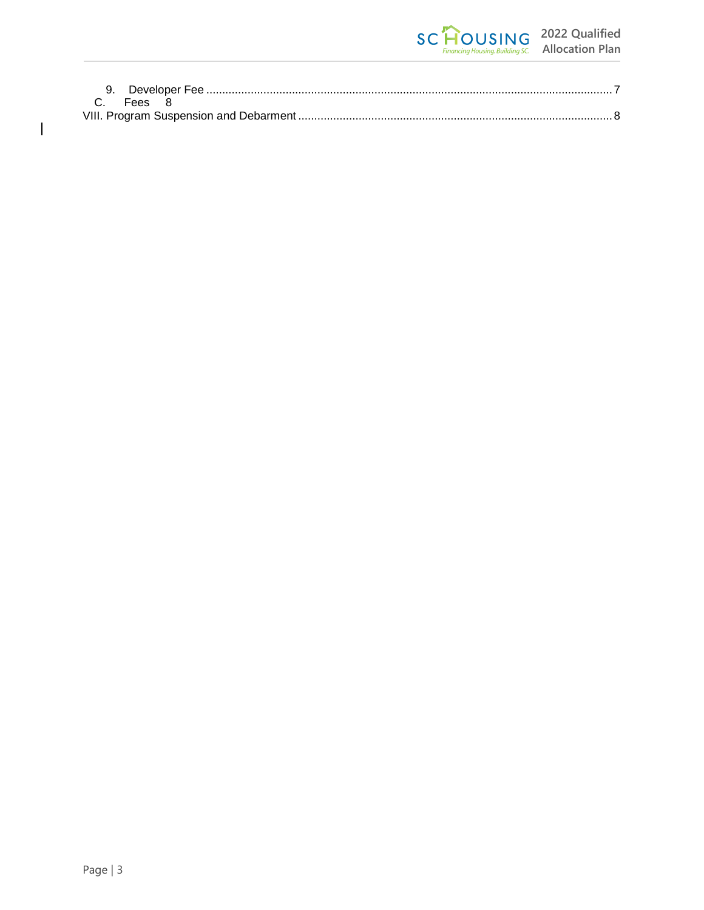9. Developer Fee ........................................................................................................................ 7
C. Fees 8
VIII. Program Suspension and Debarment .................................................................................... 8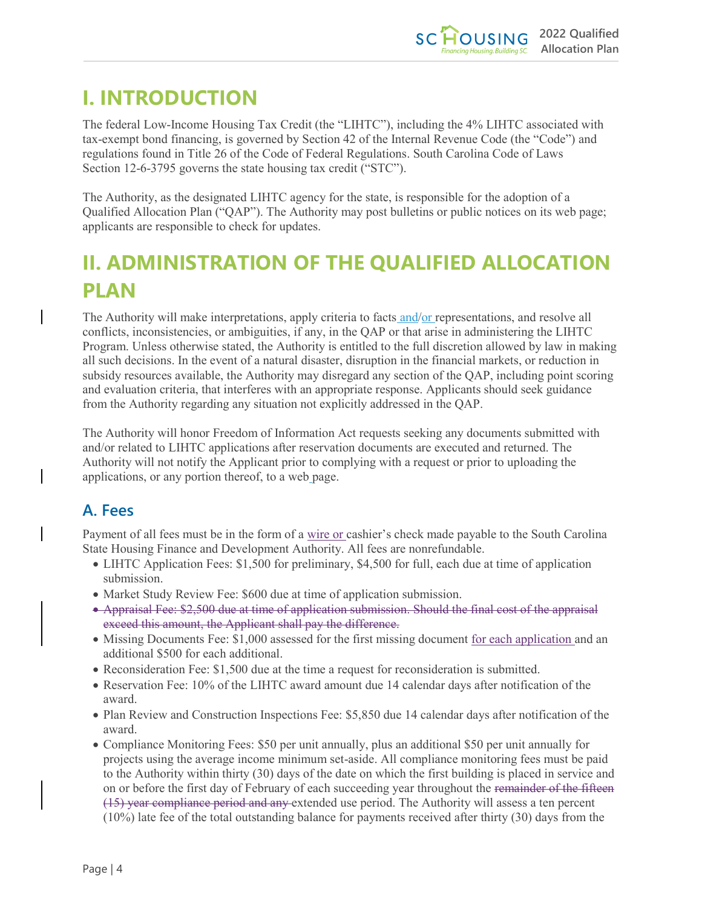# I. INTRODUCTION

The federal Low-Income Housing Tax Credit (the "LIHTC"), including the 4% LIHTC associated with tax-exempt bond financing, is governed by Section 42 of the Internal Revenue Code (the "Code") and regulations found in Title 26 of the Code of Federal Regulations. South Carolina Code of Laws Section 12-6-3795 governs the state housing tax credit ("STC").

The Authority, as the designated LIHTC agency for the state, is responsible for the adoption of a Qualified Allocation Plan ("QAP"). The Authority may post bulletins or public notices on its web page; applicants are responsible to check for updates.

# II. ADMINISTRATION OF THE QUALIFIED ALLOCATION PLAN

The Authority will make interpretations, apply criteria to facts and/or representations, and resolve all conflicts, inconsistencies, or ambiguities, if any, in the QAP or that arise in administering the LIHTC Program. Unless otherwise stated, the Authority is entitled to the full discretion allowed by law in making all such decisions. In the event of a natural disaster, disruption in the financial markets, or reduction in subsidy resources available, the Authority may disregard any section of the QAP, including point scoring and evaluation criteria, that interferes with an appropriate response. Applicants should seek guidance from the Authority regarding any situation not explicitly addressed in the QAP.

The Authority will honor Freedom of Information Act requests seeking any documents submitted with and/or related to LIHTC applications after reservation documents are executed and returned. The Authority will not notify the Applicant prior to complying with a request or prior to uploading the applications, or any portion thereof, to a web page.

## A. Fees

Payment of all fees must be in the form of a wire or cashier's check made payable to the South Carolina State Housing Finance and Development Authority. All fees are nonrefundable.

- LIHTC Application Fees: $1,500 for preliminary, $4,500 for full, each due at time of application submission.
- Market Study Review Fee: $600 due at time of application submission.
- ~~Appraisal Fee: $2,500 due at time of application submission. Should the final cost of the appraisal exceed this amount, the Applicant shall pay the difference.~~
- Missing Documents Fee: $1,000 assessed for the first missing document for each application and an additional $500 for each additional.
- Reconsideration Fee: $1,500 due at the time a request for reconsideration is submitted.
- Reservation Fee: 10% of the LIHTC award amount due 14 calendar days after notification of the award.
- Plan Review and Construction Inspections Fee: $5,850 due 14 calendar days after notification of the award.
- Compliance Monitoring Fees: $50 per unit annually, plus an additional $50 per unit annually for projects using the average income minimum set-aside. All compliance monitoring fees must be paid to the Authority within thirty (30) days of the date on which the first building is placed in service and on or before the first day of February of each succeeding year throughout the ~~remainder of the fifteen (15) year compliance period and any~~ extended use period. The Authority will assess a ten percent (10%) late fee of the total outstanding balance for payments received after thirty (30) days from the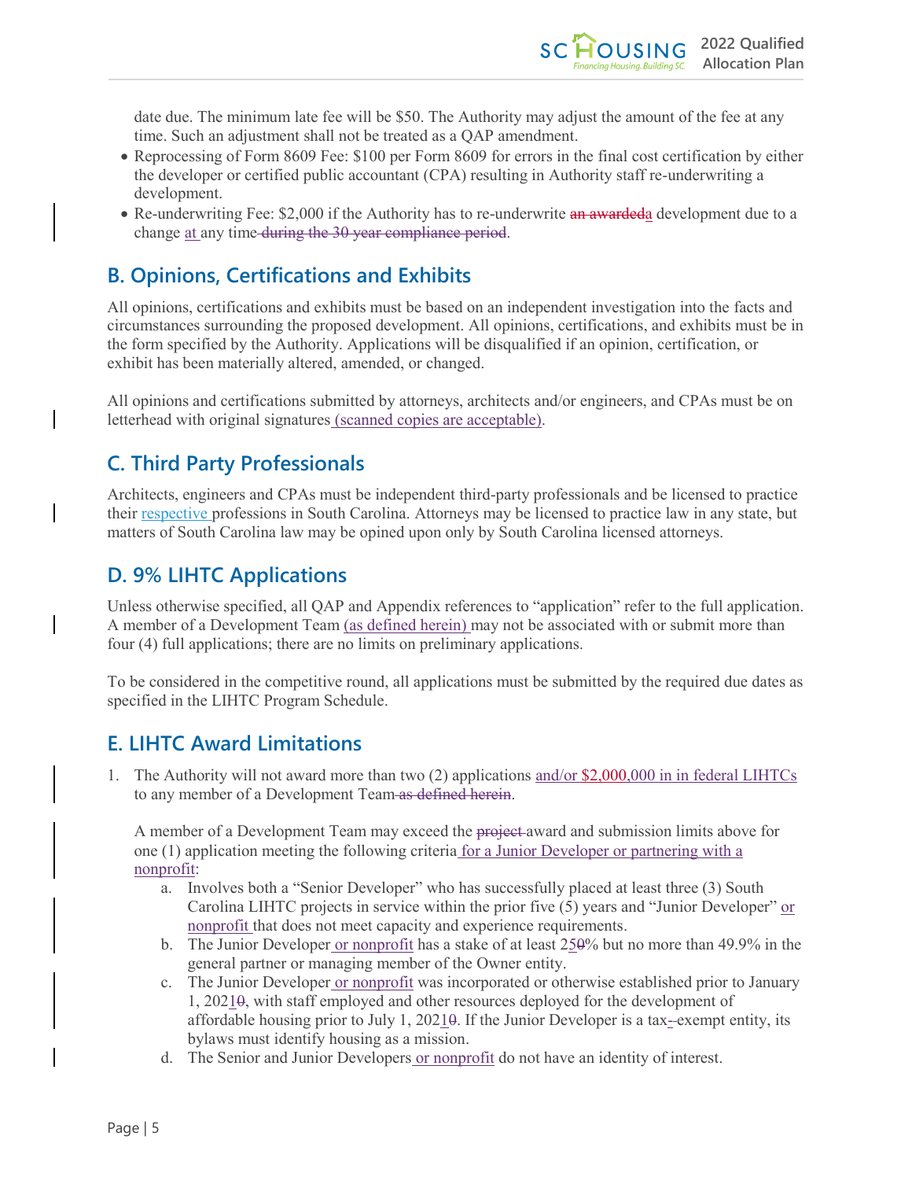date due. The minimum late fee will be $50. The Authority may adjust the amount of the fee at any time. Such an adjustment shall not be treated as a QAP amendment.

- Reprocessing of Form 8609 Fee: $100 per Form 8609 for errors in the final cost certification by either the developer or certified public accountant (CPA) resulting in Authority staff re-underwriting a development.
- Re-underwriting Fee: $2,000 if the Authority has to re-underwrite ~~an awarded~~a development due to a change at any time ~~during the 30 year compliance period~~.

## B. Opinions, Certifications and Exhibits

All opinions, certifications and exhibits must be based on an independent investigation into the facts and circumstances surrounding the proposed development. All opinions, certifications, and exhibits must be in the form specified by the Authority. Applications will be disqualified if an opinion, certification, or exhibit has been materially altered, amended, or changed.

All opinions and certifications submitted by attorneys, architects and/or engineers, and CPAs must be on letterhead with original signatures (scanned copies are acceptable).

## C. Third Party Professionals

Architects, engineers and CPAs must be independent third-party professionals and be licensed to practice their respective professions in South Carolina. Attorneys may be licensed to practice law in any state, but matters of South Carolina law may be opined upon only by South Carolina licensed attorneys.

## D. 9% LIHTC Applications

Unless otherwise specified, all QAP and Appendix references to "application" refer to the full application. A member of a Development Team (as defined herein) may not be associated with or submit more than four (4) full applications; there are no limits on preliminary applications.

To be considered in the competitive round, all applications must be submitted by the required due dates as specified in the LIHTC Program Schedule.

## E. LIHTC Award Limitations

1. The Authority will not award more than two (2) applications and/or $2,000,000 in in federal LIHTCs to any member of a Development Team ~~as defined herein~~.

   A member of a Development Team may exceed the ~~project~~ award and submission limits above for one (1) application meeting the following criteria for a Junior Developer or partnering with a nonprofit:

   a. Involves both a "Senior Developer" who has successfully placed at least three (3) South Carolina LIHTC projects in service within the prior five (5) years and "Junior Developer" or nonprofit that does not meet capacity and experience requirements.
   b. The Junior Developer or nonprofit has a stake of at least 25~~0~~% but no more than 49.9% in the general partner or managing member of the Owner entity.
   c. The Junior Developer or nonprofit was incorporated or otherwise established prior to January 1, 2021~~0~~, with staff employed and other resources deployed for the development of affordable housing prior to July 1, 2021~~0~~. If the Junior Developer is a tax-exempt entity, its bylaws must identify housing as a mission.
   d. The Senior and Junior Developers or nonprofit do not have an identity of interest.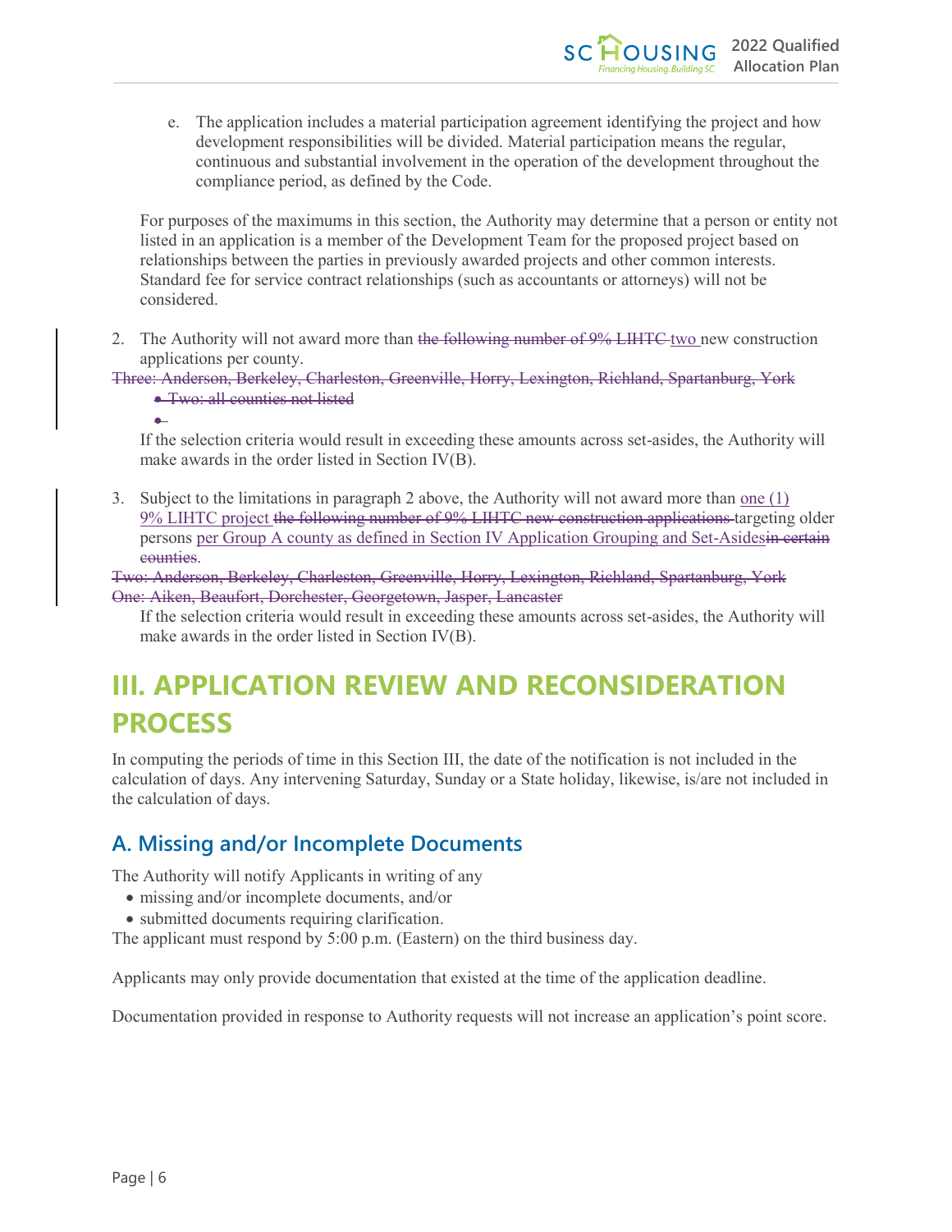e. The application includes a material participation agreement identifying the project and how development responsibilities will be divided. Material participation means the regular, continuous and substantial involvement in the operation of the development throughout the compliance period, as defined by the Code.

For purposes of the maximums in this section, the Authority may determine that a person or entity not listed in an application is a member of the Development Team for the proposed project based on relationships between the parties in previously awarded projects and other common interests. Standard fee for service contract relationships (such as accountants or attorneys) will not be considered.

2. The Authority will not award more than ~~the following number of 9% LIHTC~~ two new construction applications per county.

~~Three: Anderson, Berkeley, Charleston, Greenville, Horry, Lexington, Richland, Spartanburg, York~~

- ~~Two: all counties not listed~~

If the selection criteria would result in exceeding these amounts across set-asides, the Authority will make awards in the order listed in Section IV(B).

3. Subject to the limitations in paragraph 2 above, the Authority will not award more than one (1) 9% LIHTC project ~~the following number of 9% LIHTC new construction applications~~ targeting older persons per Group A county as defined in Section IV Application Grouping and Set-Asides~~in certain counties~~.

~~Two: Anderson, Berkeley, Charleston, Greenville, Horry, Lexington, Richland, Spartanburg, York~~
~~One: Aiken, Beaufort, Dorchester, Georgetown, Jasper, Lancaster~~

If the selection criteria would result in exceeding these amounts across set-asides, the Authority will make awards in the order listed in Section IV(B).

# III. APPLICATION REVIEW AND RECONSIDERATION PROCESS

In computing the periods of time in this Section III, the date of the notification is not included in the calculation of days. Any intervening Saturday, Sunday or a State holiday, likewise, is/are not included in the calculation of days.

## A. Missing and/or Incomplete Documents

The Authority will notify Applicants in writing of any

- missing and/or incomplete documents, and/or
- submitted documents requiring clarification.

The applicant must respond by 5:00 p.m. (Eastern) on the third business day.

Applicants may only provide documentation that existed at the time of the application deadline.

Documentation provided in response to Authority requests will not increase an application's point score.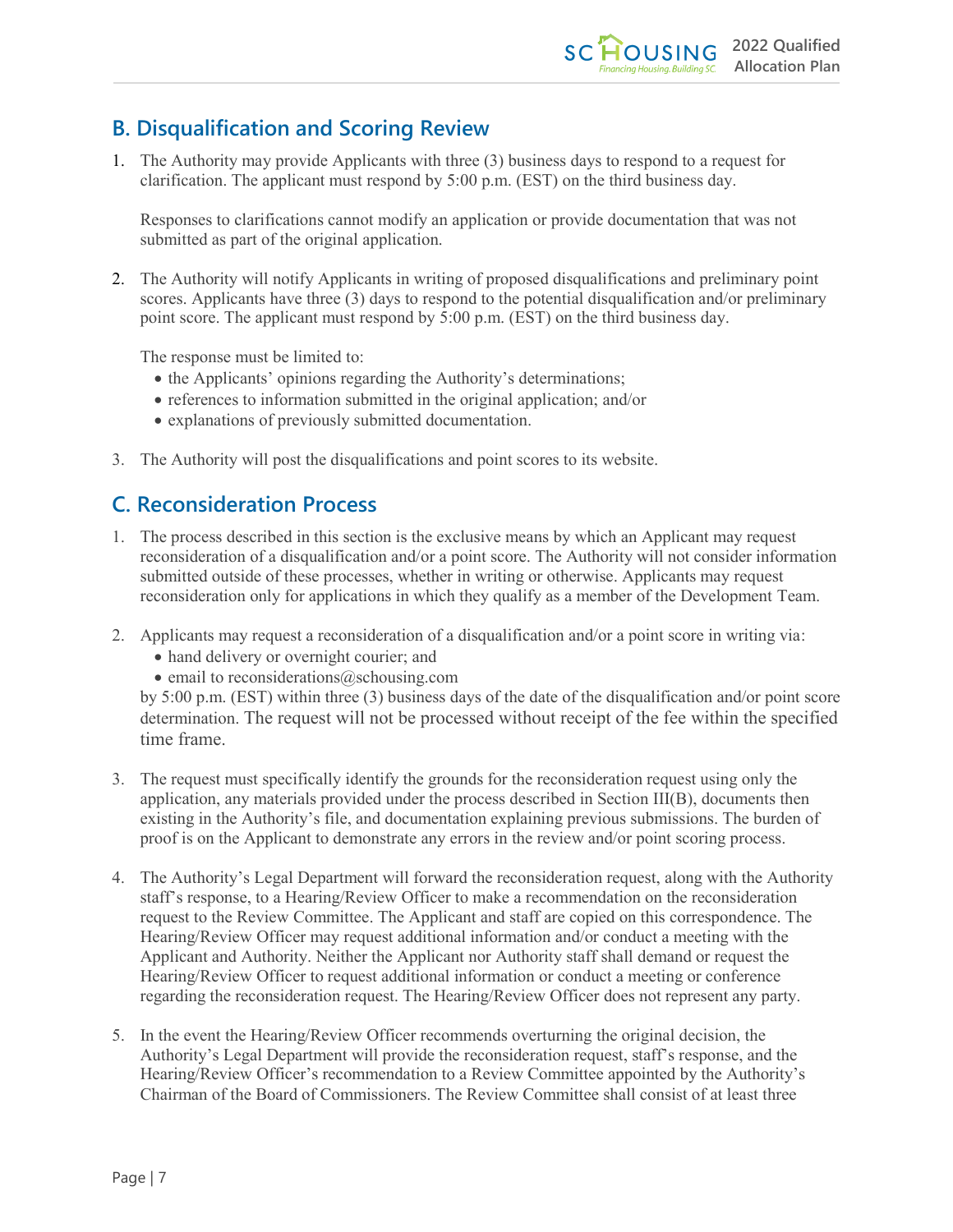## B. Disqualification and Scoring Review

1. The Authority may provide Applicants with three (3) business days to respond to a request for clarification. The applicant must respond by 5:00 p.m. (EST) on the third business day.

   Responses to clarifications cannot modify an application or provide documentation that was not submitted as part of the original application.

2. The Authority will notify Applicants in writing of proposed disqualifications and preliminary point scores. Applicants have three (3) days to respond to the potential disqualification and/or preliminary point score. The applicant must respond by 5:00 p.m. (EST) on the third business day.

   The response must be limited to:
   - the Applicants' opinions regarding the Authority's determinations;
   - references to information submitted in the original application; and/or
   - explanations of previously submitted documentation.

3. The Authority will post the disqualifications and point scores to its website.

## C. Reconsideration Process

1. The process described in this section is the exclusive means by which an Applicant may request reconsideration of a disqualification and/or a point score. The Authority will not consider information submitted outside of these processes, whether in writing or otherwise. Applicants may request reconsideration only for applications in which they qualify as a member of the Development Team.

2. Applicants may request a reconsideration of a disqualification and/or a point score in writing via:
   - hand delivery or overnight courier; and
   - email to reconsiderations@schousing.com

   by 5:00 p.m. (EST) within three (3) business days of the date of the disqualification and/or point score determination. The request will not be processed without receipt of the fee within the specified time frame.

3. The request must specifically identify the grounds for the reconsideration request using only the application, any materials provided under the process described in Section III(B), documents then existing in the Authority's file, and documentation explaining previous submissions. The burden of proof is on the Applicant to demonstrate any errors in the review and/or point scoring process.

4. The Authority's Legal Department will forward the reconsideration request, along with the Authority staff's response, to a Hearing/Review Officer to make a recommendation on the reconsideration request to the Review Committee. The Applicant and staff are copied on this correspondence. The Hearing/Review Officer may request additional information and/or conduct a meeting with the Applicant and Authority. Neither the Applicant nor Authority staff shall demand or request the Hearing/Review Officer to request additional information or conduct a meeting or conference regarding the reconsideration request. The Hearing/Review Officer does not represent any party.

5. In the event the Hearing/Review Officer recommends overturning the original decision, the Authority's Legal Department will provide the reconsideration request, staff's response, and the Hearing/Review Officer's recommendation to a Review Committee appointed by the Authority's Chairman of the Board of Commissioners. The Review Committee shall consist of at least three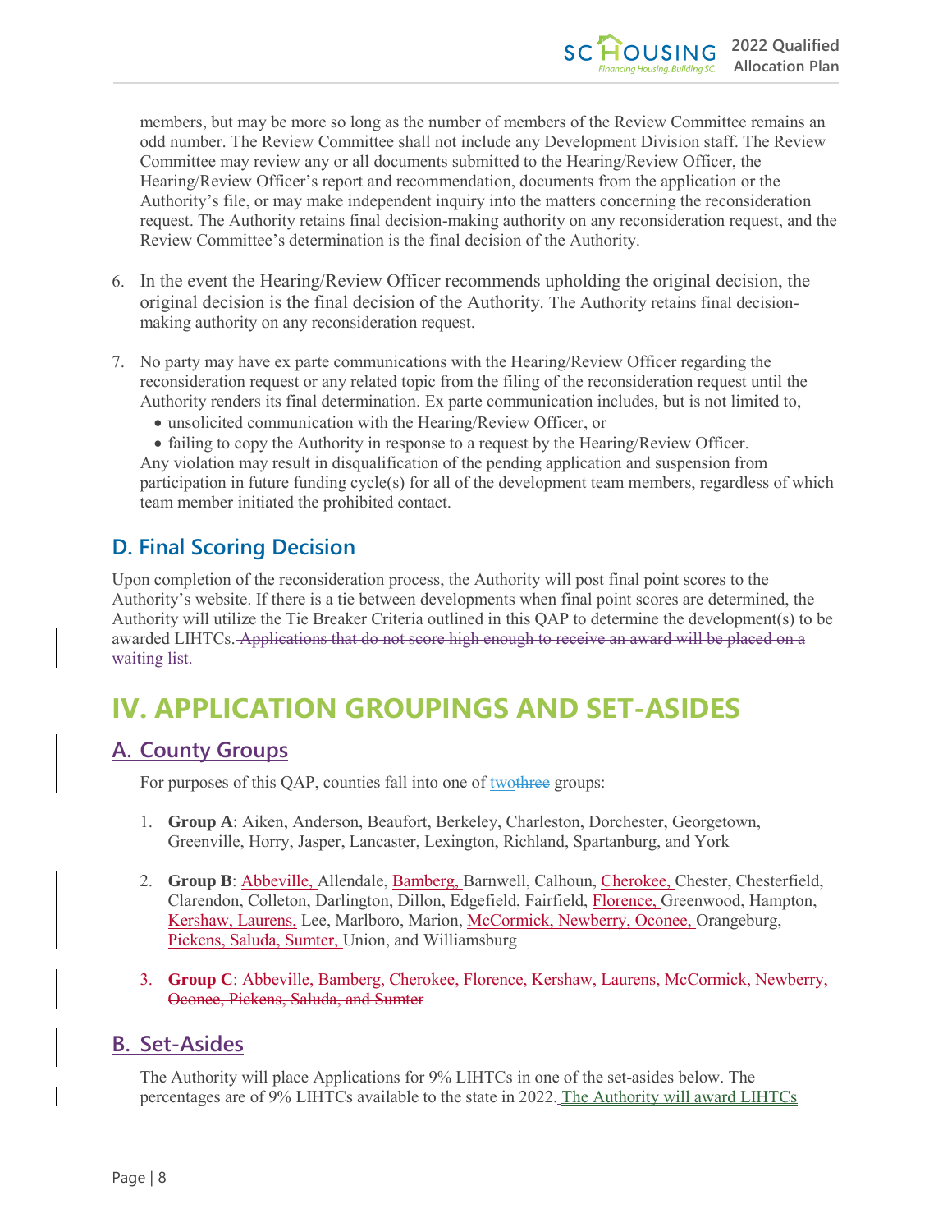members, but may be more so long as the number of members of the Review Committee remains an odd number. The Review Committee shall not include any Development Division staff. The Review Committee may review any or all documents submitted to the Hearing/Review Officer, the Hearing/Review Officer's report and recommendation, documents from the application or the Authority's file, or may make independent inquiry into the matters concerning the reconsideration request. The Authority retains final decision-making authority on any reconsideration request, and the Review Committee's determination is the final decision of the Authority.

6. In the event the Hearing/Review Officer recommends upholding the original decision, the original decision is the final decision of the Authority. The Authority retains final decision-making authority on any reconsideration request.

7. No party may have ex parte communications with the Hearing/Review Officer regarding the reconsideration request or any related topic from the filing of the reconsideration request until the Authority renders its final determination. Ex parte communication includes, but is not limited to,
   - unsolicited communication with the Hearing/Review Officer, or
   - failing to copy the Authority in response to a request by the Hearing/Review Officer.

   Any violation may result in disqualification of the pending application and suspension from participation in future funding cycle(s) for all of the development team members, regardless of which team member initiated the prohibited contact.

## D. Final Scoring Decision

Upon completion of the reconsideration process, the Authority will post final point scores to the Authority's website. If there is a tie between developments when final point scores are determined, the Authority will utilize the Tie Breaker Criteria outlined in this QAP to determine the development(s) to be awarded LIHTCs. ~~Applications that do not score high enough to receive an award will be placed on a waiting list.~~

# IV. APPLICATION GROUPINGS AND SET-ASIDES

## A. County Groups

For purposes of this QAP, counties fall into one of two~~three~~ groups:

1. **Group A**: Aiken, Anderson, Beaufort, Berkeley, Charleston, Dorchester, Georgetown, Greenville, Horry, Jasper, Lancaster, Lexington, Richland, Spartanburg, and York

2. **Group B**: Abbeville, Allendale, Bamberg, Barnwell, Calhoun, Cherokee, Chester, Chesterfield, Clarendon, Colleton, Darlington, Dillon, Edgefield, Fairfield, Florence, Greenwood, Hampton, Kershaw, Laurens, Lee, Marlboro, Marion, McCormick, Newberry, Oconee, Orangeburg, Pickens, Saluda, Sumter, Union, and Williamsburg

3. ~~**Group C**: Abbeville, Bamberg, Cherokee, Florence, Kershaw, Laurens, McCormick, Newberry, Oconee, Pickens, Saluda, and Sumter~~

## B. Set-Asides

The Authority will place Applications for 9% LIHTCs in one of the set-asides below. The percentages are of 9% LIHTCs available to the state in 2022. The Authority will award LIHTCs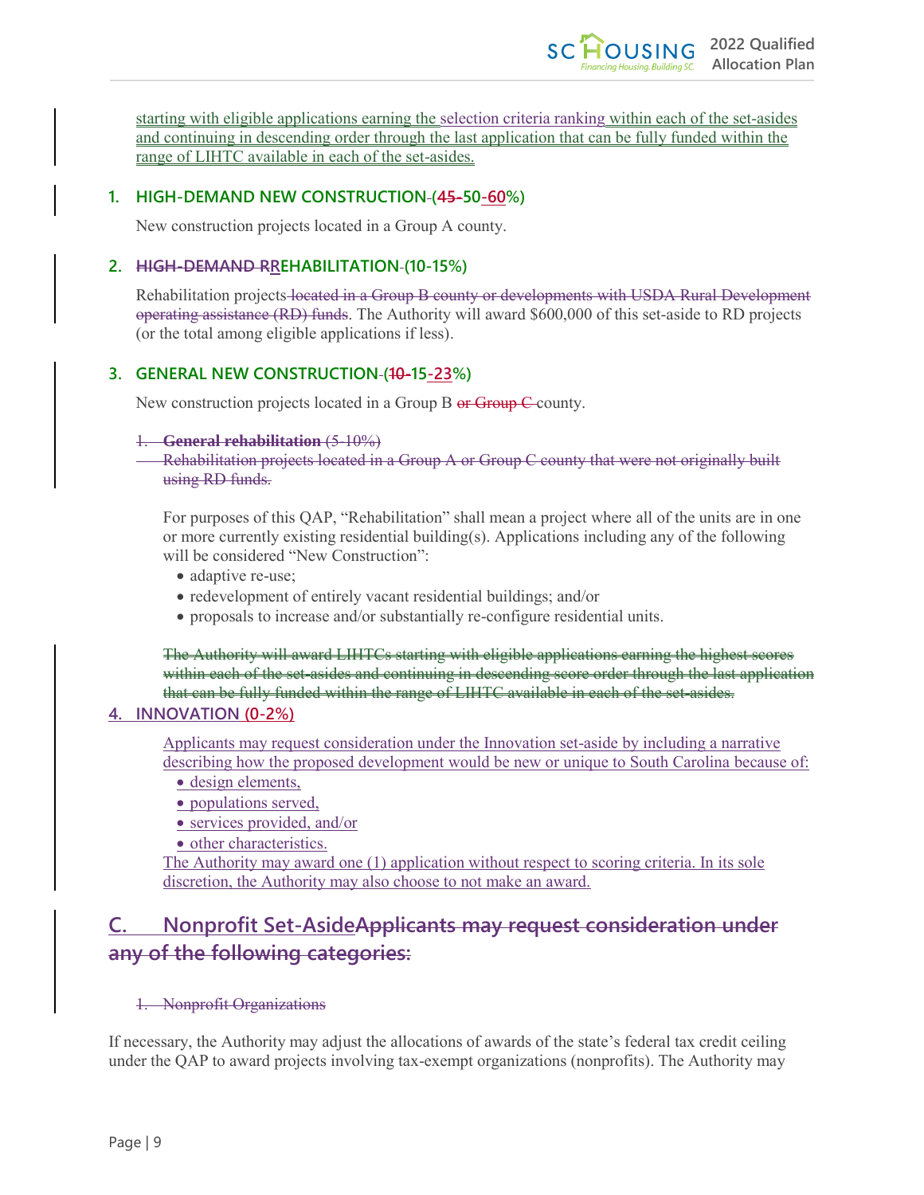starting with eligible applications earning the selection criteria ranking within each of the set-asides and continuing in descending order through the last application that can be fully funded within the range of LIHTC available in each of the set-asides.

### 1. HIGH-DEMAND NEW CONSTRUCTION (45-50-60%)

New construction projects located in a Group A county.

### 2. HIGH-DEMAND RREHABILITATION (10-15%)

Rehabilitation projects located in a Group B county or developments with USDA Rural Development operating assistance (RD) funds. The Authority will award $600,000 of this set-aside to RD projects (or the total among eligible applications if less).

### 3. GENERAL NEW CONSTRUCTION (10-15-23%)

New construction projects located in a Group B or Group C county.

1. **General rehabilitation** (5-10%)
   Rehabilitation projects located in a Group A or Group C county that were not originally built using RD funds.

For purposes of this QAP, "Rehabilitation" shall mean a project where all of the units are in one or more currently existing residential building(s). Applications including any of the following will be considered "New Construction":

- adaptive re-use;
- redevelopment of entirely vacant residential buildings; and/or
- proposals to increase and/or substantially re-configure residential units.

The Authority will award LIHTCs starting with eligible applications earning the highest scores within each of the set-asides and continuing in descending score order through the last application that can be fully funded within the range of LIHTC available in each of the set-asides.

### 4. INNOVATION (0-2%)

Applicants may request consideration under the Innovation set-aside by including a narrative describing how the proposed development would be new or unique to South Carolina because of:

- design elements,
- populations served,
- services provided, and/or
- other characteristics.

The Authority may award one (1) application without respect to scoring criteria. In its sole discretion, the Authority may also choose to not make an award.

## C. Nonprofit Set-AsideApplicants may request consideration under any of the following categories:

1. Nonprofit Organizations

If necessary, the Authority may adjust the allocations of awards of the state's federal tax credit ceiling under the QAP to award projects involving tax-exempt organizations (nonprofits). The Authority may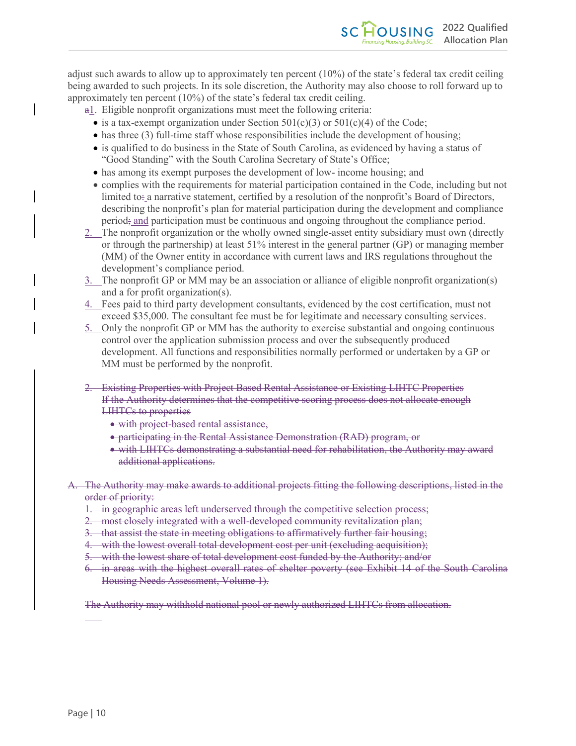adjust such awards to allow up to approximately ten percent (10%) of the state's federal tax credit ceiling being awarded to such projects. In its sole discretion, the Authority may also choose to roll forward up to approximately ten percent (10%) of the state's federal tax credit ceiling.

~~a~~1. Eligible nonprofit organizations must meet the following criteria:
   - is a tax-exempt organization under Section 501(c)(3) or 501(c)(4) of the Code;
   - has three (3) full-time staff whose responsibilities include the development of housing;
   - is qualified to do business in the State of South Carolina, as evidenced by having a status of "Good Standing" with the South Carolina Secretary of State's Office;
   - has among its exempt purposes the development of low- income housing; and
   - complies with the requirements for material participation contained in the Code, including but not limited to~~:~~ a narrative statement, certified by a resolution of the nonprofit's Board of Directors, describing the nonprofit's plan for material participation during the development and compliance period~~;~~ and participation must be continuous and ongoing throughout the compliance period.
2. The nonprofit organization or the wholly owned single-asset entity subsidiary must own (directly or through the partnership) at least 51% interest in the general partner (GP) or managing member (MM) of the Owner entity in accordance with current laws and IRS regulations throughout the development's compliance period.
3. The nonprofit GP or MM may be an association or alliance of eligible nonprofit organization(s) and a for profit organization(s).
4. Fees paid to third party development consultants, evidenced by the cost certification, must not exceed $35,000. The consultant fee must be for legitimate and necessary consulting services.
5. Only the nonprofit GP or MM has the authority to exercise substantial and ongoing continuous control over the application submission process and over the subsequently produced development. All functions and responsibilities normally performed or undertaken by a GP or MM must be performed by the nonprofit.

~~2. Existing Properties with Project Based Rental Assistance or Existing LIHTC Properties~~
~~If the Authority determines that the competitive scoring process does not allocate enough LIHTCs to properties~~
   - ~~with project-based rental assistance,~~
   - ~~participating in the Rental Assistance Demonstration (RAD) program, or~~
   - ~~with LIHTCs demonstrating a substantial need for rehabilitation, the Authority may award additional applications.~~

~~A. The Authority may make awards to additional projects fitting the following descriptions, listed in the order of priority:~~
   ~~1. in geographic areas left underserved through the competitive selection process;~~
   ~~2. most closely integrated with a well-developed community revitalization plan;~~
   ~~3. that assist the state in meeting obligations to affirmatively further fair housing;~~
   ~~4. with the lowest overall total development cost per unit (excluding acquisition);~~
   ~~5. with the lowest share of total development cost funded by the Authority; and/or~~
   ~~6. in areas with the highest overall rates of shelter poverty (see Exhibit 14 of the South Carolina Housing Needs Assessment, Volume 1).~~

~~The Authority may withhold national pool or newly authorized LIHTCs from allocation.~~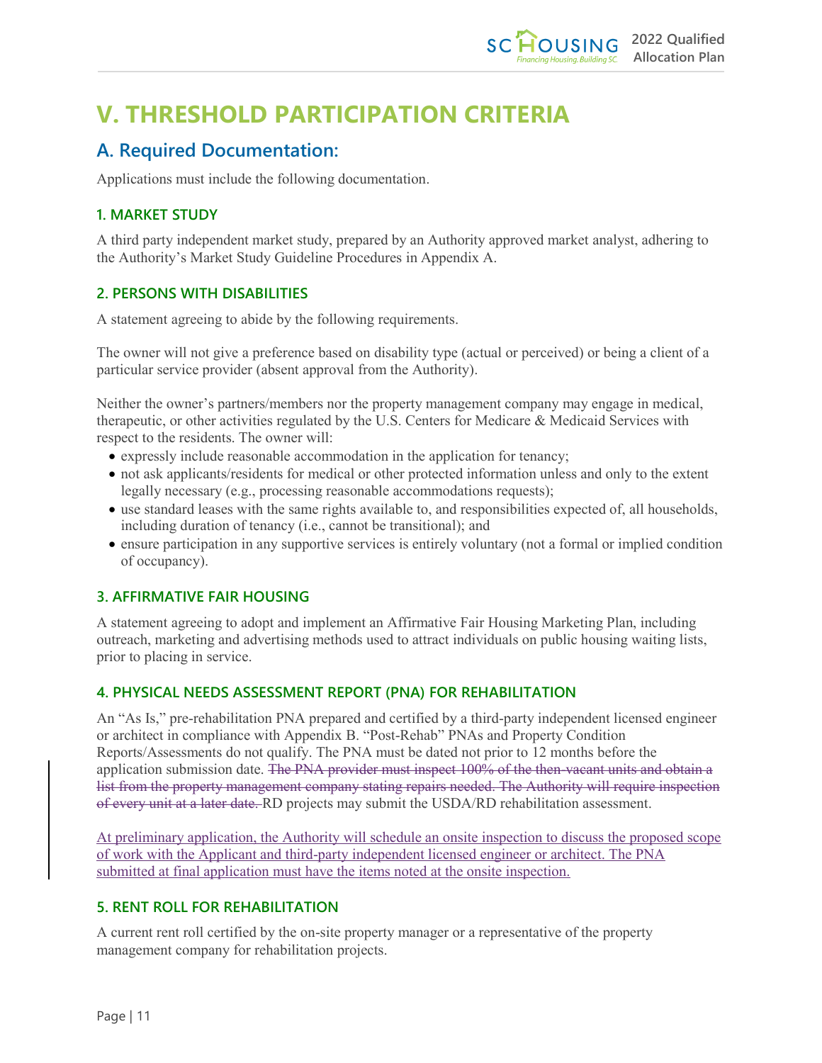# V. THRESHOLD PARTICIPATION CRITERIA

## A. Required Documentation:

Applications must include the following documentation.

### 1. MARKET STUDY

A third party independent market study, prepared by an Authority approved market analyst, adhering to the Authority's Market Study Guideline Procedures in Appendix A.

### 2. PERSONS WITH DISABILITIES

A statement agreeing to abide by the following requirements.

The owner will not give a preference based on disability type (actual or perceived) or being a client of a particular service provider (absent approval from the Authority).

Neither the owner's partners/members nor the property management company may engage in medical, therapeutic, or other activities regulated by the U.S. Centers for Medicare & Medicaid Services with respect to the residents. The owner will:

- expressly include reasonable accommodation in the application for tenancy;
- not ask applicants/residents for medical or other protected information unless and only to the extent legally necessary (e.g., processing reasonable accommodations requests);
- use standard leases with the same rights available to, and responsibilities expected of, all households, including duration of tenancy (i.e., cannot be transitional); and
- ensure participation in any supportive services is entirely voluntary (not a formal or implied condition of occupancy).

### 3. AFFIRMATIVE FAIR HOUSING

A statement agreeing to adopt and implement an Affirmative Fair Housing Marketing Plan, including outreach, marketing and advertising methods used to attract individuals on public housing waiting lists, prior to placing in service.

### 4. PHYSICAL NEEDS ASSESSMENT REPORT (PNA) FOR REHABILITATION

An "As Is," pre-rehabilitation PNA prepared and certified by a third-party independent licensed engineer or architect in compliance with Appendix B. "Post-Rehab" PNAs and Property Condition Reports/Assessments do not qualify. The PNA must be dated not prior to 12 months before the application submission date. ~~The PNA provider must inspect 100% of the then-vacant units and obtain a list from the property management company stating repairs needed. The Authority will require inspection of every unit at a later date.~~ RD projects may submit the USDA/RD rehabilitation assessment.

At preliminary application, the Authority will schedule an onsite inspection to discuss the proposed scope of work with the Applicant and third-party independent licensed engineer or architect. The PNA submitted at final application must have the items noted at the onsite inspection.

### 5. RENT ROLL FOR REHABILITATION

A current rent roll certified by the on-site property manager or a representative of the property management company for rehabilitation projects.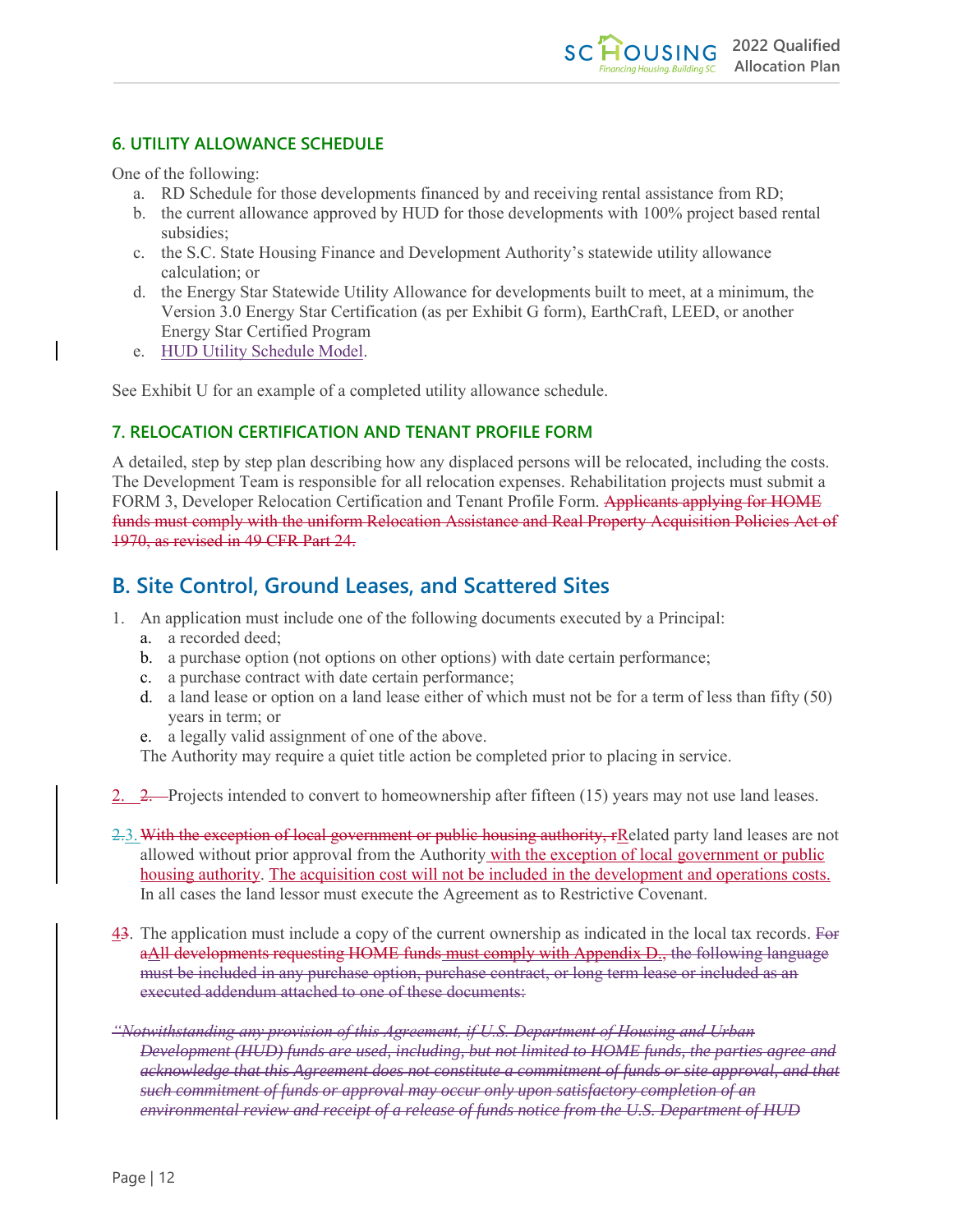### 6. UTILITY ALLOWANCE SCHEDULE

One of the following:

- a. RD Schedule for those developments financed by and receiving rental assistance from RD;
- b. the current allowance approved by HUD for those developments with 100% project based rental subsidies;
- c. the S.C. State Housing Finance and Development Authority's statewide utility allowance calculation; or
- d. the Energy Star Statewide Utility Allowance for developments built to meet, at a minimum, the Version 3.0 Energy Star Certification (as per Exhibit G form), EarthCraft, LEED, or another Energy Star Certified Program
- e. HUD Utility Schedule Model.

See Exhibit U for an example of a completed utility allowance schedule.

### 7. RELOCATION CERTIFICATION AND TENANT PROFILE FORM

A detailed, step by step plan describing how any displaced persons will be relocated, including the costs. The Development Team is responsible for all relocation expenses. Rehabilitation projects must submit a FORM 3, Developer Relocation Certification and Tenant Profile Form. ~~Applicants applying for HOME funds must comply with the uniform Relocation Assistance and Real Property Acquisition Policies Act of 1970, as revised in 49 CFR Part 24.~~

## B. Site Control, Ground Leases, and Scattered Sites

1. An application must include one of the following documents executed by a Principal:
   - a. a recorded deed;
   - b. a purchase option (not options on other options) with date certain performance;
   - c. a purchase contract with date certain performance;
   - d. a land lease or option on a land lease either of which must not be for a term of less than fifty (50) years in term; or
   - e. a legally valid assignment of one of the above.

   The Authority may require a quiet title action be completed prior to placing in service.

2. ~~2.~~ Projects intended to convert to homeownership after fifteen (15) years may not use land leases.

~~2.~~3. ~~With the exception of local government or public housing authority, r~~Related party land leases are not allowed without prior approval from the Authority with the exception of local government or public housing authority. The acquisition cost will not be included in the development and operations costs. In all cases the land lessor must execute the Agreement as to Restrictive Covenant.

4~~3~~. The application must include a copy of the current ownership as indicated in the local tax records. ~~For aAll developments requesting HOME funds must comply with Appendix D., the following language must be included in any purchase option, purchase contract, or long term lease or included as an executed addendum attached to one of these documents:~~

~~*"Notwithstanding any provision of this Agreement, if U.S. Department of Housing and Urban Development (HUD) funds are used, including, but not limited to HOME funds, the parties agree and acknowledge that this Agreement does not constitute a commitment of funds or site approval, and that such commitment of funds or approval may occur only upon satisfactory completion of an environmental review and receipt of a release of funds notice from the U.S. Department of HUD*~~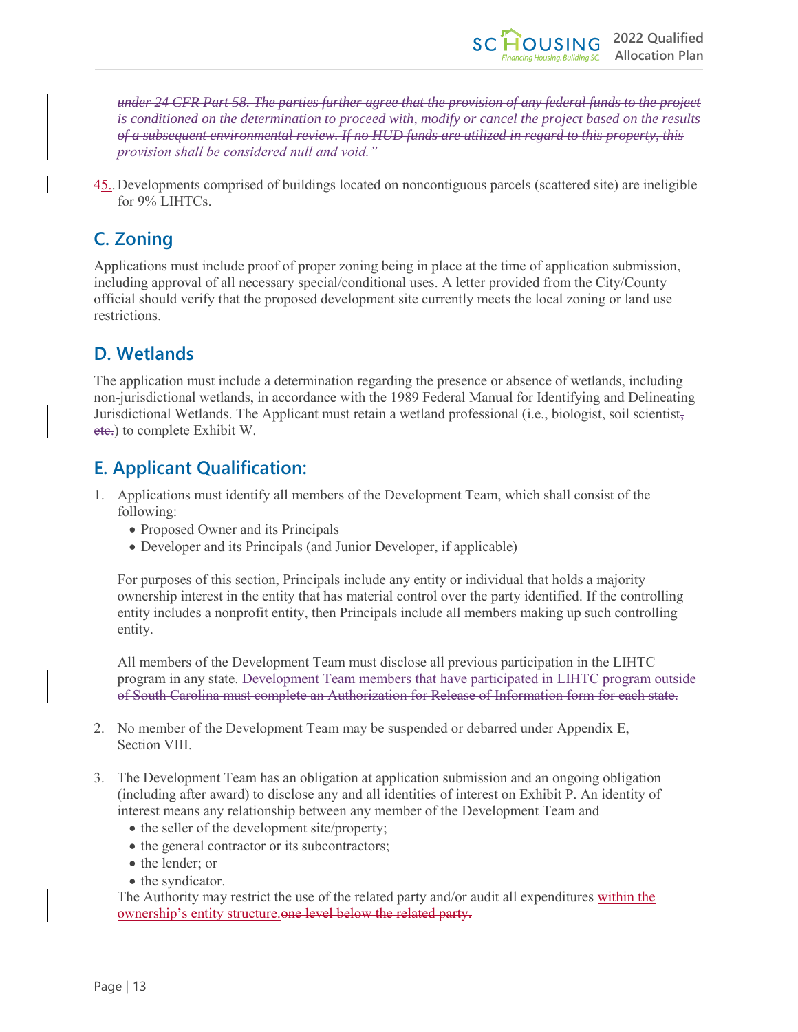~~*under 24 CFR Part 58. The parties further agree that the provision of any federal funds to the project is conditioned on the determination to proceed with, modify or cancel the project based on the results of a subsequent environmental review. If no HUD funds are utilized in regard to this property, this provision shall be considered null and void."*~~

~~4~~5.. Developments comprised of buildings located on noncontiguous parcels (scattered site) are ineligible for 9% LIHTCs.

## C. Zoning

Applications must include proof of proper zoning being in place at the time of application submission, including approval of all necessary special/conditional uses. A letter provided from the City/County official should verify that the proposed development site currently meets the local zoning or land use restrictions.

## D. Wetlands

The application must include a determination regarding the presence or absence of wetlands, including non-jurisdictional wetlands, in accordance with the 1989 Federal Manual for Identifying and Delineating Jurisdictional Wetlands. The Applicant must retain a wetland professional (i.e., biologist, soil scientist~~, etc.~~) to complete Exhibit W.

## E. Applicant Qualification:

1. Applications must identify all members of the Development Team, which shall consist of the following:
   - Proposed Owner and its Principals
   - Developer and its Principals (and Junior Developer, if applicable)

   For purposes of this section, Principals include any entity or individual that holds a majority ownership interest in the entity that has material control over the party identified. If the controlling entity includes a nonprofit entity, then Principals include all members making up such controlling entity.

   All members of the Development Team must disclose all previous participation in the LIHTC program in any state. ~~Development Team members that have participated in LIHTC program outside of South Carolina must complete an Authorization for Release of Information form for each state.~~

2. No member of the Development Team may be suspended or debarred under Appendix E, Section VIII.

3. The Development Team has an obligation at application submission and an ongoing obligation (including after award) to disclose any and all identities of interest on Exhibit P. An identity of interest means any relationship between any member of the Development Team and
   - the seller of the development site/property;
   - the general contractor or its subcontractors;
   - the lender; or
   - the syndicator.

   The Authority may restrict the use of the related party and/or audit all expenditures <u>within the ownership's entity structure.</u>~~one level below the related party.~~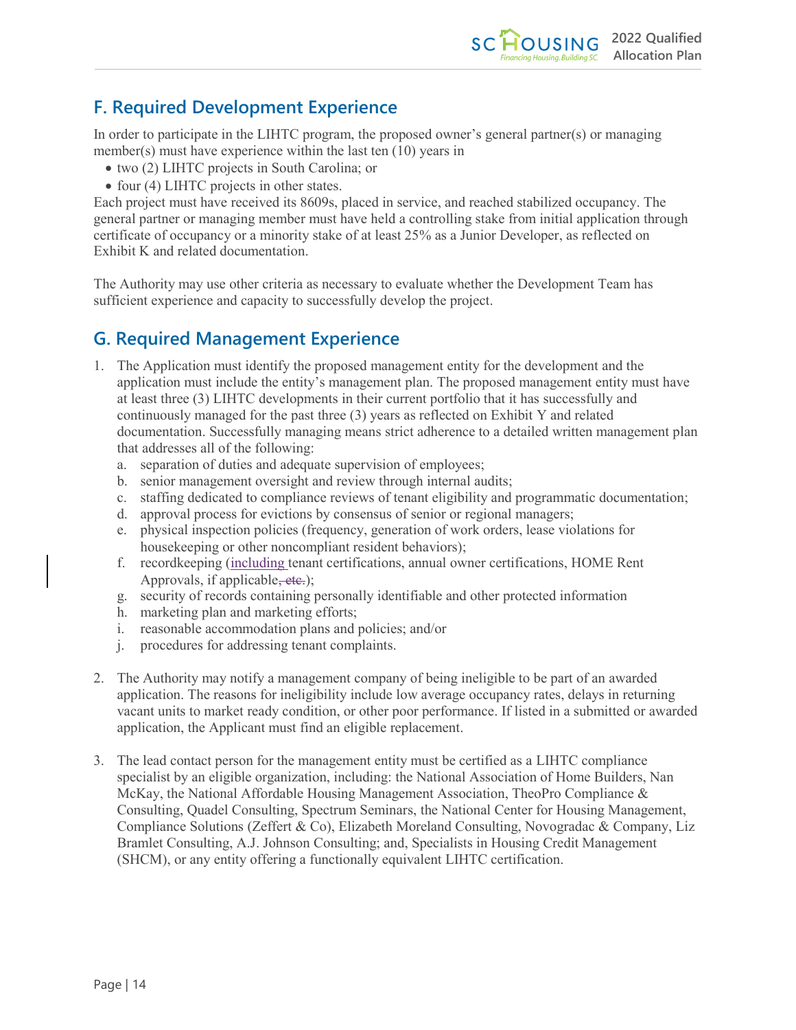## F. Required Development Experience

In order to participate in the LIHTC program, the proposed owner's general partner(s) or managing member(s) must have experience within the last ten (10) years in

- two (2) LIHTC projects in South Carolina; or
- four (4) LIHTC projects in other states.

Each project must have received its 8609s, placed in service, and reached stabilized occupancy. The general partner or managing member must have held a controlling stake from initial application through certificate of occupancy or a minority stake of at least 25% as a Junior Developer, as reflected on Exhibit K and related documentation.

The Authority may use other criteria as necessary to evaluate whether the Development Team has sufficient experience and capacity to successfully develop the project.

## G. Required Management Experience

1. The Application must identify the proposed management entity for the development and the application must include the entity's management plan. The proposed management entity must have at least three (3) LIHTC developments in their current portfolio that it has successfully and continuously managed for the past three (3) years as reflected on Exhibit Y and related documentation. Successfully managing means strict adherence to a detailed written management plan that addresses all of the following:
   a. separation of duties and adequate supervision of employees;
   b. senior management oversight and review through internal audits;
   c. staffing dedicated to compliance reviews of tenant eligibility and programmatic documentation;
   d. approval process for evictions by consensus of senior or regional managers;
   e. physical inspection policies (frequency, generation of work orders, lease violations for housekeeping or other noncompliant resident behaviors);
   f. recordkeeping (including tenant certifications, annual owner certifications, HOME Rent Approvals, if applicable~~, etc.~~);
   g. security of records containing personally identifiable and other protected information
   h. marketing plan and marketing efforts;
   i. reasonable accommodation plans and policies; and/or
   j. procedures for addressing tenant complaints.

2. The Authority may notify a management company of being ineligible to be part of an awarded application. The reasons for ineligibility include low average occupancy rates, delays in returning vacant units to market ready condition, or other poor performance. If listed in a submitted or awarded application, the Applicant must find an eligible replacement.

3. The lead contact person for the management entity must be certified as a LIHTC compliance specialist by an eligible organization, including: the National Association of Home Builders, Nan McKay, the National Affordable Housing Management Association, TheoPro Compliance & Consulting, Quadel Consulting, Spectrum Seminars, the National Center for Housing Management, Compliance Solutions (Zeffert & Co), Elizabeth Moreland Consulting, Novogradac & Company, Liz Bramlet Consulting, A.J. Johnson Consulting; and, Specialists in Housing Credit Management (SHCM), or any entity offering a functionally equivalent LIHTC certification.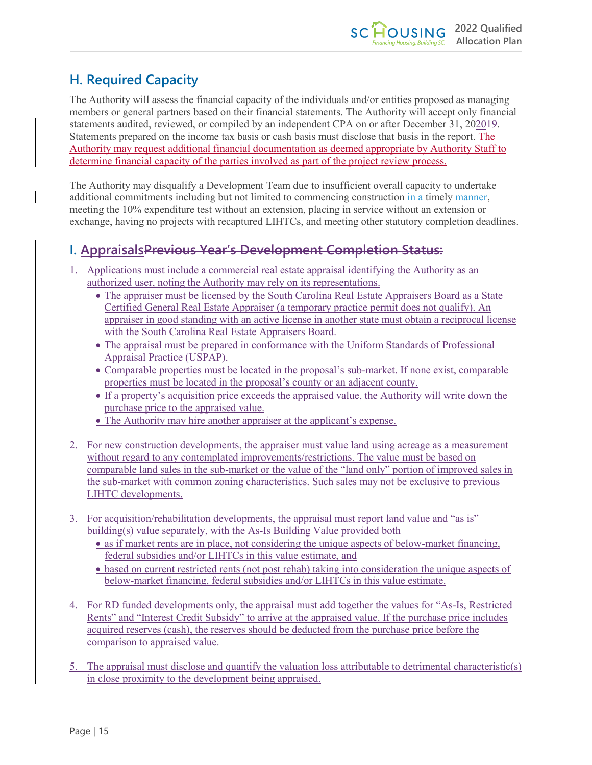## H. Required Capacity

The Authority will assess the financial capacity of the individuals and/or entities proposed as managing members or general partners based on their financial statements. The Authority will accept only financial statements audited, reviewed, or compiled by an independent CPA on or after December 31, 2020~~19~~. Statements prepared on the income tax basis or cash basis must disclose that basis in the report. The Authority may request additional financial documentation as deemed appropriate by Authority Staff to determine financial capacity of the parties involved as part of the project review process.

The Authority may disqualify a Development Team due to insufficient overall capacity to undertake additional commitments including but not limited to commencing construction in a timely manner, meeting the 10% expenditure test without an extension, placing in service without an extension or exchange, having no projects with recaptured LIHTCs, and meeting other statutory completion deadlines.

## I. Appraisals~~Previous Year's Development Completion Status:~~

1. Applications must include a commercial real estate appraisal identifying the Authority as an authorized user, noting the Authority may rely on its representations.
   - The appraiser must be licensed by the South Carolina Real Estate Appraisers Board as a State Certified General Real Estate Appraiser (a temporary practice permit does not qualify). An appraiser in good standing with an active license in another state must obtain a reciprocal license with the South Carolina Real Estate Appraisers Board.
   - The appraisal must be prepared in conformance with the Uniform Standards of Professional Appraisal Practice (USPAP).
   - Comparable properties must be located in the proposal's sub-market. If none exist, comparable properties must be located in the proposal's county or an adjacent county.
   - If a property's acquisition price exceeds the appraised value, the Authority will write down the purchase price to the appraised value.
   - The Authority may hire another appraiser at the applicant's expense.

2. For new construction developments, the appraiser must value land using acreage as a measurement without regard to any contemplated improvements/restrictions. The value must be based on comparable land sales in the sub-market or the value of the "land only" portion of improved sales in the sub-market with common zoning characteristics. Such sales may not be exclusive to previous LIHTC developments.

3. For acquisition/rehabilitation developments, the appraisal must report land value and "as is" building(s) value separately, with the As-Is Building Value provided both
   - as if market rents are in place, not considering the unique aspects of below-market financing, federal subsidies and/or LIHTCs in this value estimate, and
   - based on current restricted rents (not post rehab) taking into consideration the unique aspects of below-market financing, federal subsidies and/or LIHTCs in this value estimate.

4. For RD funded developments only, the appraisal must add together the values for "As-Is, Restricted Rents" and "Interest Credit Subsidy" to arrive at the appraised value. If the purchase price includes acquired reserves (cash), the reserves should be deducted from the purchase price before the comparison to appraised value.

5. The appraisal must disclose and quantify the valuation loss attributable to detrimental characteristic(s) in close proximity to the development being appraised.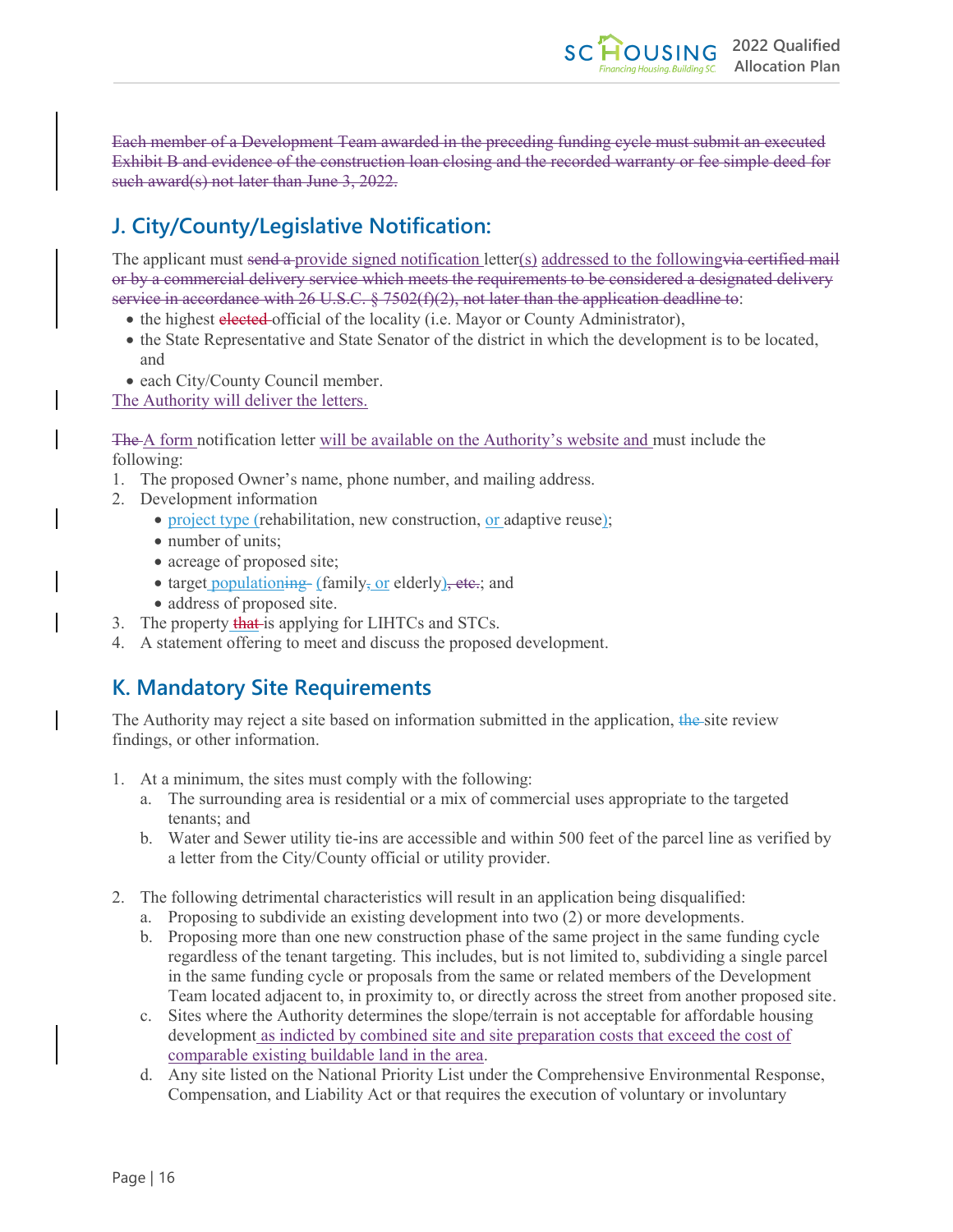~~Each member of a Development Team awarded in the preceding funding cycle must submit an executed Exhibit B and evidence of the construction loan closing and the recorded warranty or fee simple deed for such award(s) not later than June 3, 2022.~~

## J. City/County/Legislative Notification:

The applicant must ~~send a~~ provide signed notification letter(s) addressed to the following~~via certified mail or by a commercial delivery service which meets the requirements to be considered a designated delivery service in accordance with 26 U.S.C. § 7502(f)(2), not later than the application deadline to~~:

- the highest ~~elected~~ official of the locality (i.e. Mayor or County Administrator),
- the State Representative and State Senator of the district in which the development is to be located, and
- each City/County Council member.

The Authority will deliver the letters.

~~The~~ A form notification letter will be available on the Authority's website and must include the following:

1. The proposed Owner's name, phone number, and mailing address.
2. Development information
   - project type (rehabilitation, new construction, or adaptive reuse);
   - number of units;
   - acreage of proposed site;
   - target population~~ing~~ (family~~,~~ or elderly)~~, etc.~~; and
   - address of proposed site.
3. The property ~~that~~ is applying for LIHTCs and STCs.
4. A statement offering to meet and discuss the proposed development.

## K. Mandatory Site Requirements

The Authority may reject a site based on information submitted in the application, ~~the~~ site review findings, or other information.

1. At a minimum, the sites must comply with the following:
   a. The surrounding area is residential or a mix of commercial uses appropriate to the targeted tenants; and
   b. Water and Sewer utility tie-ins are accessible and within 500 feet of the parcel line as verified by a letter from the City/County official or utility provider.

2. The following detrimental characteristics will result in an application being disqualified:
   a. Proposing to subdivide an existing development into two (2) or more developments.
   b. Proposing more than one new construction phase of the same project in the same funding cycle regardless of the tenant targeting. This includes, but is not limited to, subdividing a single parcel in the same funding cycle or proposals from the same or related members of the Development Team located adjacent to, in proximity to, or directly across the street from another proposed site.
   c. Sites where the Authority determines the slope/terrain is not acceptable for affordable housing development as indicted by combined site and site preparation costs that exceed the cost of comparable existing buildable land in the area.
   d. Any site listed on the National Priority List under the Comprehensive Environmental Response, Compensation, and Liability Act or that requires the execution of voluntary or involuntary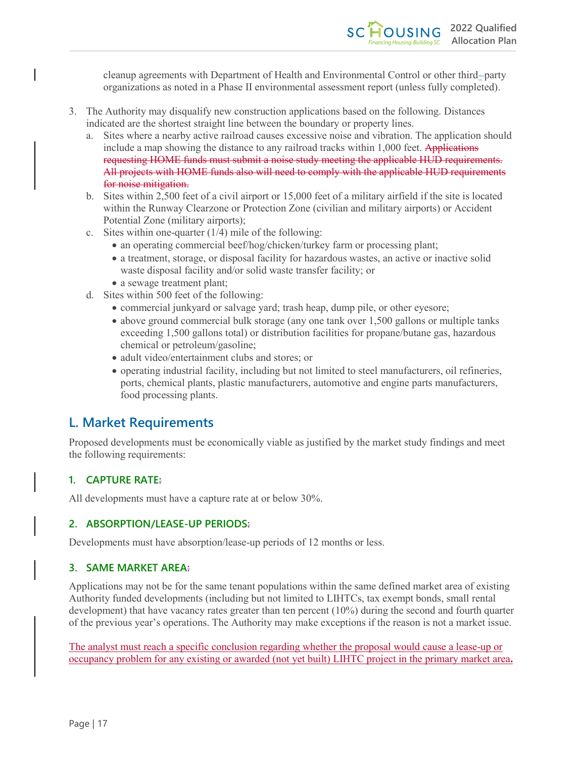cleanup agreements with Department of Health and Environmental Control or other third-party organizations as noted in a Phase II environmental assessment report (unless fully completed).

3. The Authority may disqualify new construction applications based on the following. Distances indicated are the shortest straight line between the boundary or property lines.
   a. Sites where a nearby active railroad causes excessive noise and vibration. The application should include a map showing the distance to any railroad tracks within 1,000 feet. ~~Applications requesting HOME funds must submit a noise study meeting the applicable HUD requirements. All projects with HOME funds also will need to comply with the applicable HUD requirements for noise mitigation.~~
   b. Sites within 2,500 feet of a civil airport or 15,000 feet of a military airfield if the site is located within the Runway Clearzone or Protection Zone (civilian and military airports) or Accident Potential Zone (military airports);
   c. Sites within one-quarter (1/4) mile of the following:
      - an operating commercial beef/hog/chicken/turkey farm or processing plant;
      - a treatment, storage, or disposal facility for hazardous wastes, an active or inactive solid waste disposal facility and/or solid waste transfer facility; or
      - a sewage treatment plant;
   d. Sites within 500 feet of the following:
      - commercial junkyard or salvage yard; trash heap, dump pile, or other eyesore;
      - above ground commercial bulk storage (any one tank over 1,500 gallons or multiple tanks exceeding 1,500 gallons total) or distribution facilities for propane/butane gas, hazardous chemical or petroleum/gasoline;
      - adult video/entertainment clubs and stores; or
      - operating industrial facility, including but not limited to steel manufacturers, oil refineries, ports, chemical plants, plastic manufacturers, automotive and engine parts manufacturers, food processing plants.

## L. Market Requirements

Proposed developments must be economically viable as justified by the market study findings and meet the following requirements:

### 1. CAPTURE RATE

All developments must have a capture rate at or below 30%.

### 2. ABSORPTION/LEASE-UP PERIODS

Developments must have absorption/lease-up periods of 12 months or less.

### 3. SAME MARKET AREA

Applications may not be for the same tenant populations within the same defined market area of existing Authority funded developments (including but not limited to LIHTCs, tax exempt bonds, small rental development) that have vacancy rates greater than ten percent (10%) during the second and fourth quarter of the previous year's operations. The Authority may make exceptions if the reason is not a market issue.

The analyst must reach a specific conclusion regarding whether the proposal would cause a lease-up or occupancy problem for any existing or awarded (not yet built) LIHTC project in the primary market area.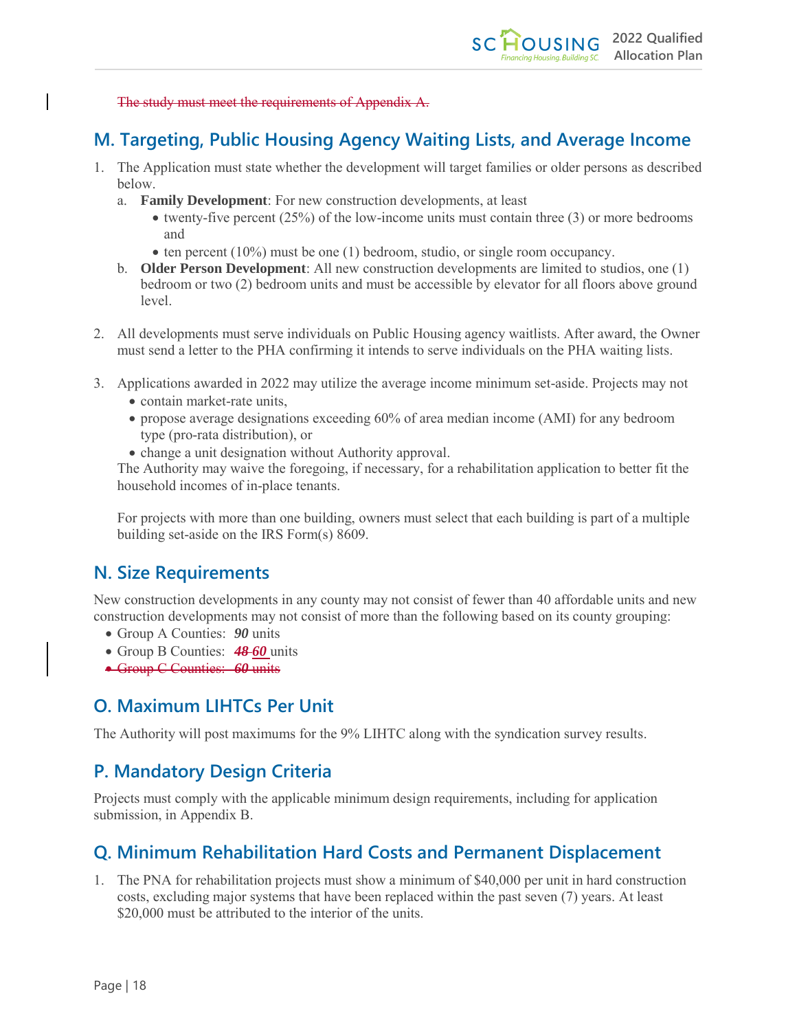~~The study must meet the requirements of Appendix A.~~

## M. Targeting, Public Housing Agency Waiting Lists, and Average Income

1. The Application must state whether the development will target families or older persons as described below.
   a. **Family Development**: For new construction developments, at least
      - twenty-five percent (25%) of the low-income units must contain three (3) or more bedrooms and
      - ten percent (10%) must be one (1) bedroom, studio, or single room occupancy.

   b. **Older Person Development**: All new construction developments are limited to studios, one (1) bedroom or two (2) bedroom units and must be accessible by elevator for all floors above ground level.

2. All developments must serve individuals on Public Housing agency waitlists. After award, the Owner must send a letter to the PHA confirming it intends to serve individuals on the PHA waiting lists.

3. Applications awarded in 2022 may utilize the average income minimum set-aside. Projects may not
   - contain market-rate units,
   - propose average designations exceeding 60% of area median income (AMI) for any bedroom type (pro-rata distribution), or
   - change a unit designation without Authority approval.

   The Authority may waive the foregoing, if necessary, for a rehabilitation application to better fit the household incomes of in-place tenants.

   For projects with more than one building, owners must select that each building is part of a multiple building set-aside on the IRS Form(s) 8609.

## N. Size Requirements

New construction developments in any county may not consist of fewer than 40 affordable units and new construction developments may not consist of more than the following based on its county grouping:

- Group A Counties: ***90*** units
- Group B Counties: ~~***48***~~ ***60*** units
- ~~Group C Counties: ***60*** units~~

## O. Maximum LIHTCs Per Unit

The Authority will post maximums for the 9% LIHTC along with the syndication survey results.

## P. Mandatory Design Criteria

Projects must comply with the applicable minimum design requirements, including for application submission, in Appendix B.

## Q. Minimum Rehabilitation Hard Costs and Permanent Displacement

1. The PNA for rehabilitation projects must show a minimum of $40,000 per unit in hard construction costs, excluding major systems that have been replaced within the past seven (7) years. At least $20,000 must be attributed to the interior of the units.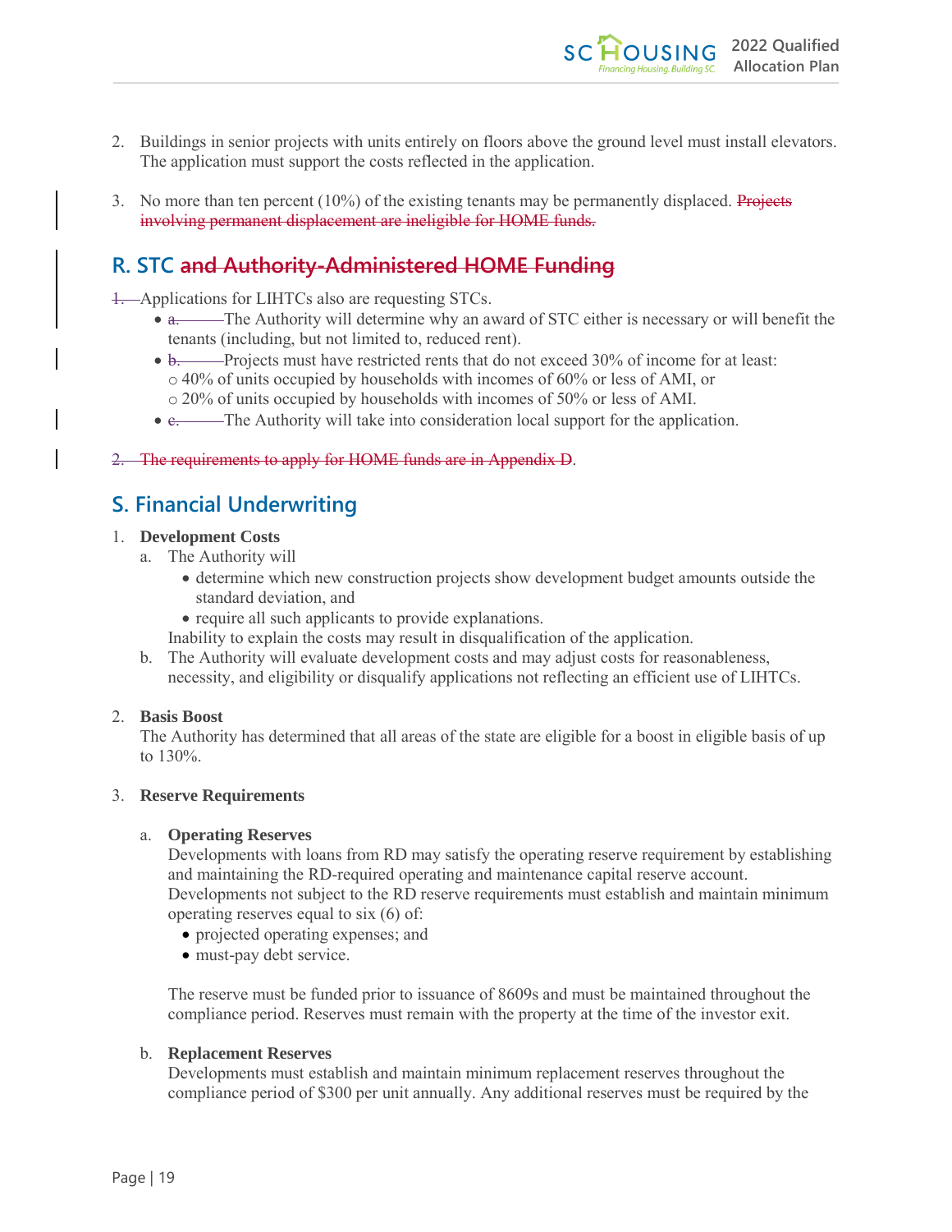2. Buildings in senior projects with units entirely on floors above the ground level must install elevators. The application must support the costs reflected in the application.

3. No more than ten percent (10%) of the existing tenants may be permanently displaced. ~~Projects involving permanent displacement are ineligible for HOME funds.~~

## R. STC ~~and Authority-Administered HOME Funding~~

~~1.~~ Applications for LIHTCs also are requesting STCs.

- ~~a.~~ The Authority will determine why an award of STC either is necessary or will benefit the tenants (including, but not limited to, reduced rent).
- ~~b.~~ Projects must have restricted rents that do not exceed 30% of income for at least:
  - 40% of units occupied by households with incomes of 60% or less of AMI, or
  - 20% of units occupied by households with incomes of 50% or less of AMI.
- ~~c.~~ The Authority will take into consideration local support for the application.

~~2. The requirements to apply for HOME funds are in Appendix D.~~

## S. Financial Underwriting

1. **Development Costs**
   a. The Authority will
      - determine which new construction projects show development budget amounts outside the standard deviation, and
      - require all such applicants to provide explanations.

      Inability to explain the costs may result in disqualification of the application.

   b. The Authority will evaluate development costs and may adjust costs for reasonableness, necessity, and eligibility or disqualify applications not reflecting an efficient use of LIHTCs.

2. **Basis Boost**
   The Authority has determined that all areas of the state are eligible for a boost in eligible basis of up to 130%.

3. **Reserve Requirements**

   a. **Operating Reserves**
      Developments with loans from RD may satisfy the operating reserve requirement by establishing and maintaining the RD-required operating and maintenance capital reserve account. Developments not subject to the RD reserve requirements must establish and maintain minimum operating reserves equal to six (6) of:
      - projected operating expenses; and
      - must-pay debt service.

      The reserve must be funded prior to issuance of 8609s and must be maintained throughout the compliance period. Reserves must remain with the property at the time of the investor exit.

   b. **Replacement Reserves**
      Developments must establish and maintain minimum replacement reserves throughout the compliance period of $300 per unit annually. Any additional reserves must be required by the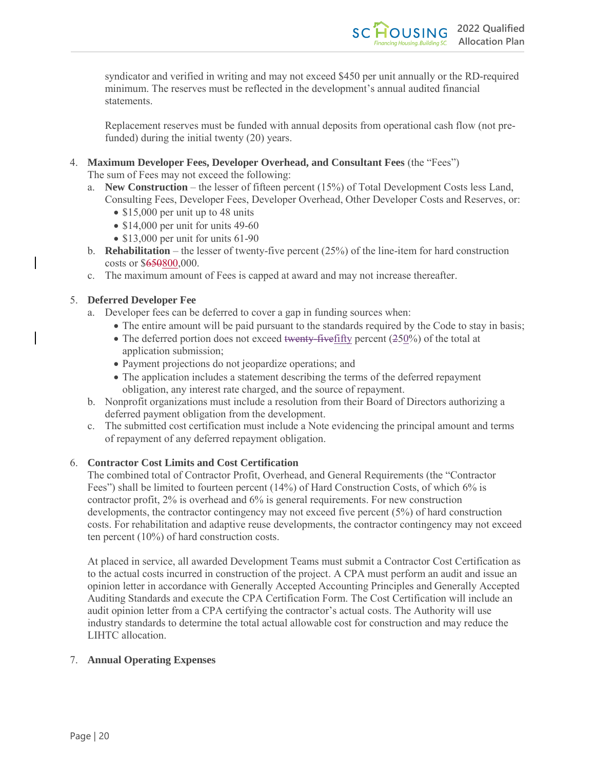syndicator and verified in writing and may not exceed $450 per unit annually or the RD-required minimum. The reserves must be reflected in the development's annual audited financial statements.

Replacement reserves must be funded with annual deposits from operational cash flow (not pre-funded) during the initial twenty (20) years.

4. **Maximum Developer Fees, Developer Overhead, and Consultant Fees** (the "Fees")
   The sum of Fees may not exceed the following:
   a. **New Construction** – the lesser of fifteen percent (15%) of Total Development Costs less Land, Consulting Fees, Developer Fees, Developer Overhead, Other Developer Costs and Reserves, or:
      - $15,000 per unit up to 48 units
      - $14,000 per unit for units 49-60
      - $13,000 per unit for units 61-90
   b. **Rehabilitation** – the lesser of twenty-five percent (25%) of the line-item for hard construction costs or $~~650~~800,000.
   c. The maximum amount of Fees is capped at award and may not increase thereafter.

5. **Deferred Developer Fee**
   a. Developer fees can be deferred to cover a gap in funding sources when:
      - The entire amount will be paid pursuant to the standards required by the Code to stay in basis;
      - The deferred portion does not exceed ~~twenty-five~~fifty percent (~~2~~50%) of the total at application submission;
      - Payment projections do not jeopardize operations; and
      - The application includes a statement describing the terms of the deferred repayment obligation, any interest rate charged, and the source of repayment.
   b. Nonprofit organizations must include a resolution from their Board of Directors authorizing a deferred payment obligation from the development.
   c. The submitted cost certification must include a Note evidencing the principal amount and terms of repayment of any deferred repayment obligation.

6. **Contractor Cost Limits and Cost Certification**
   The combined total of Contractor Profit, Overhead, and General Requirements (the "Contractor Fees") shall be limited to fourteen percent (14%) of Hard Construction Costs, of which 6% is contractor profit, 2% is overhead and 6% is general requirements. For new construction developments, the contractor contingency may not exceed five percent (5%) of hard construction costs. For rehabilitation and adaptive reuse developments, the contractor contingency may not exceed ten percent (10%) of hard construction costs.

   At placed in service, all awarded Development Teams must submit a Contractor Cost Certification as to the actual costs incurred in construction of the project. A CPA must perform an audit and issue an opinion letter in accordance with Generally Accepted Accounting Principles and Generally Accepted Auditing Standards and execute the CPA Certification Form. The Cost Certification will include an audit opinion letter from a CPA certifying the contractor's actual costs. The Authority will use industry standards to determine the total actual allowable cost for construction and may reduce the LIHTC allocation.

7. **Annual Operating Expenses**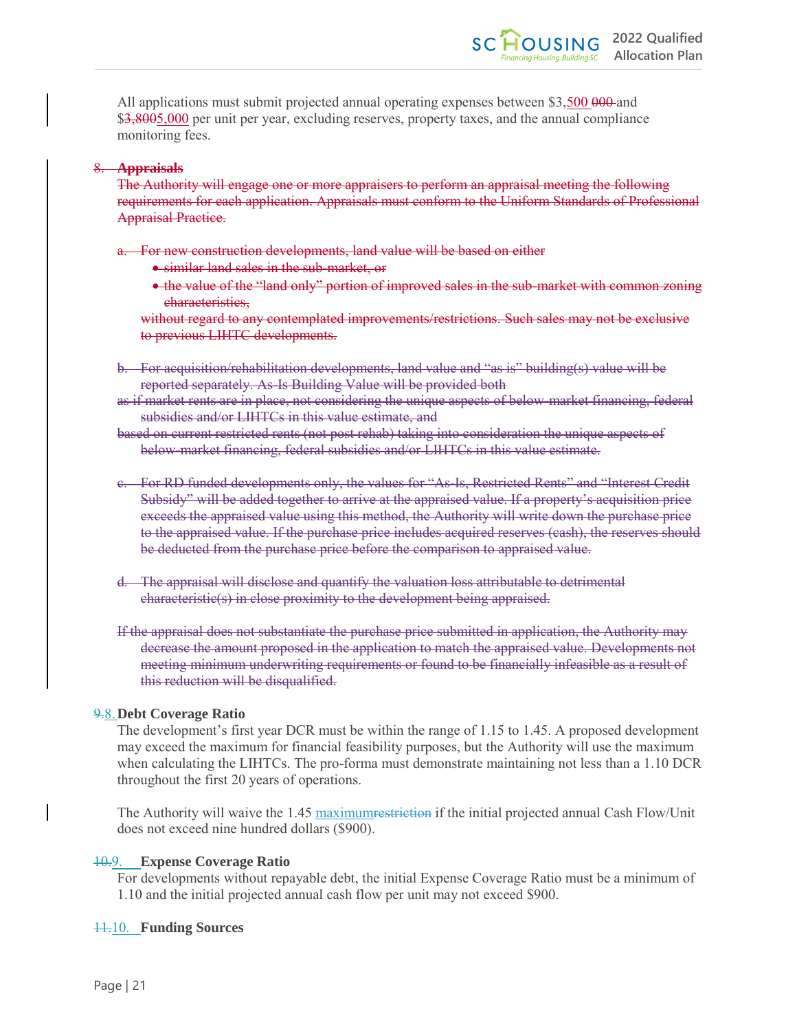All applications must submit projected annual operating expenses between $3,500 ~~000~~ and $~~3,800~~5,000 per unit per year, excluding reserves, property taxes, and the annual compliance monitoring fees.

~~8. **Appraisals**~~

~~The Authority will engage one or more appraisers to perform an appraisal meeting the following requirements for each application. Appraisals must conform to the Uniform Standards of Professional Appraisal Practice.~~

~~a. For new construction developments, land value will be based on either~~

- ~~similar land sales in the sub-market, or~~
- ~~the value of the "land only" portion of improved sales in the sub-market with common zoning characteristics,~~

~~without regard to any contemplated improvements/restrictions. Such sales may not be exclusive to previous LIHTC developments.~~

~~b. For acquisition/rehabilitation developments, land value and "as is" building(s) value will be reported separately. As-Is Building Value will be provided both~~

~~as if market rents are in place, not considering the unique aspects of below-market financing, federal subsidies and/or LIHTCs in this value estimate, and~~

~~based on current restricted rents (not post rehab) taking into consideration the unique aspects of below-market financing, federal subsidies and/or LIHTCs in this value estimate.~~

~~c. For RD funded developments only, the values for "As-Is, Restricted Rents" and "Interest Credit Subsidy" will be added together to arrive at the appraised value. If a property's acquisition price exceeds the appraised value using this method, the Authority will write down the purchase price to the appraised value. If the purchase price includes acquired reserves (cash), the reserves should be deducted from the purchase price before the comparison to appraised value.~~

~~d. The appraisal will disclose and quantify the valuation loss attributable to detrimental characteristic(s) in close proximity to the development being appraised.~~

~~If the appraisal does not substantiate the purchase price submitted in application, the Authority may decrease the amount proposed in the application to match the appraised value. Developments not meeting minimum underwriting requirements or found to be financially infeasible as a result of this reduction will be disqualified.~~

~~9.~~8. **Debt Coverage Ratio**

The development's first year DCR must be within the range of 1.15 to 1.45. A proposed development may exceed the maximum for financial feasibility purposes, but the Authority will use the maximum when calculating the LIHTCs. The pro-forma must demonstrate maintaining not less than a 1.10 DCR throughout the first 20 years of operations.

The Authority will waive the 1.45 maximum~~restriction~~ if the initial projected annual Cash Flow/Unit does not exceed nine hundred dollars ($900).

~~10.~~9. **Expense Coverage Ratio**

For developments without repayable debt, the initial Expense Coverage Ratio must be a minimum of 1.10 and the initial projected annual cash flow per unit may not exceed $900.

~~11.~~10. **Funding Sources**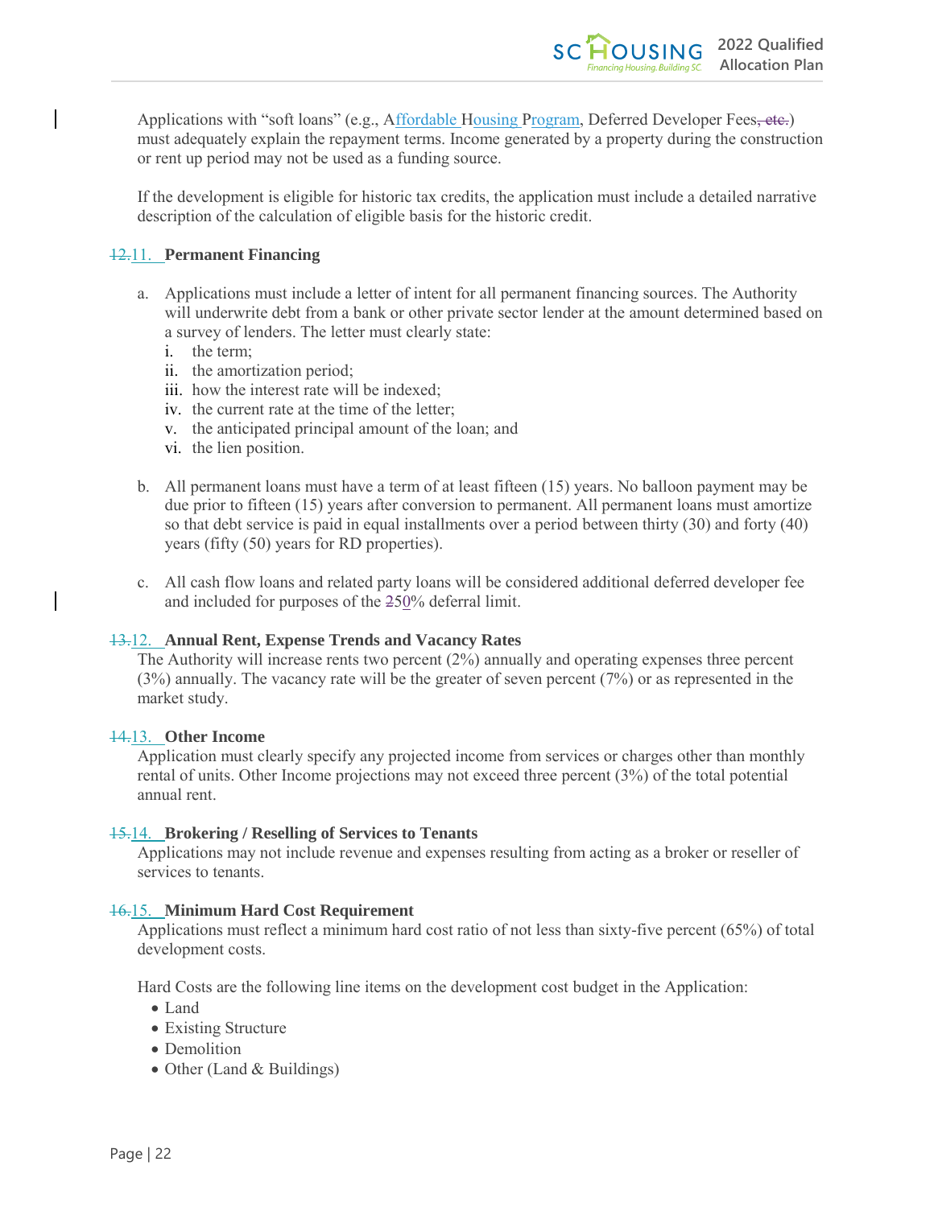Applications with "soft loans" (e.g., Affordable Housing Program, Deferred Developer Fees) must adequately explain the repayment terms. Income generated by a property during the construction or rent up period may not be used as a funding source.

If the development is eligible for historic tax credits, the application must include a detailed narrative description of the calculation of eligible basis for the historic credit.

### 11. Permanent Financing

a. Applications must include a letter of intent for all permanent financing sources. The Authority will underwrite debt from a bank or other private sector lender at the amount determined based on a survey of lenders. The letter must clearly state:
   i. the term;
   ii. the amortization period;
   iii. how the interest rate will be indexed;
   iv. the current rate at the time of the letter;
   v. the anticipated principal amount of the loan; and
   vi. the lien position.

b. All permanent loans must have a term of at least fifteen (15) years. No balloon payment may be due prior to fifteen (15) years after conversion to permanent. All permanent loans must amortize so that debt service is paid in equal installments over a period between thirty (30) and forty (40) years (fifty (50) years for RD properties).

c. All cash flow loans and related party loans will be considered additional deferred developer fee and included for purposes of the 50% deferral limit.

### 12. Annual Rent, Expense Trends and Vacancy Rates

The Authority will increase rents two percent (2%) annually and operating expenses three percent (3%) annually. The vacancy rate will be the greater of seven percent (7%) or as represented in the market study.

### 13. Other Income

Application must clearly specify any projected income from services or charges other than monthly rental of units. Other Income projections may not exceed three percent (3%) of the total potential annual rent.

### 14. Brokering / Reselling of Services to Tenants

Applications may not include revenue and expenses resulting from acting as a broker or reseller of services to tenants.

### 15. Minimum Hard Cost Requirement

Applications must reflect a minimum hard cost ratio of not less than sixty-five percent (65%) of total development costs.

Hard Costs are the following line items on the development cost budget in the Application:

- Land
- Existing Structure
- Demolition
- Other (Land & Buildings)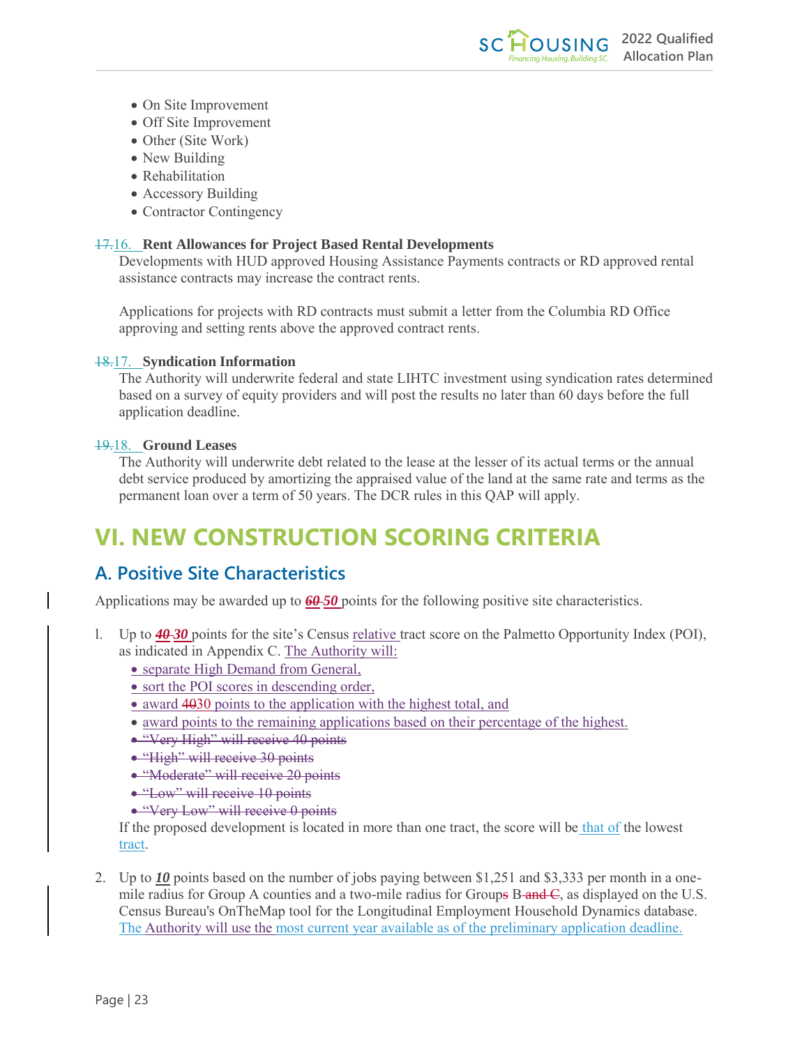- On Site Improvement
- Off Site Improvement
- Other (Site Work)
- New Building
- Rehabilitation
- Accessory Building
- Contractor Contingency

~~17.~~16. **Rent Allowances for Project Based Rental Developments**

Developments with HUD approved Housing Assistance Payments contracts or RD approved rental assistance contracts may increase the contract rents.

Applications for projects with RD contracts must submit a letter from the Columbia RD Office approving and setting rents above the approved contract rents.

~~18.~~17. **Syndication Information**

The Authority will underwrite federal and state LIHTC investment using syndication rates determined based on a survey of equity providers and will post the results no later than 60 days before the full application deadline.

~~19.~~18. **Ground Leases**

The Authority will underwrite debt related to the lease at the lesser of its actual terms or the annual debt service produced by amortizing the appraised value of the land at the same rate and terms as the permanent loan over a term of 50 years. The DCR rules in this QAP will apply.

# VI. NEW CONSTRUCTION SCORING CRITERIA

## A. Positive Site Characteristics

Applications may be awarded up to ~~***60***~~ ***50*** points for the following positive site characteristics.

1. Up to ~~***40***~~ ***30*** points for the site's Census relative tract score on the Palmetto Opportunity Index (POI), as indicated in Appendix C. The Authority will:
   - separate High Demand from General,
   - sort the POI scores in descending order,
   - award ~~40~~30 points to the application with the highest total, and
   - award points to the remaining applications based on their percentage of the highest.
   - ~~"Very High" will receive 40 points~~
   - ~~"High" will receive 30 points~~
   - ~~"Moderate" will receive 20 points~~
   - ~~"Low" will receive 10 points~~
   - ~~"Very Low" will receive 0 points~~

   If the proposed development is located in more than one tract, the score will be that of the lowest tract.

2. Up to ***10*** points based on the number of jobs paying between $1,251 and $3,333 per month in a one-mile radius for Group A counties and a two-mile radius for Group~~s~~ B ~~and C~~, as displayed on the U.S. Census Bureau's OnTheMap tool for the Longitudinal Employment Household Dynamics database. The Authority will use the most current year available as of the preliminary application deadline.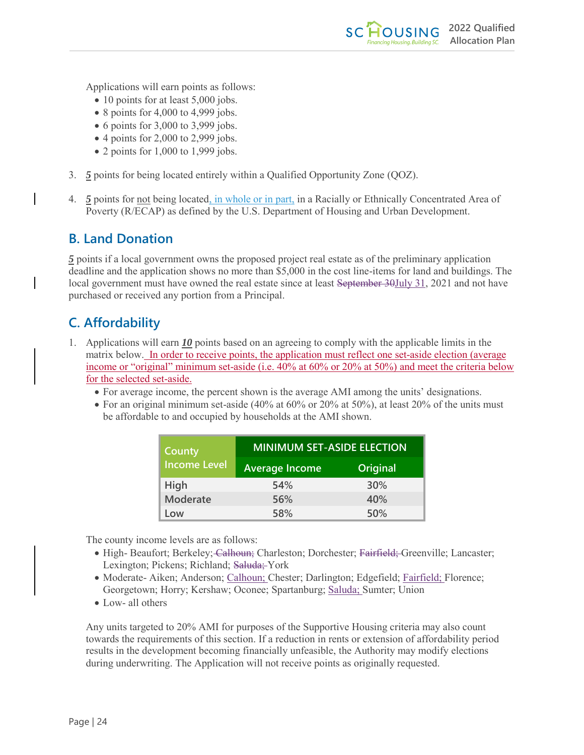Applications will earn points as follows:

- 10 points for at least 5,000 jobs.
- 8 points for 4,000 to 4,999 jobs.
- 6 points for 3,000 to 3,999 jobs.
- 4 points for 2,000 to 2,999 jobs.
- 2 points for 1,000 to 1,999 jobs.

3. ***5*** points for being located entirely within a Qualified Opportunity Zone (QOZ).

4. ***5*** points for not being located, in whole or in part, in a Racially or Ethnically Concentrated Area of Poverty (R/ECAP) as defined by the U.S. Department of Housing and Urban Development.

## B. Land Donation

***5*** points if a local government owns the proposed project real estate as of the preliminary application deadline and the application shows no more than $5,000 in the cost line-items for land and buildings. The local government must have owned the real estate since at least ~~September 30~~July 31, 2021 and not have purchased or received any portion from a Principal.

## C. Affordability

1. Applications will earn ***10*** points based on an agreeing to comply with the applicable limits in the matrix below. In order to receive points, the application must reflect one set-aside election (average income or "original" minimum set-aside (i.e. 40% at 60% or 20% at 50%) and meet the criteria below for the selected set-aside.
   - For average income, the percent shown is the average AMI among the units' designations.
   - For an original minimum set-aside (40% at 60% or 20% at 50%), at least 20% of the units must be affordable to and occupied by households at the AMI shown.

| County Income Level | MINIMUM SET-ASIDE ELECTION | |
|---|---|---|
| | Average Income | Original |
| High | 54% | 30% |
| Moderate | 56% | 40% |
| Low | 58% | 50% |

The county income levels are as follows:

- High- Beaufort; Berkeley; ~~Calhoun;~~ Charleston; Dorchester; ~~Fairfield;~~ Greenville; Lancaster; Lexington; Pickens; Richland; ~~Saluda;~~ York
- Moderate- Aiken; Anderson; Calhoun; Chester; Darlington; Edgefield; Fairfield; Florence; Georgetown; Horry; Kershaw; Oconee; Spartanburg; Saluda; Sumter; Union
- Low- all others

Any units targeted to 20% AMI for purposes of the Supportive Housing criteria may also count towards the requirements of this section. If a reduction in rents or extension of affordability period results in the development becoming financially unfeasible, the Authority may modify elections during underwriting. The Application will not receive points as originally requested.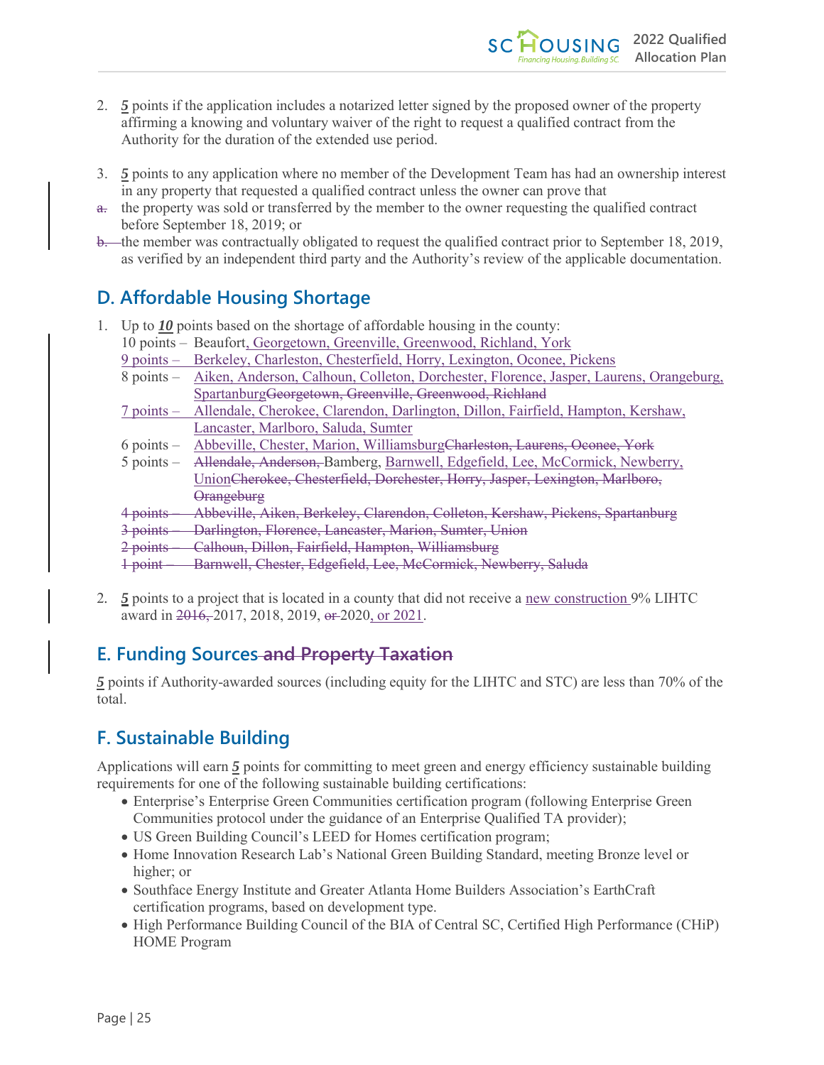2. ***5*** points if the application includes a notarized letter signed by the proposed owner of the property affirming a knowing and voluntary waiver of the right to request a qualified contract from the Authority for the duration of the extended use period.

3. ***5*** points to any application where no member of the Development Team has had an ownership interest in any property that requested a qualified contract unless the owner can prove that
   ~~a.~~ the property was sold or transferred by the member to the owner requesting the qualified contract before September 18, 2019; or
   ~~b.~~ the member was contractually obligated to request the qualified contract prior to September 18, 2019, as verified by an independent third party and the Authority's review of the applicable documentation.

## D. Affordable Housing Shortage

1. Up to ***10*** points based on the shortage of affordable housing in the county:
   - 10 points – Beaufort, Georgetown, Greenville, Greenwood, Richland, York
   - 9 points – Berkeley, Charleston, Chesterfield, Horry, Lexington, Oconee, Pickens
   - 8 points – Aiken, Anderson, Calhoun, Colleton, Dorchester, Florence, Jasper, Laurens, Orangeburg, Spartanburg~~Georgetown, Greenville, Greenwood, Richland~~
   - 7 points – Allendale, Cherokee, Clarendon, Darlington, Dillon, Fairfield, Hampton, Kershaw, Lancaster, Marlboro, Saluda, Sumter
   - 6 points – Abbeville, Chester, Marion, Williamsburg~~Charleston, Laurens, Oconee, York~~
   - 5 points – ~~Allendale, Anderson,~~ Bamberg, Barnwell, Edgefield, Lee, McCormick, Newberry, Union~~Cherokee, Chesterfield, Dorchester, Horry, Jasper, Lexington, Marlboro, Orangeburg~~
   - ~~4 points – Abbeville, Aiken, Berkeley, Clarendon, Colleton, Kershaw, Pickens, Spartanburg~~
   - ~~3 points – Darlington, Florence, Lancaster, Marion, Sumter, Union~~
   - ~~2 points – Calhoun, Dillon, Fairfield, Hampton, Williamsburg~~
   - ~~1 point – Barnwell, Chester, Edgefield, Lee, McCormick, Newberry, Saluda~~

2. ***5*** points to a project that is located in a county that did not receive a new construction 9% LIHTC award in ~~2016,~~ 2017, 2018, 2019, ~~or~~ 2020, or 2021.

## E. Funding Sources ~~and Property Taxation~~

***5*** points if Authority-awarded sources (including equity for the LIHTC and STC) are less than 70% of the total.

## F. Sustainable Building

Applications will earn ***5*** points for committing to meet green and energy efficiency sustainable building requirements for one of the following sustainable building certifications:

- Enterprise's Enterprise Green Communities certification program (following Enterprise Green Communities protocol under the guidance of an Enterprise Qualified TA provider);
- US Green Building Council's LEED for Homes certification program;
- Home Innovation Research Lab's National Green Building Standard, meeting Bronze level or higher; or
- Southface Energy Institute and Greater Atlanta Home Builders Association's EarthCraft certification programs, based on development type.
- High Performance Building Council of the BIA of Central SC, Certified High Performance (CHiP) HOME Program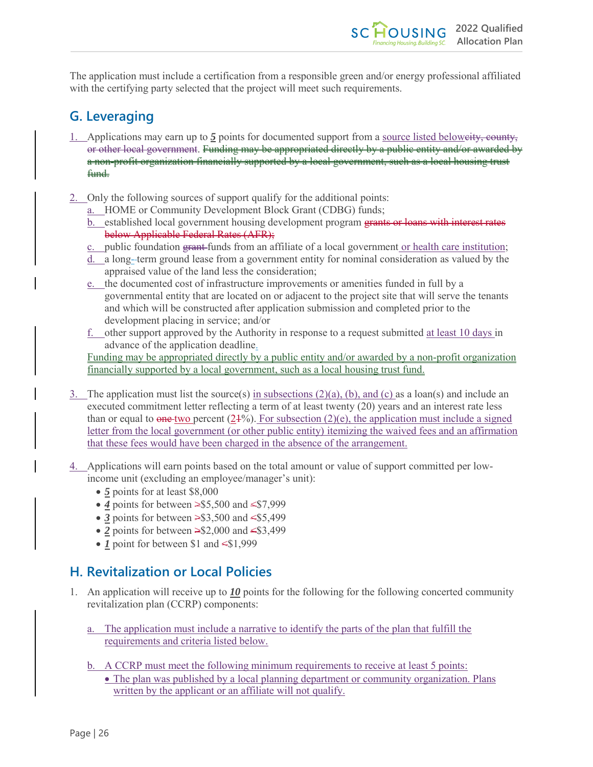The application must include a certification from a responsible green and/or energy professional affiliated with the certifying party selected that the project will meet such requirements.

## G. Leveraging

1. Applications may earn up to ***5*** points for documented support from a source listed below~~city, county, or other local government~~. ~~Funding may be appropriated directly by a public entity and/or awarded by a non-profit organization financially supported by a local government, such as a local housing trust fund.~~

2. Only the following sources of support qualify for the additional points:
   a. HOME or Community Development Block Grant (CDBG) funds;
   b. established local government housing development program ~~grants or loans with interest rates below Applicable Federal Rates (AFR);~~
   c. public foundation ~~grant~~ funds from an affiliate of a local government or health care institution;
   d. a long-term ground lease from a government entity for nominal consideration as valued by the appraised value of the land less the consideration;
   e. the documented cost of infrastructure improvements or amenities funded in full by a governmental entity that are located on or adjacent to the project site that will serve the tenants and which will be constructed after application submission and completed prior to the development placing in service; and/or
   f. other support approved by the Authority in response to a request submitted at least 10 days in advance of the application deadline.

   Funding may be appropriated directly by a public entity and/or awarded by a non-profit organization financially supported by a local government, such as a local housing trust fund.

3. The application must list the source(s) in subsections (2)(a), (b), and (c) as a loan(s) and include an executed commitment letter reflecting a term of at least twenty (20) years and an interest rate less than or equal to ~~one~~ two percent (2~~1~~%). For subsection (2)(e), the application must include a signed letter from the local government (or other public entity) itemizing the waived fees and an affirmation that these fees would have been charged in the absence of the arrangement.

4. Applications will earn points based on the total amount or value of support committed per low-income unit (excluding an employee/manager's unit):
   - ***5*** points for at least $8,000
   - ***4*** points for between ~~>~~$5,500 and ~~<~~$7,999
   - ***3*** points for between ~~>~~$3,500 and ~~<~~$5,499
   - ***2*** points for between ~~>~~$2,000 and ~~<~~$3,499
   - ***1*** point for between $1 and ~~<~~$1,999

## H. Revitalization or Local Policies

1. An application will receive up to ***10*** points for the following for the following concerted community revitalization plan (CCRP) components:

   a. The application must include a narrative to identify the parts of the plan that fulfill the requirements and criteria listed below.

   b. A CCRP must meet the following minimum requirements to receive at least 5 points:
      - The plan was published by a local planning department or community organization. Plans written by the applicant or an affiliate will not qualify.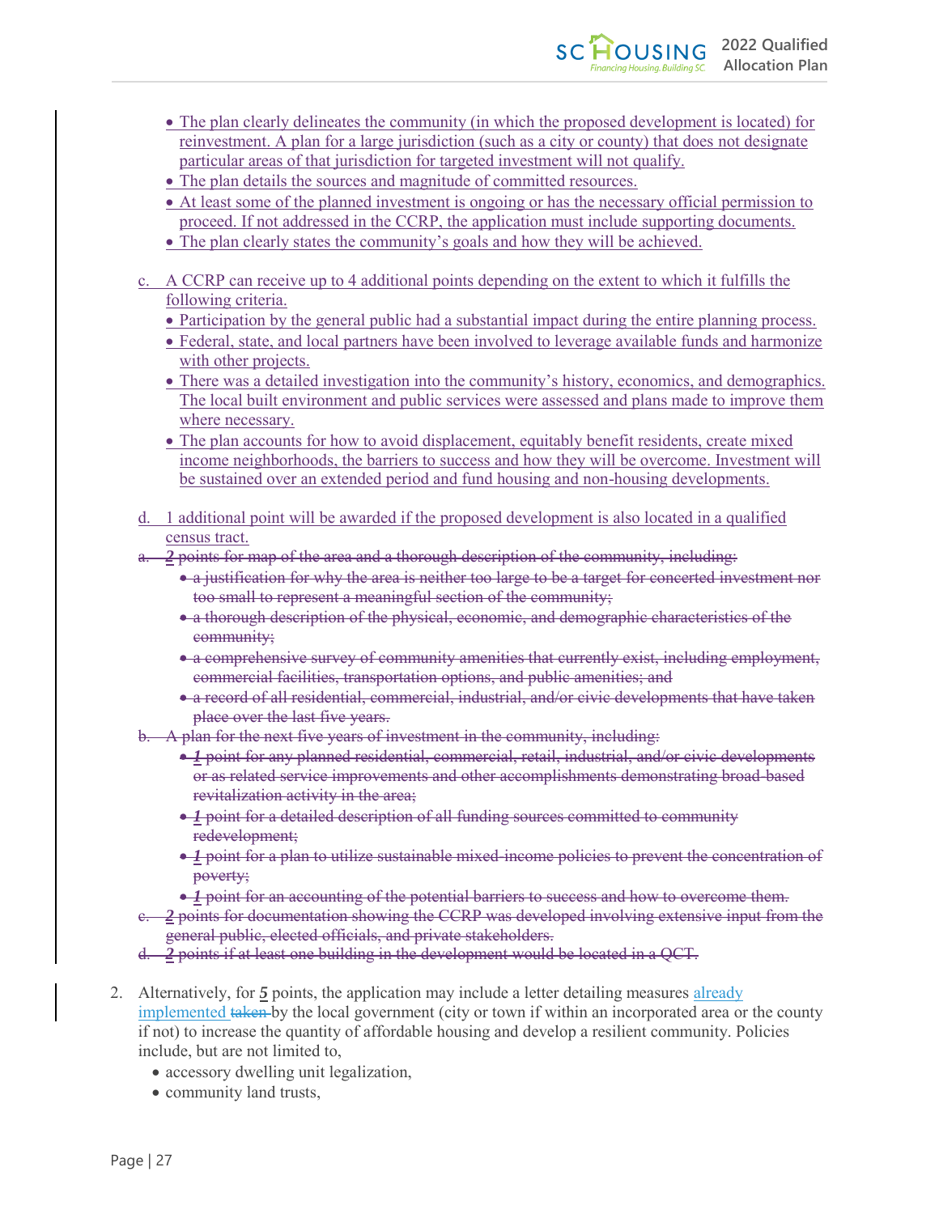- The plan clearly delineates the community (in which the proposed development is located) for reinvestment. A plan for a large jurisdiction (such as a city or county) that does not designate particular areas of that jurisdiction for targeted investment will not qualify.
- The plan details the sources and magnitude of committed resources.
- At least some of the planned investment is ongoing or has the necessary official permission to proceed. If not addressed in the CCRP, the application must include supporting documents.
- The plan clearly states the community's goals and how they will be achieved.

c. A CCRP can receive up to 4 additional points depending on the extent to which it fulfills the following criteria.
   - Participation by the general public had a substantial impact during the entire planning process.
   - Federal, state, and local partners have been involved to leverage available funds and harmonize with other projects.
   - There was a detailed investigation into the community's history, economics, and demographics. The local built environment and public services were assessed and plans made to improve them where necessary.
   - The plan accounts for how to avoid displacement, equitably benefit residents, create mixed income neighborhoods, the barriers to success and how they will be overcome. Investment will be sustained over an extended period and fund housing and non-housing developments.

d. 1 additional point will be awarded if the proposed development is also located in a qualified census tract.

~~a. *2* points for map of the area and a thorough description of the community, including:~~
   - ~~a justification for why the area is neither too large to be a target for concerted investment nor too small to represent a meaningful section of the community;~~
   - ~~a thorough description of the physical, economic, and demographic characteristics of the community;~~
   - ~~a comprehensive survey of community amenities that currently exist, including employment, commercial facilities, transportation options, and public amenities; and~~
   - ~~a record of all residential, commercial, industrial, and/or civic developments that have taken place over the last five years.~~

~~b. A plan for the next five years of investment in the community, including:~~
   - ~~*1* point for any planned residential, commercial, retail, industrial, and/or civic developments or as related service improvements and other accomplishments demonstrating broad-based revitalization activity in the area;~~
   - ~~*1* point for a detailed description of all funding sources committed to community redevelopment;~~
   - ~~*1* point for a plan to utilize sustainable mixed-income policies to prevent the concentration of poverty;~~
   - ~~*1* point for an accounting of the potential barriers to success and how to overcome them.~~

~~c. *2* points for documentation showing the CCRP was developed involving extensive input from the general public, elected officials, and private stakeholders.~~

~~d. *2* points if at least one building in the development would be located in a QCT.~~

2. Alternatively, for ***5*** points, the application may include a letter detailing measures already implemented ~~taken~~ by the local government (city or town if within an incorporated area or the county if not) to increase the quantity of affordable housing and develop a resilient community. Policies include, but are not limited to,
   - accessory dwelling unit legalization,
   - community land trusts,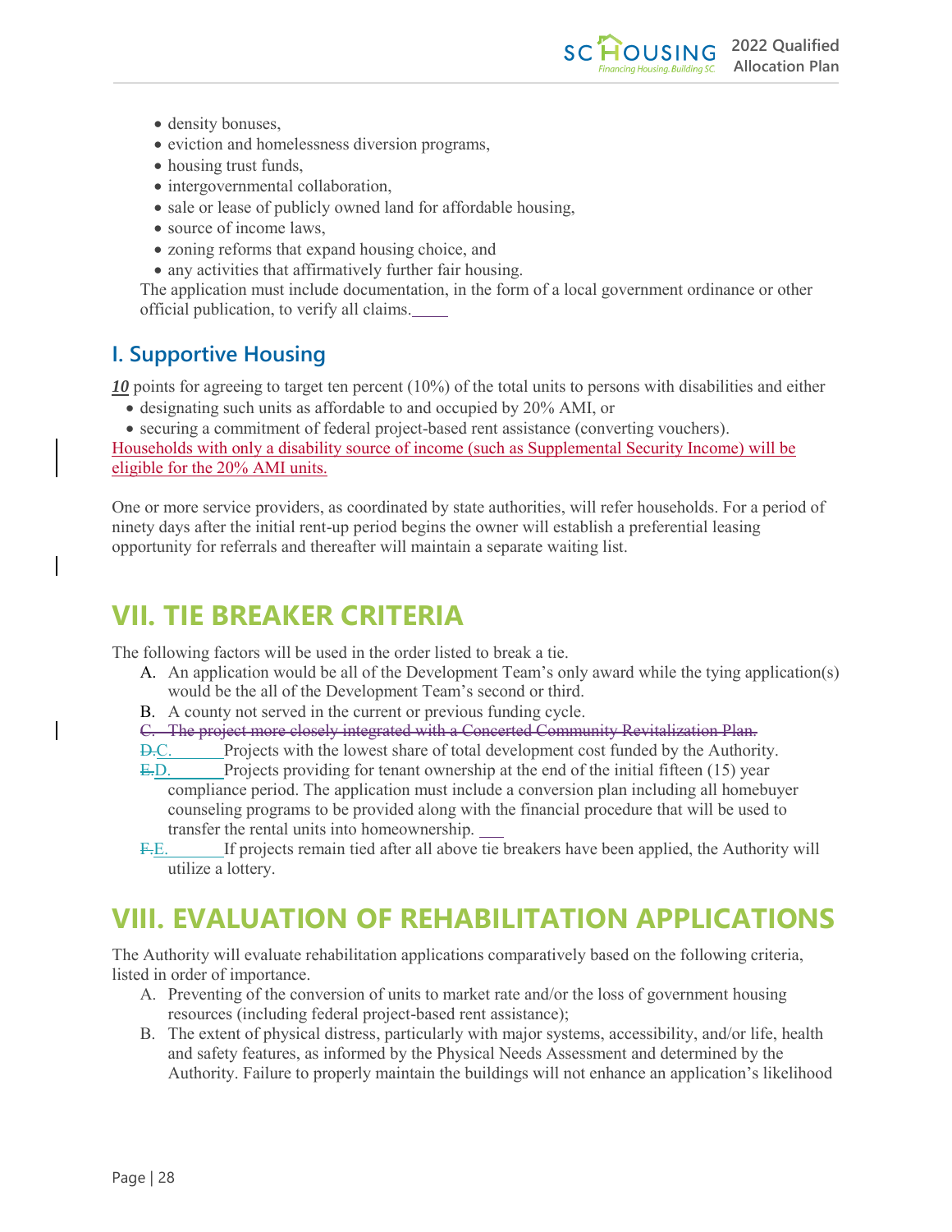- density bonuses,
- eviction and homelessness diversion programs,
- housing trust funds,
- intergovernmental collaboration,
- sale or lease of publicly owned land for affordable housing,
- source of income laws,
- zoning reforms that expand housing choice, and
- any activities that affirmatively further fair housing.

The application must include documentation, in the form of a local government ordinance or other official publication, to verify all claims.

## I. Supportive Housing

***10*** points for agreeing to target ten percent (10%) of the total units to persons with disabilities and either

- designating such units as affordable to and occupied by 20% AMI, or
- securing a commitment of federal project-based rent assistance (converting vouchers).

Households with only a disability source of income (such as Supplemental Security Income) will be eligible for the 20% AMI units.

One or more service providers, as coordinated by state authorities, will refer households. For a period of ninety days after the initial rent-up period begins the owner will establish a preferential leasing opportunity for referrals and thereafter will maintain a separate waiting list.

# VII. TIE BREAKER CRITERIA

The following factors will be used in the order listed to break a tie.

A. An application would be all of the Development Team's only award while the tying application(s) would be the all of the Development Team's second or third.

B. A county not served in the current or previous funding cycle.

~~C. The project more closely integrated with a Concerted Community Revitalization Plan.~~

~~D.~~C. Projects with the lowest share of total development cost funded by the Authority.

~~E.~~D. Projects providing for tenant ownership at the end of the initial fifteen (15) year compliance period. The application must include a conversion plan including all homebuyer counseling programs to be provided along with the financial procedure that will be used to transfer the rental units into homeownership.

~~F.~~E. If projects remain tied after all above tie breakers have been applied, the Authority will utilize a lottery.

# VIII. EVALUATION OF REHABILITATION APPLICATIONS

The Authority will evaluate rehabilitation applications comparatively based on the following criteria, listed in order of importance.

A. Preventing of the conversion of units to market rate and/or the loss of government housing resources (including federal project-based rent assistance);

B. The extent of physical distress, particularly with major systems, accessibility, and/or life, health and safety features, as informed by the Physical Needs Assessment and determined by the Authority. Failure to properly maintain the buildings will not enhance an application's likelihood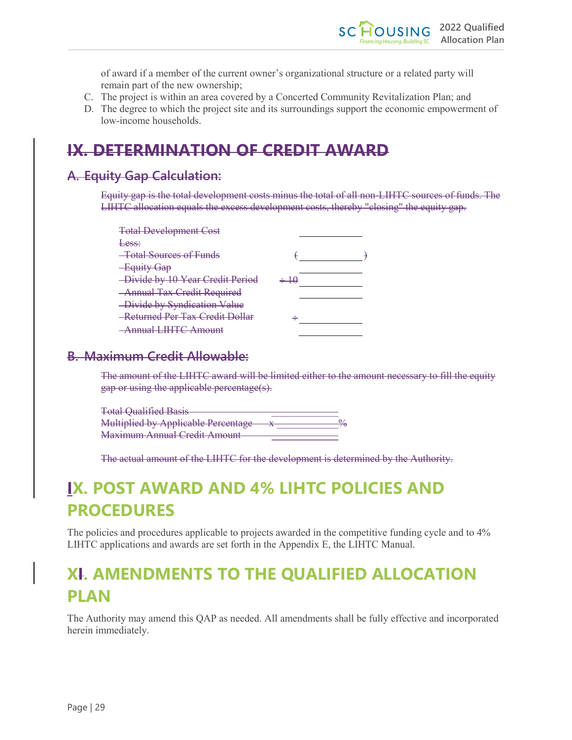of award if a member of the current owner's organizational structure or a related party will remain part of the new ownership;

C. The project is within an area covered by a Concerted Community Revitalization Plan; and
D. The degree to which the project site and its surroundings support the economic empowerment of low-income households.

# ~~IX. DETERMINATION OF CREDIT AWARD~~

## ~~A. Equity Gap Calculation:~~

~~Equity gap is the total development costs minus the total of all non-LIHTC sources of funds. The LIHTC allocation equals the excess development costs, thereby "closing" the equity gap.~~

| | | |
|---|---|---|
| ~~Total Development Cost~~ | | ______ |
| ~~Less:~~ | | |
| ~~Total Sources of Funds~~ | | ~~(~~ ______ ~~)~~ |
| ~~Equity Gap~~ | | ______ |
| ~~Divide by 10 Year Credit Period~~ | ~~÷ 10~~ | ______ |
| ~~Annual Tax Credit Required~~ | | ______ |
| ~~Divide by Syndication Value~~ | | |
| ~~Returned Per Tax Credit Dollar~~ | ~~÷~~ | ______ |
| ~~Annual LIHTC Amount~~ | | ______ |

## ~~B. Maximum Credit Allowable:~~

~~The amount of the LIHTC award will be limited either to the amount necessary to fill the equity gap or using the applicable percentage(s).~~

| | | |
|---|---|---|
| ~~Total Qualified Basis~~ | | ______ |
| ~~Multiplied by Applicable Percentage~~ | ~~x~~ | ______ ~~%~~ |
| ~~Maximum Annual Credit Amount~~ | | ______ |

~~The actual amount of the LIHTC for the development is determined by the Authority.~~

# IX. POST AWARD AND 4% LIHTC POLICIES AND PROCEDURES

The policies and procedures applicable to projects awarded in the competitive funding cycle and to 4% LIHTC applications and awards are set forth in the Appendix E, the LIHTC Manual.

# X~~I~~. AMENDMENTS TO THE QUALIFIED ALLOCATION PLAN

The Authority may amend this QAP as needed. All amendments shall be fully effective and incorporated herein immediately.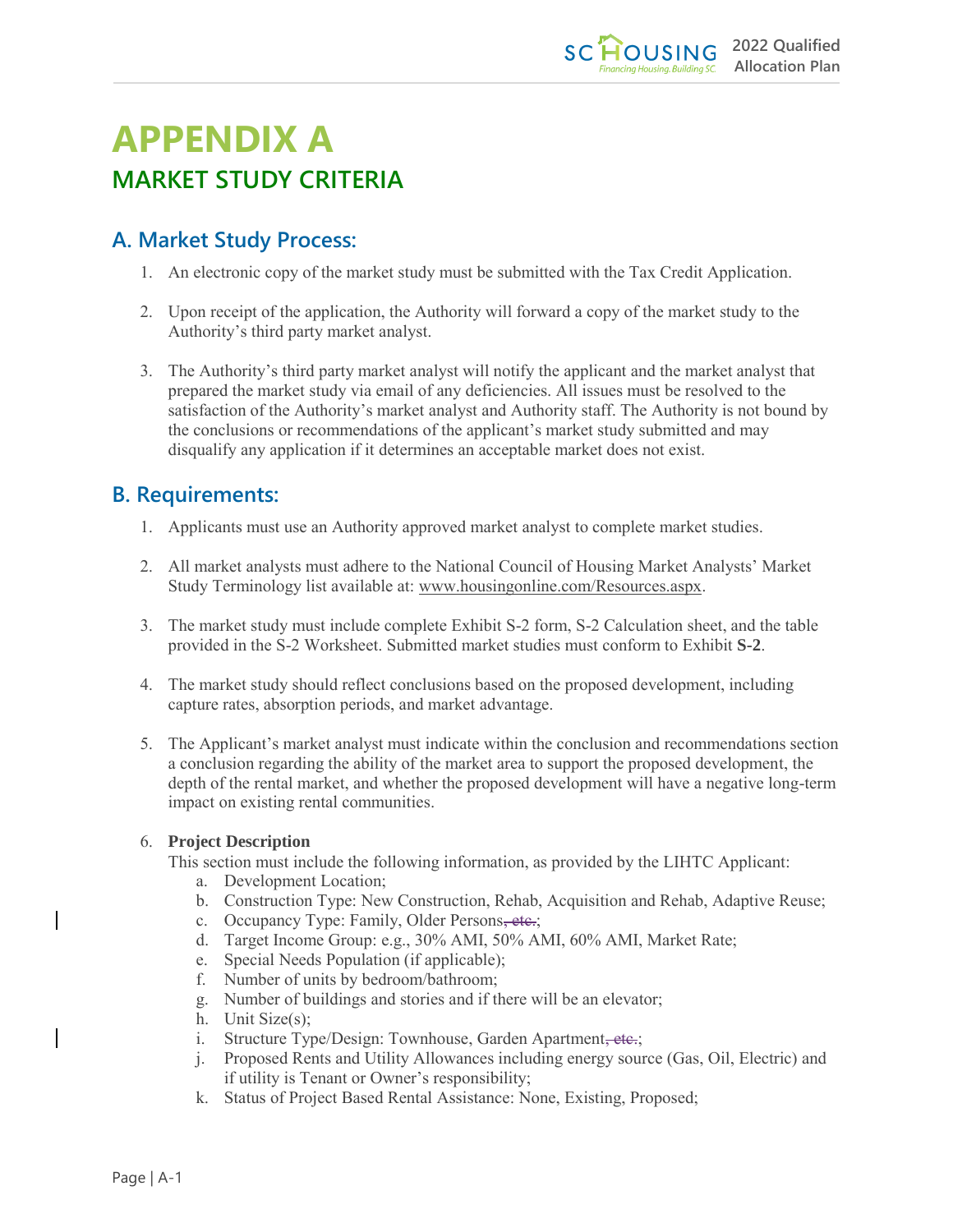# APPENDIX A

## MARKET STUDY CRITERIA

### A. Market Study Process:

1. An electronic copy of the market study must be submitted with the Tax Credit Application.

2. Upon receipt of the application, the Authority will forward a copy of the market study to the Authority's third party market analyst.

3. The Authority's third party market analyst will notify the applicant and the market analyst that prepared the market study via email of any deficiencies. All issues must be resolved to the satisfaction of the Authority's market analyst and Authority staff. The Authority is not bound by the conclusions or recommendations of the applicant's market study submitted and may disqualify any application if it determines an acceptable market does not exist.

### B. Requirements:

1. Applicants must use an Authority approved market analyst to complete market studies.

2. All market analysts must adhere to the National Council of Housing Market Analysts' Market Study Terminology list available at: www.housingonline.com/Resources.aspx.

3. The market study must include complete Exhibit S-2 form, S-2 Calculation sheet, and the table provided in the S-2 Worksheet. Submitted market studies must conform to Exhibit **S-2**.

4. The market study should reflect conclusions based on the proposed development, including capture rates, absorption periods, and market advantage.

5. The Applicant's market analyst must indicate within the conclusion and recommendations section a conclusion regarding the ability of the market area to support the proposed development, the depth of the rental market, and whether the proposed development will have a negative long-term impact on existing rental communities.

6. **Project Description**
   This section must include the following information, as provided by the LIHTC Applicant:
   a. Development Location;
   b. Construction Type: New Construction, Rehab, Acquisition and Rehab, Adaptive Reuse;
   c. Occupancy Type: Family, Older Persons~~, etc.~~;
   d. Target Income Group: e.g., 30% AMI, 50% AMI, 60% AMI, Market Rate;
   e. Special Needs Population (if applicable);
   f. Number of units by bedroom/bathroom;
   g. Number of buildings and stories and if there will be an elevator;
   h. Unit Size(s);
   i. Structure Type/Design: Townhouse, Garden Apartment~~, etc.~~;
   j. Proposed Rents and Utility Allowances including energy source (Gas, Oil, Electric) and if utility is Tenant or Owner's responsibility;
   k. Status of Project Based Rental Assistance: None, Existing, Proposed;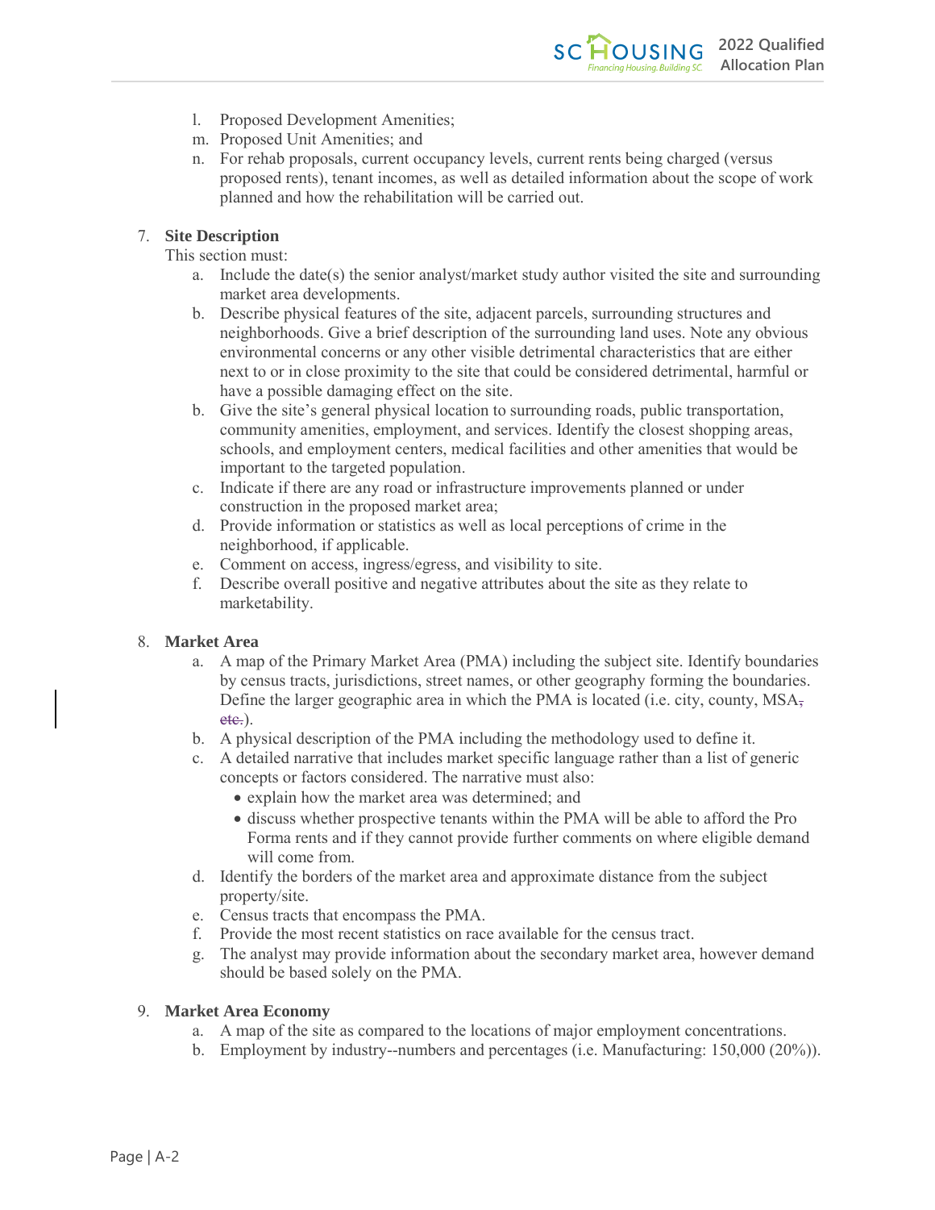l. Proposed Development Amenities;
m. Proposed Unit Amenities; and
n. For rehab proposals, current occupancy levels, current rents being charged (versus proposed rents), tenant incomes, as well as detailed information about the scope of work planned and how the rehabilitation will be carried out.

7. **Site Description**

   This section must:

   a. Include the date(s) the senior analyst/market study author visited the site and surrounding market area developments.
   b. Describe physical features of the site, adjacent parcels, surrounding structures and neighborhoods. Give a brief description of the surrounding land uses. Note any obvious environmental concerns or any other visible detrimental characteristics that are either next to or in close proximity to the site that could be considered detrimental, harmful or have a possible damaging effect on the site.
   b. Give the site's general physical location to surrounding roads, public transportation, community amenities, employment, and services. Identify the closest shopping areas, schools, and employment centers, medical facilities and other amenities that would be important to the targeted population.
   c. Indicate if there are any road or infrastructure improvements planned or under construction in the proposed market area;
   d. Provide information or statistics as well as local perceptions of crime in the neighborhood, if applicable.
   e. Comment on access, ingress/egress, and visibility to site.
   f. Describe overall positive and negative attributes about the site as they relate to marketability.

8. **Market Area**

   a. A map of the Primary Market Area (PMA) including the subject site. Identify boundaries by census tracts, jurisdictions, street names, or other geography forming the boundaries. Define the larger geographic area in which the PMA is located (i.e. city, county, MSA~~, etc.~~).
   b. A physical description of the PMA including the methodology used to define it.
   c. A detailed narrative that includes market specific language rather than a list of generic concepts or factors considered. The narrative must also:
      - explain how the market area was determined; and
      - discuss whether prospective tenants within the PMA will be able to afford the Pro Forma rents and if they cannot provide further comments on where eligible demand will come from.
   d. Identify the borders of the market area and approximate distance from the subject property/site.
   e. Census tracts that encompass the PMA.
   f. Provide the most recent statistics on race available for the census tract.
   g. The analyst may provide information about the secondary market area, however demand should be based solely on the PMA.

9. **Market Area Economy**

   a. A map of the site as compared to the locations of major employment concentrations.
   b. Employment by industry--numbers and percentages (i.e. Manufacturing: 150,000 (20%)).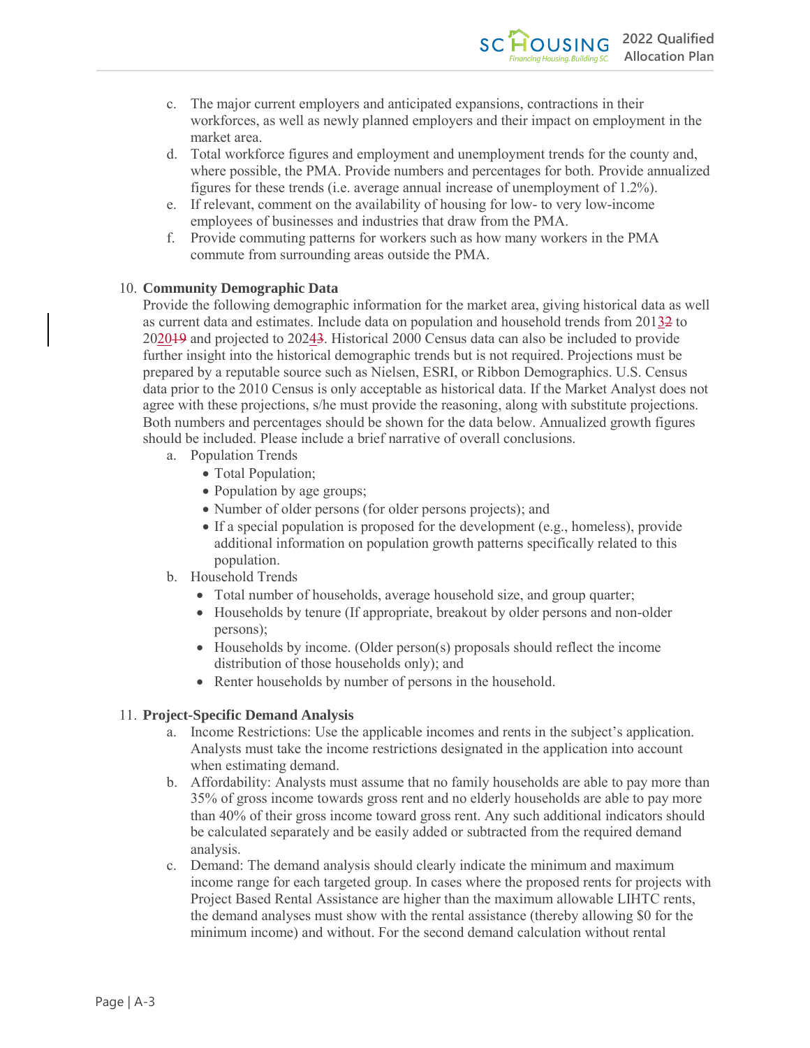c. The major current employers and anticipated expansions, contractions in their workforces, as well as newly planned employers and their impact on employment in the market area.

d. Total workforce figures and employment and unemployment trends for the county and, where possible, the PMA. Provide numbers and percentages for both. Provide annualized figures for these trends (i.e. average annual increase of unemployment of 1.2%).

e. If relevant, comment on the availability of housing for low- to very low-income employees of businesses and industries that draw from the PMA.

f. Provide commuting patterns for workers such as how many workers in the PMA commute from surrounding areas outside the PMA.

10. **Community Demographic Data**

Provide the following demographic information for the market area, giving historical data as well as current data and estimates. Include data on population and household trends from 2013~~2~~ to 2020~~19~~ and projected to 2024~~3~~. Historical 2000 Census data can also be included to provide further insight into the historical demographic trends but is not required. Projections must be prepared by a reputable source such as Nielsen, ESRI, or Ribbon Demographics. U.S. Census data prior to the 2010 Census is only acceptable as historical data. If the Market Analyst does not agree with these projections, s/he must provide the reasoning, along with substitute projections. Both numbers and percentages should be shown for the data below. Annualized growth figures should be included. Please include a brief narrative of overall conclusions.

a. Population Trends
   - Total Population;
   - Population by age groups;
   - Number of older persons (for older persons projects); and
   - If a special population is proposed for the development (e.g., homeless), provide additional information on population growth patterns specifically related to this population.

b. Household Trends
   - Total number of households, average household size, and group quarter;
   - Households by tenure (If appropriate, breakout by older persons and non-older persons);
   - Households by income. (Older person(s) proposals should reflect the income distribution of those households only); and
   - Renter households by number of persons in the household.

11. **Project-Specific Demand Analysis**

a. Income Restrictions: Use the applicable incomes and rents in the subject's application. Analysts must take the income restrictions designated in the application into account when estimating demand.

b. Affordability: Analysts must assume that no family households are able to pay more than 35% of gross income towards gross rent and no elderly households are able to pay more than 40% of their gross income toward gross rent. Any such additional indicators should be calculated separately and be easily added or subtracted from the required demand analysis.

c. Demand: The demand analysis should clearly indicate the minimum and maximum income range for each targeted group. In cases where the proposed rents for projects with Project Based Rental Assistance are higher than the maximum allowable LIHTC rents, the demand analyses must show with the rental assistance (thereby allowing $0 for the minimum income) and without. For the second demand calculation without rental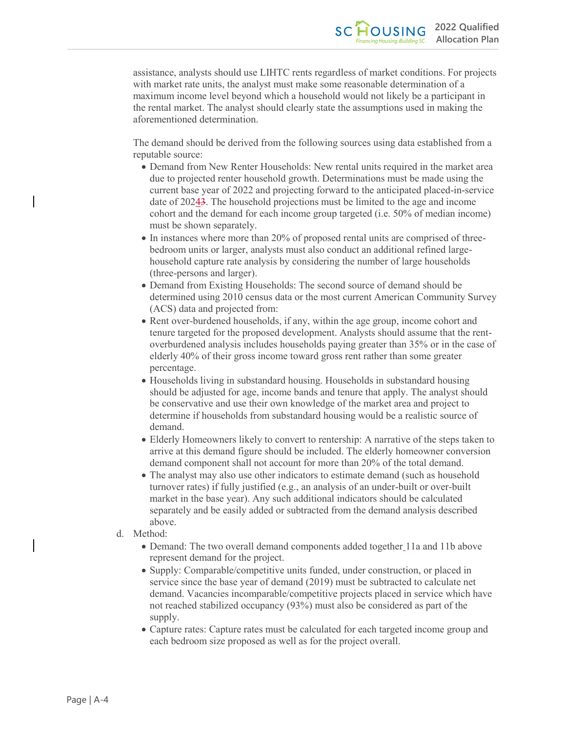assistance, analysts should use LIHTC rents regardless of market conditions. For projects with market rate units, the analyst must make some reasonable determination of a maximum income level beyond which a household would not likely be a participant in the rental market. The analyst should clearly state the assumptions used in making the aforementioned determination.

The demand should be derived from the following sources using data established from a reputable source:

- Demand from New Renter Households: New rental units required in the market area due to projected renter household growth. Determinations must be made using the current base year of 2022 and projecting forward to the anticipated placed-in-service date of 2024~~3~~. The household projections must be limited to the age and income cohort and the demand for each income group targeted (i.e. 50% of median income) must be shown separately.
- In instances where more than 20% of proposed rental units are comprised of three-bedroom units or larger, analysts must also conduct an additional refined large-household capture rate analysis by considering the number of large households (three-persons and larger).
- Demand from Existing Households: The second source of demand should be determined using 2010 census data or the most current American Community Survey (ACS) data and projected from:
- Rent over-burdened households, if any, within the age group, income cohort and tenure targeted for the proposed development. Analysts should assume that the rent-overburdened analysis includes households paying greater than 35% or in the case of elderly 40% of their gross income toward gross rent rather than some greater percentage.
- Households living in substandard housing. Households in substandard housing should be adjusted for age, income bands and tenure that apply. The analyst should be conservative and use their own knowledge of the market area and project to determine if households from substandard housing would be a realistic source of demand.
- Elderly Homeowners likely to convert to rentership: A narrative of the steps taken to arrive at this demand figure should be included. The elderly homeowner conversion demand component shall not account for more than 20% of the total demand.
- The analyst may also use other indicators to estimate demand (such as household turnover rates) if fully justified (e.g., an analysis of an under-built or over-built market in the base year). Any such additional indicators should be calculated separately and be easily added or subtracted from the demand analysis described above.

d. Method:

- Demand: The two overall demand components added together 11a and 11b above represent demand for the project.
- Supply: Comparable/competitive units funded, under construction, or placed in service since the base year of demand (2019) must be subtracted to calculate net demand. Vacancies incomparable/competitive projects placed in service which have not reached stabilized occupancy (93%) must also be considered as part of the supply.
- Capture rates: Capture rates must be calculated for each targeted income group and each bedroom size proposed as well as for the project overall.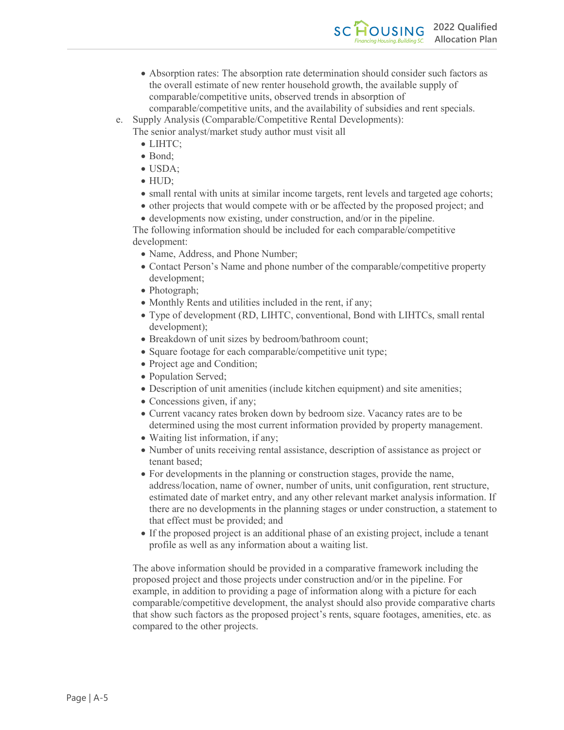- Absorption rates: The absorption rate determination should consider such factors as the overall estimate of new renter household growth, the available supply of comparable/competitive units, observed trends in absorption of comparable/competitive units, and the availability of subsidies and rent specials.

e. Supply Analysis (Comparable/Competitive Rental Developments):
   The senior analyst/market study author must visit all
   - LIHTC;
   - Bond;
   - USDA;
   - HUD;
   - small rental with units at similar income targets, rent levels and targeted age cohorts;
   - other projects that would compete with or be affected by the proposed project; and
   - developments now existing, under construction, and/or in the pipeline.

   The following information should be included for each comparable/competitive development:
   - Name, Address, and Phone Number;
   - Contact Person's Name and phone number of the comparable/competitive property development;
   - Photograph;
   - Monthly Rents and utilities included in the rent, if any;
   - Type of development (RD, LIHTC, conventional, Bond with LIHTCs, small rental development);
   - Breakdown of unit sizes by bedroom/bathroom count;
   - Square footage for each comparable/competitive unit type;
   - Project age and Condition;
   - Population Served;
   - Description of unit amenities (include kitchen equipment) and site amenities;
   - Concessions given, if any;
   - Current vacancy rates broken down by bedroom size. Vacancy rates are to be determined using the most current information provided by property management.
   - Waiting list information, if any;
   - Number of units receiving rental assistance, description of assistance as project or tenant based;
   - For developments in the planning or construction stages, provide the name, address/location, name of owner, number of units, unit configuration, rent structure, estimated date of market entry, and any other relevant market analysis information. If there are no developments in the planning stages or under construction, a statement to that effect must be provided; and
   - If the proposed project is an additional phase of an existing project, include a tenant profile as well as any information about a waiting list.

   The above information should be provided in a comparative framework including the proposed project and those projects under construction and/or in the pipeline. For example, in addition to providing a page of information along with a picture for each comparable/competitive development, the analyst should also provide comparative charts that show such factors as the proposed project's rents, square footages, amenities, etc. as compared to the other projects.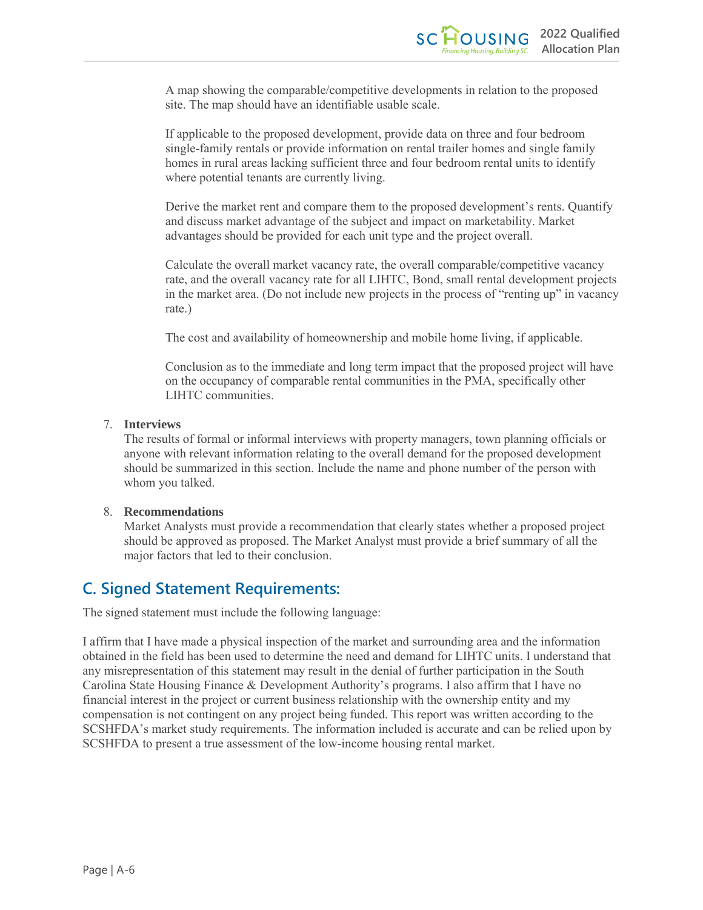A map showing the comparable/competitive developments in relation to the proposed site. The map should have an identifiable usable scale.

If applicable to the proposed development, provide data on three and four bedroom single-family rentals or provide information on rental trailer homes and single family homes in rural areas lacking sufficient three and four bedroom rental units to identify where potential tenants are currently living.

Derive the market rent and compare them to the proposed development's rents. Quantify and discuss market advantage of the subject and impact on marketability. Market advantages should be provided for each unit type and the project overall.

Calculate the overall market vacancy rate, the overall comparable/competitive vacancy rate, and the overall vacancy rate for all LIHTC, Bond, small rental development projects in the market area. (Do not include new projects in the process of "renting up" in vacancy rate.)

The cost and availability of homeownership and mobile home living, if applicable.

Conclusion as to the immediate and long term impact that the proposed project will have on the occupancy of comparable rental communities in the PMA, specifically other LIHTC communities.

7. **Interviews**
   The results of formal or informal interviews with property managers, town planning officials or anyone with relevant information relating to the overall demand for the proposed development should be summarized in this section. Include the name and phone number of the person with whom you talked.

8. **Recommendations**
   Market Analysts must provide a recommendation that clearly states whether a proposed project should be approved as proposed. The Market Analyst must provide a brief summary of all the major factors that led to their conclusion.

## C. Signed Statement Requirements:

The signed statement must include the following language:

I affirm that I have made a physical inspection of the market and surrounding area and the information obtained in the field has been used to determine the need and demand for LIHTC units. I understand that any misrepresentation of this statement may result in the denial of further participation in the South Carolina State Housing Finance & Development Authority's programs. I also affirm that I have no financial interest in the project or current business relationship with the ownership entity and my compensation is not contingent on any project being funded. This report was written according to the SCSHFDA's market study requirements. The information included is accurate and can be relied upon by SCSHFDA to present a true assessment of the low-income housing rental market.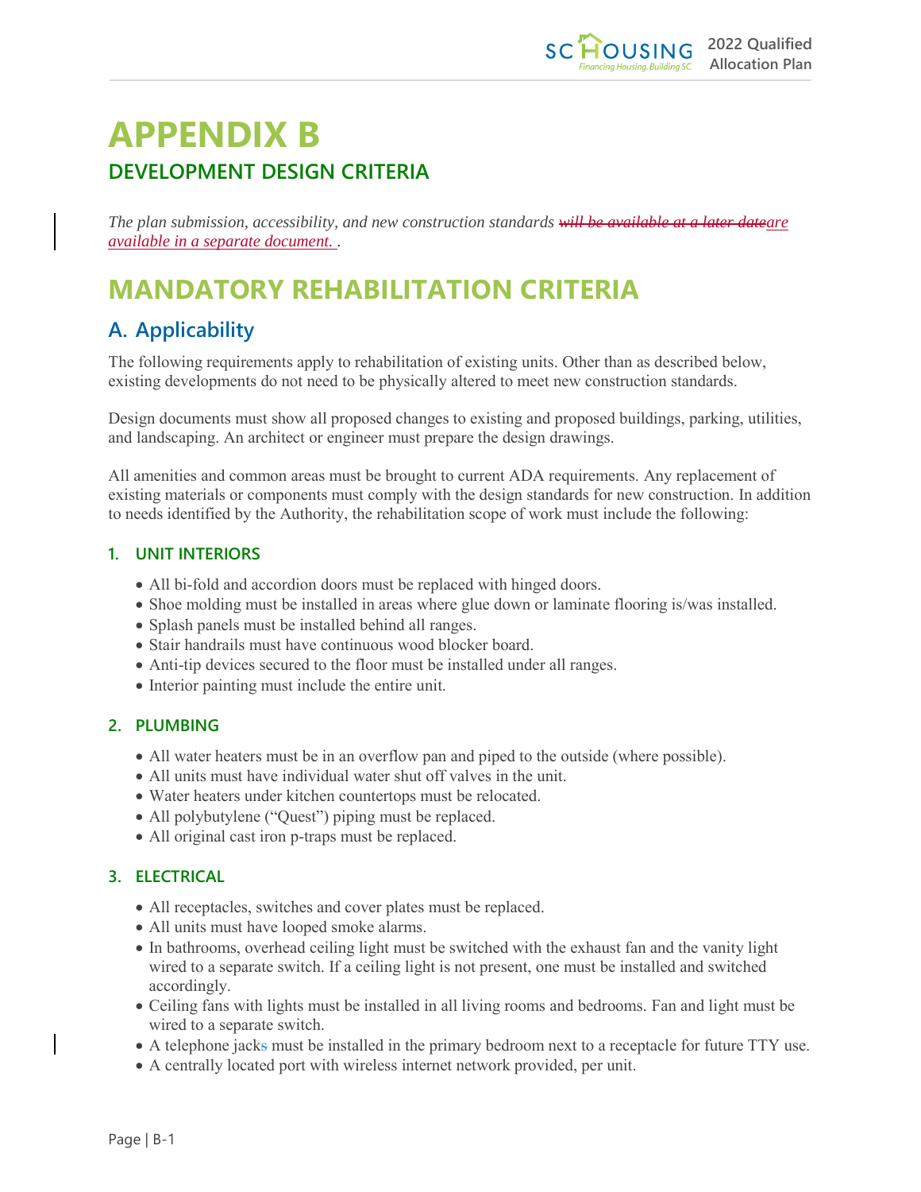// APPENDIX B

# APPENDIX B

## DEVELOPMENT DESIGN CRITERIA

*The plan submission, accessibility, and new construction standards ~~will be available at a later date~~are available in a separate document. .*

# MANDATORY REHABILITATION CRITERIA

## A. Applicability

The following requirements apply to rehabilitation of existing units. Other than as described below, existing developments do not need to be physically altered to meet new construction standards.

Design documents must show all proposed changes to existing and proposed buildings, parking, utilities, and landscaping. An architect or engineer must prepare the design drawings.

All amenities and common areas must be brought to current ADA requirements. Any replacement of existing materials or components must comply with the design standards for new construction. In addition to needs identified by the Authority, the rehabilitation scope of work must include the following:

### 1. UNIT INTERIORS

- All bi-fold and accordion doors must be replaced with hinged doors.
- Shoe molding must be installed in areas where glue down or laminate flooring is/was installed.
- Splash panels must be installed behind all ranges.
- Stair handrails must have continuous wood blocker board.
- Anti-tip devices secured to the floor must be installed under all ranges.
- Interior painting must include the entire unit.

### 2. PLUMBING

- All water heaters must be in an overflow pan and piped to the outside (where possible).
- All units must have individual water shut off valves in the unit.
- Water heaters under kitchen countertops must be relocated.
- All polybutylene ("Quest") piping must be replaced.
- All original cast iron p-traps must be replaced.

### 3. ELECTRICAL

- All receptacles, switches and cover plates must be replaced.
- All units must have looped smoke alarms.
- In bathrooms, overhead ceiling light must be switched with the exhaust fan and the vanity light wired to a separate switch. If a ceiling light is not present, one must be installed and switched accordingly.
- Ceiling fans with lights must be installed in all living rooms and bedrooms. Fan and light must be wired to a separate switch.
- A telephone jack~~s~~ must be installed in the primary bedroom next to a receptacle for future TTY use.
- A centrally located port with wireless internet network provided, per unit.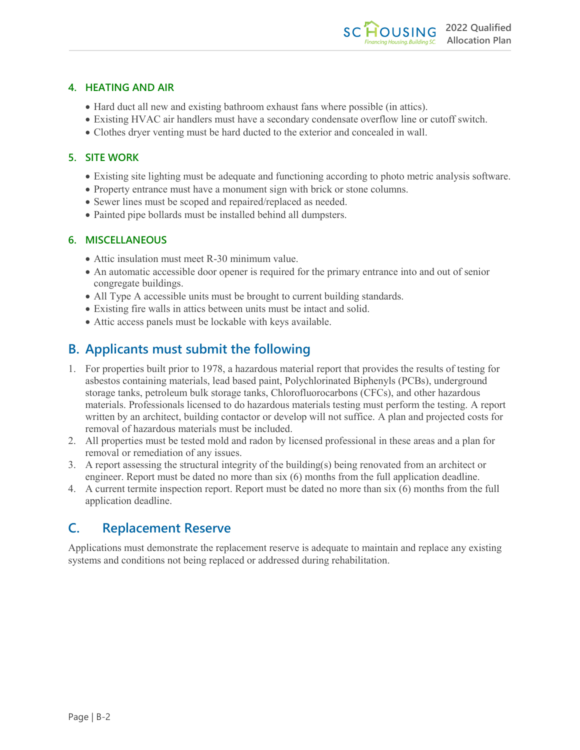### 4. HEATING AND AIR

- Hard duct all new and existing bathroom exhaust fans where possible (in attics).
- Existing HVAC air handlers must have a secondary condensate overflow line or cutoff switch.
- Clothes dryer venting must be hard ducted to the exterior and concealed in wall.

### 5. SITE WORK

- Existing site lighting must be adequate and functioning according to photo metric analysis software.
- Property entrance must have a monument sign with brick or stone columns.
- Sewer lines must be scoped and repaired/replaced as needed.
- Painted pipe bollards must be installed behind all dumpsters.

### 6. MISCELLANEOUS

- Attic insulation must meet R-30 minimum value.
- An automatic accessible door opener is required for the primary entrance into and out of senior congregate buildings.
- All Type A accessible units must be brought to current building standards.
- Existing fire walls in attics between units must be intact and solid.
- Attic access panels must be lockable with keys available.

## B. Applicants must submit the following

1. For properties built prior to 1978, a hazardous material report that provides the results of testing for asbestos containing materials, lead based paint, Polychlorinated Biphenyls (PCBs), underground storage tanks, petroleum bulk storage tanks, Chlorofluorocarbons (CFCs), and other hazardous materials. Professionals licensed to do hazardous materials testing must perform the testing. A report written by an architect, building contactor or develop will not suffice. A plan and projected costs for removal of hazardous materials must be included.
2. All properties must be tested mold and radon by licensed professional in these areas and a plan for removal or remediation of any issues.
3. A report assessing the structural integrity of the building(s) being renovated from an architect or engineer. Report must be dated no more than six (6) months from the full application deadline.
4. A current termite inspection report. Report must be dated no more than six (6) months from the full application deadline.

## C. Replacement Reserve

Applications must demonstrate the replacement reserve is adequate to maintain and replace any existing systems and conditions not being replaced or addressed during rehabilitation.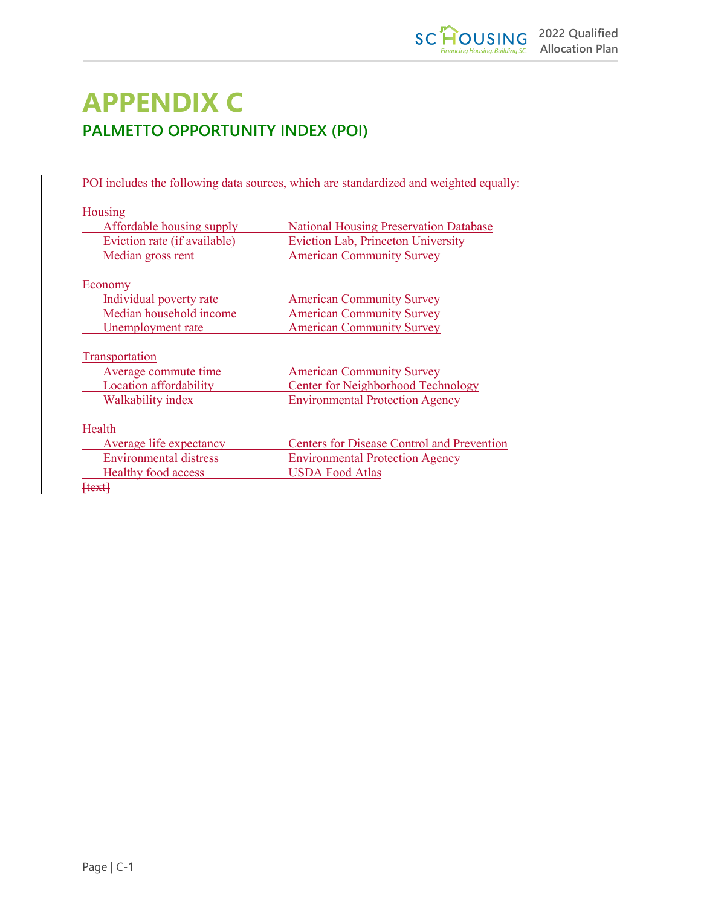# APPENDIX C

## PALMETTO OPPORTUNITY INDEX (POI)

POI includes the following data sources, which are standardized and weighted equally:

| Housing | |
|---|---|
| Affordable housing supply | National Housing Preservation Database |
| Eviction rate (if available) | Eviction Lab, Princeton University |
| Median gross rent | American Community Survey |

| Economy | |
|---|---|
| Individual poverty rate | American Community Survey |
| Median household income | American Community Survey |
| Unemployment rate | American Community Survey |

| Transportation | |
|---|---|
| Average commute time | American Community Survey |
| Location affordability | Center for Neighborhood Technology |
| Walkability index | Environmental Protection Agency |

| Health | |
|---|---|
| Average life expectancy | Centers for Disease Control and Prevention |
| Environmental distress | Environmental Protection Agency |
| Healthy food access | USDA Food Atlas |

~~[text]~~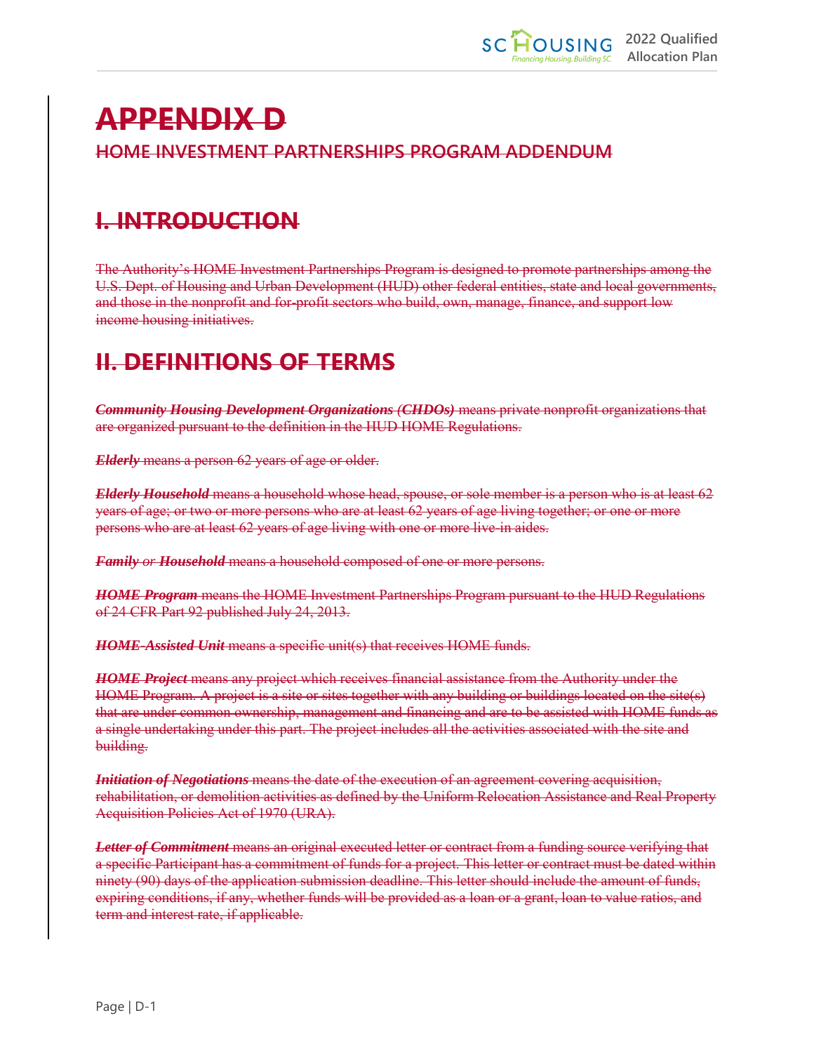# APPENDIX D

## HOME INVESTMENT PARTNERSHIPS PROGRAM ADDENDUM

## I. INTRODUCTION

The Authority's HOME Investment Partnerships Program is designed to promote partnerships among the U.S. Dept. of Housing and Urban Development (HUD) other federal entities, state and local governments, and those in the nonprofit and for-profit sectors who build, own, manage, finance, and support low income housing initiatives.

## II. DEFINITIONS OF TERMS

***Community Housing Development Organizations (CHDOs)*** means private nonprofit organizations that are organized pursuant to the definition in the HUD HOME Regulations.

***Elderly*** means a person 62 years of age or older.

***Elderly Household*** means a household whose head, spouse, or sole member is a person who is at least 62 years of age; or two or more persons who are at least 62 years of age living together; or one or more persons who are at least 62 years of age living with one or more live-in aides.

***Family or Household*** means a household composed of one or more persons.

***HOME Program*** means the HOME Investment Partnerships Program pursuant to the HUD Regulations of 24 CFR Part 92 published July 24, 2013.

***HOME-Assisted Unit*** means a specific unit(s) that receives HOME funds.

***HOME Project*** means any project which receives financial assistance from the Authority under the HOME Program. A project is a site or sites together with any building or buildings located on the site(s) that are under common ownership, management and financing and are to be assisted with HOME funds as a single undertaking under this part. The project includes all the activities associated with the site and building.

***Initiation of Negotiations*** means the date of the execution of an agreement covering acquisition, rehabilitation, or demolition activities as defined by the Uniform Relocation Assistance and Real Property Acquisition Policies Act of 1970 (URA).

***Letter of Commitment*** means an original executed letter or contract from a funding source verifying that a specific Participant has a commitment of funds for a project. This letter or contract must be dated within ninety (90) days of the application submission deadline. This letter should include the amount of funds, expiring conditions, if any, whether funds will be provided as a loan or a grant, loan to value ratios, and term and interest rate, if applicable.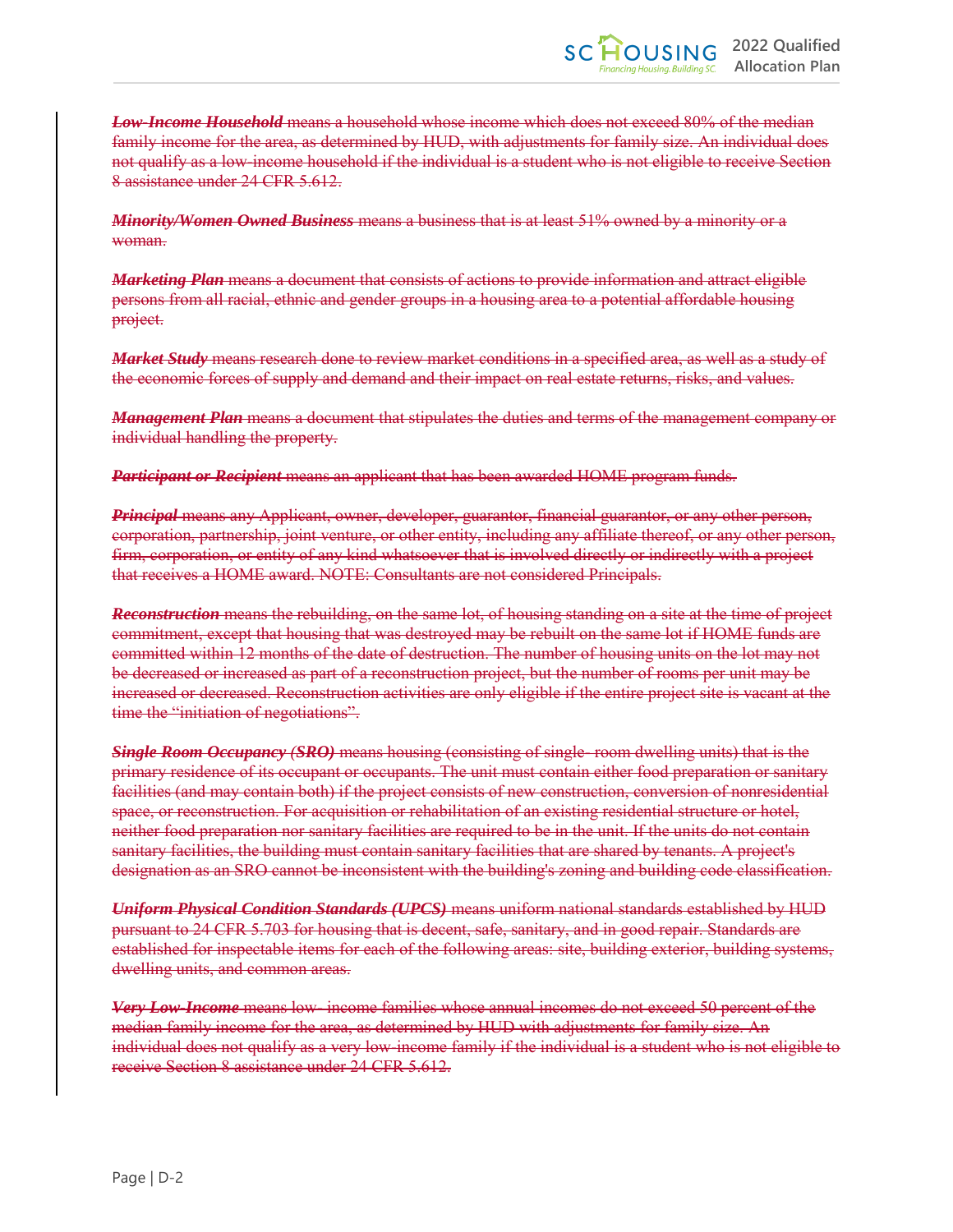~~***Low-Income Household*** means a household whose income which does not exceed 80% of the median family income for the area, as determined by HUD, with adjustments for family size. An individual does not qualify as a low-income household if the individual is a student who is not eligible to receive Section 8 assistance under 24 CFR 5.612.~~

~~***Minority/Women Owned Business*** means a business that is at least 51% owned by a minority or a woman.~~

~~***Marketing Plan*** means a document that consists of actions to provide information and attract eligible persons from all racial, ethnic and gender groups in a housing area to a potential affordable housing project.~~

~~***Market Study*** means research done to review market conditions in a specified area, as well as a study of the economic forces of supply and demand and their impact on real estate returns, risks, and values.~~

~~***Management Plan*** means a document that stipulates the duties and terms of the management company or individual handling the property.~~

~~***Participant or Recipient*** means an applicant that has been awarded HOME program funds.~~

~~***Principal*** means any Applicant, owner, developer, guarantor, financial guarantor, or any other person, corporation, partnership, joint venture, or other entity, including any affiliate thereof, or any other person, firm, corporation, or entity of any kind whatsoever that is involved directly or indirectly with a project that receives a HOME award. NOTE: Consultants are not considered Principals.~~

~~***Reconstruction*** means the rebuilding, on the same lot, of housing standing on a site at the time of project commitment, except that housing that was destroyed may be rebuilt on the same lot if HOME funds are committed within 12 months of the date of destruction. The number of housing units on the lot may not be decreased or increased as part of a reconstruction project, but the number of rooms per unit may be increased or decreased. Reconstruction activities are only eligible if the entire project site is vacant at the time the "initiation of negotiations".~~

~~***Single Room Occupancy (SRO)*** means housing (consisting of single- room dwelling units) that is the primary residence of its occupant or occupants. The unit must contain either food preparation or sanitary facilities (and may contain both) if the project consists of new construction, conversion of nonresidential space, or reconstruction. For acquisition or rehabilitation of an existing residential structure or hotel, neither food preparation nor sanitary facilities are required to be in the unit. If the units do not contain sanitary facilities, the building must contain sanitary facilities that are shared by tenants. A project's designation as an SRO cannot be inconsistent with the building's zoning and building code classification.~~

~~***Uniform Physical Condition Standards (UPCS)*** means uniform national standards established by HUD pursuant to 24 CFR 5.703 for housing that is decent, safe, sanitary, and in good repair. Standards are established for inspectable items for each of the following areas: site, building exterior, building systems, dwelling units, and common areas.~~

~~***Very Low-Income*** means low- income families whose annual incomes do not exceed 50 percent of the median family income for the area, as determined by HUD with adjustments for family size. An individual does not qualify as a very low-income family if the individual is a student who is not eligible to receive Section 8 assistance under 24 CFR 5.612.~~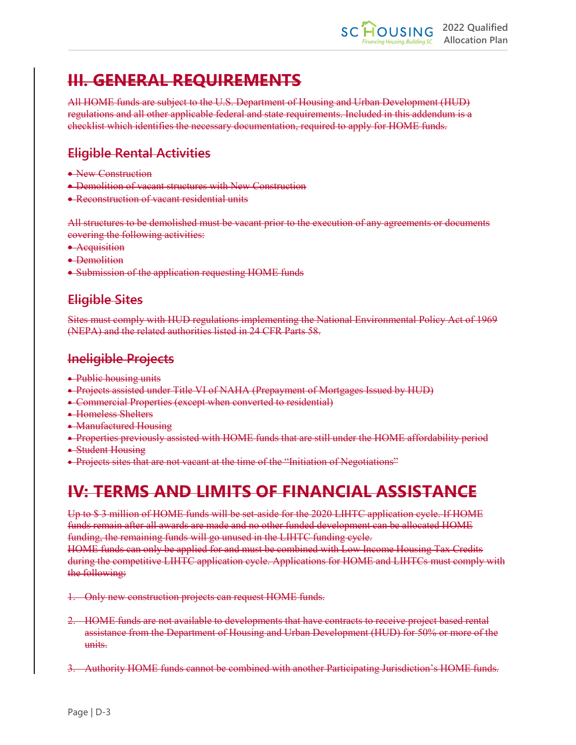# III. GENERAL REQUIREMENTS

All HOME funds are subject to the U.S. Department of Housing and Urban Development (HUD) regulations and all other applicable federal and state requirements. Included in this addendum is a checklist which identifies the necessary documentation, required to apply for HOME funds.

## Eligible Rental Activities

- New Construction
- Demolition of vacant structures with New Construction
- Reconstruction of vacant residential units

All structures to be demolished must be vacant prior to the execution of any agreements or documents covering the following activities:

- Acquisition
- Demolition
- Submission of the application requesting HOME funds

## Eligible Sites

Sites must comply with HUD regulations implementing the National Environmental Policy Act of 1969 (NEPA) and the related authorities listed in 24 CFR Parts 58.

## Ineligible Projects

- Public housing units
- Projects assisted under Title VI of NAHA (Prepayment of Mortgages Issued by HUD)
- Commercial Properties (except when converted to residential)
- Homeless Shelters
- Manufactured Housing
- Properties previously assisted with HOME funds that are still under the HOME affordability period
- Student Housing
- Projects sites that are not vacant at the time of the "Initiation of Negotiations"

# IV: TERMS AND LIMITS OF FINANCIAL ASSISTANCE

Up to $ 3 million of HOME funds will be set-aside for the 2020 LIHTC application cycle. If HOME funds remain after all awards are made and no other funded development can be allocated HOME funding, the remaining funds will go unused in the LIHTC funding cycle.
HOME funds can only be applied for and must be combined with Low Income Housing Tax Credits during the competitive LIHTC application cycle. Applications for HOME and LIHTCs must comply with the following:

1. Only new construction projects can request HOME funds.

2. HOME funds are not available to developments that have contracts to receive project based rental assistance from the Department of Housing and Urban Development (HUD) for 50% or more of the units.

3. Authority HOME funds cannot be combined with another Participating Jurisdiction's HOME funds.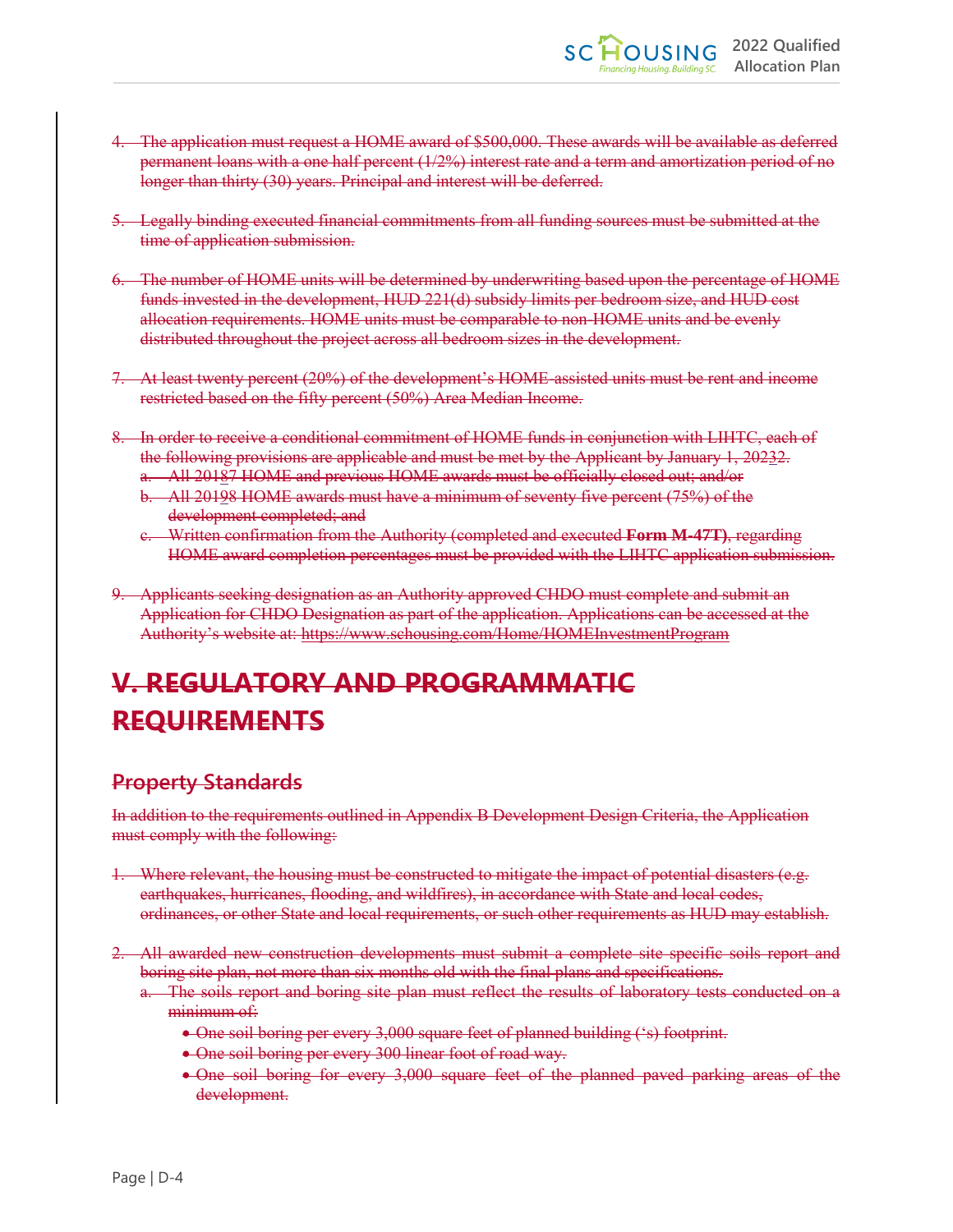4. The application must request a HOME award of $500,000. These awards will be available as deferred permanent loans with a one half percent (1/2%) interest rate and a term and amortization period of no longer than thirty (30) years. Principal and interest will be deferred.

5. Legally binding executed financial commitments from all funding sources must be submitted at the time of application submission.

6. The number of HOME units will be determined by underwriting based upon the percentage of HOME funds invested in the development, HUD 221(d) subsidy limits per bedroom size, and HUD cost allocation requirements. HOME units must be comparable to non-HOME units and be evenly distributed throughout the project across all bedroom sizes in the development.

7. At least twenty percent (20%) of the development's HOME-assisted units must be rent and income restricted based on the fifty percent (50%) Area Median Income.

8. In order to receive a conditional commitment of HOME funds in conjunction with LIHTC, each of the following provisions are applicable and must be met by the Applicant by January 1, 20232.
   a. All 20187 HOME and previous HOME awards must be officially closed out; and/or
   b. All 20198 HOME awards must have a minimum of seventy five percent (75%) of the development completed; and
   c. Written confirmation from the Authority (completed and executed **Form M-47T)**, regarding HOME award completion percentages must be provided with the LIHTC application submission.

9. Applicants seeking designation as an Authority approved CHDO must complete and submit an Application for CHDO Designation as part of the application. Applications can be accessed at the Authority's website at: https://www.schousing.com/Home/HOMEInvestmentProgram

# V. REGULATORY AND PROGRAMMATIC REQUIREMENTS

## Property Standards

In addition to the requirements outlined in Appendix B Development Design Criteria, the Application must comply with the following:

1. Where relevant, the housing must be constructed to mitigate the impact of potential disasters (e.g. earthquakes, hurricanes, flooding, and wildfires), in accordance with State and local codes, ordinances, or other State and local requirements, or such other requirements as HUD may establish.

2. All awarded new construction developments must submit a complete site specific soils report and boring site plan, not more than six months old with the final plans and specifications.
   a. The soils report and boring site plan must reflect the results of laboratory tests conducted on a minimum of:
      - One soil boring per every 3,000 square feet of planned building ('s) footprint.
      - One soil boring per every 300 linear foot of road way.
      - One soil boring for every 3,000 square feet of the planned paved parking areas of the development.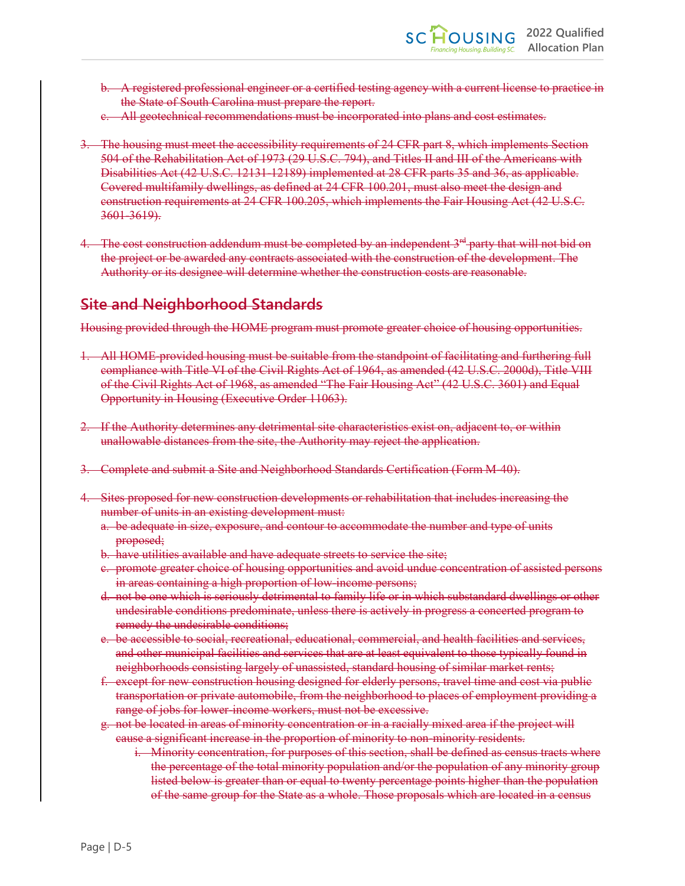b. A registered professional engineer or a certified testing agency with a current license to practice in the State of South Carolina must prepare the report.

c. All geotechnical recommendations must be incorporated into plans and cost estimates.

3. The housing must meet the accessibility requirements of 24 CFR part 8, which implements Section 504 of the Rehabilitation Act of 1973 (29 U.S.C. 794), and Titles II and III of the Americans with Disabilities Act (42 U.S.C. 12131-12189) implemented at 28 CFR parts 35 and 36, as applicable. Covered multifamily dwellings, as defined at 24 CFR 100.201, must also meet the design and construction requirements at 24 CFR 100.205, which implements the Fair Housing Act (42 U.S.C. 3601-3619).

4. The cost construction addendum must be completed by an independent 3rd party that will not bid on the project or be awarded any contracts associated with the construction of the development. The Authority or its designee will determine whether the construction costs are reasonable.

## Site and Neighborhood Standards

Housing provided through the HOME program must promote greater choice of housing opportunities.

1. All HOME-provided housing must be suitable from the standpoint of facilitating and furthering full compliance with Title VI of the Civil Rights Act of 1964, as amended (42 U.S.C. 2000d), Title VIII of the Civil Rights Act of 1968, as amended "The Fair Housing Act" (42 U.S.C. 3601) and Equal Opportunity in Housing (Executive Order 11063).

2. If the Authority determines any detrimental site characteristics exist on, adjacent to, or within unallowable distances from the site, the Authority may reject the application.

3. Complete and submit a Site and Neighborhood Standards Certification (Form M-40).

4. Sites proposed for new construction developments or rehabilitation that includes increasing the number of units in an existing development must:
   a. be adequate in size, exposure, and contour to accommodate the number and type of units proposed;
   b. have utilities available and have adequate streets to service the site;
   c. promote greater choice of housing opportunities and avoid undue concentration of assisted persons in areas containing a high proportion of low-income persons;
   d. not be one which is seriously detrimental to family life or in which substandard dwellings or other undesirable conditions predominate, unless there is actively in progress a concerted program to remedy the undesirable conditions;
   e. be accessible to social, recreational, educational, commercial, and health facilities and services, and other municipal facilities and services that are at least equivalent to those typically found in neighborhoods consisting largely of unassisted, standard housing of similar market rents;
   f. except for new construction housing designed for elderly persons, travel time and cost via public transportation or private automobile, from the neighborhood to places of employment providing a range of jobs for lower-income workers, must not be excessive.
   g. not be located in areas of minority concentration or in a racially mixed area if the project will cause a significant increase in the proportion of minority to non-minority residents.
      i. Minority concentration, for purposes of this section, shall be defined as census tracts where the percentage of the total minority population and/or the population of any minority group listed below is greater than or equal to twenty percentage points higher than the population of the same group for the State as a whole. Those proposals which are located in a census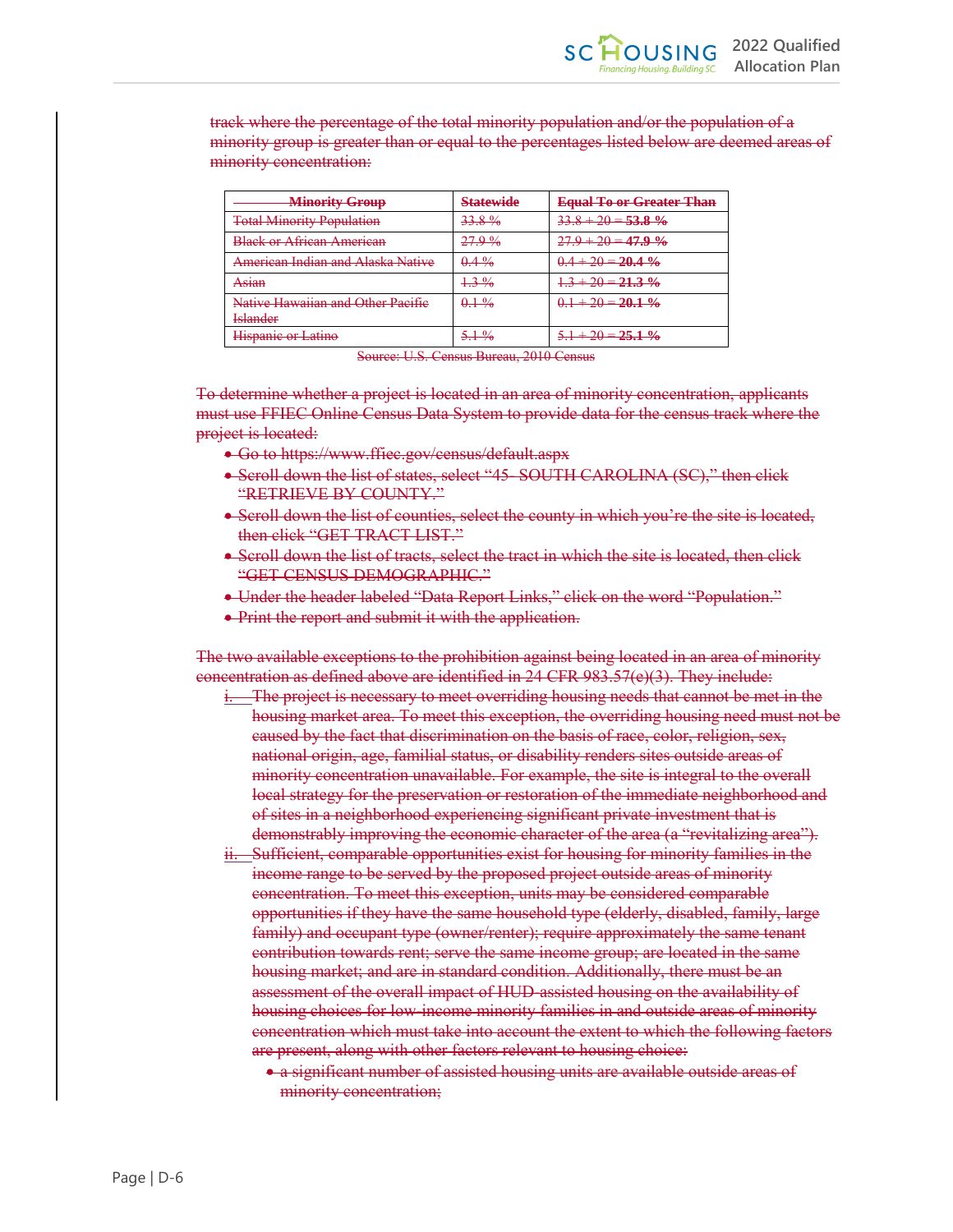track where the percentage of the total minority population and/or the population of a minority group is greater than or equal to the percentages listed below are deemed areas of minority concentration:

| Minority Group | Statewide | Equal To or Greater Than |
|---|---|---|
| Total Minority Population | 33.8 % | 33.8 + 20 = **53.8 %** |
| Black or African American | 27.9 % | 27.9 + 20 = **47.9 %** |
| American Indian and Alaska Native | 0.4 % | 0.4 + 20 = **20.4 %** |
| Asian | 1.3 % | 1.3 + 20 = **21.3 %** |
| Native Hawaiian and Other Pacific Islander | 0.1 % | 0.1 + 20 = **20.1 %** |
| Hispanic or Latino | 5.1 % | 5.1 + 20 = **25.1 %** |

Source: U.S. Census Bureau, 2010 Census

To determine whether a project is located in an area of minority concentration, applicants must use FFIEC Online Census Data System to provide data for the census track where the project is located:

- Go to https://www.ffiec.gov/census/default.aspx
- Scroll down the list of states, select "45- SOUTH CAROLINA (SC)," then click "RETRIEVE BY COUNTY."
- Scroll down the list of counties, select the county in which you're the site is located, then click "GET TRACT LIST."
- Scroll down the list of tracts, select the tract in which the site is located, then click "GET CENSUS DEMOGRAPHIC."
- Under the header labeled "Data Report Links," click on the word "Population."
- Print the report and submit it with the application.

The two available exceptions to the prohibition against being located in an area of minority concentration as defined above are identified in 24 CFR 983.57(e)(3). They include:

i. The project is necessary to meet overriding housing needs that cannot be met in the housing market area. To meet this exception, the overriding housing need must not be caused by the fact that discrimination on the basis of race, color, religion, sex, national origin, age, familial status, or disability renders sites outside areas of minority concentration unavailable. For example, the site is integral to the overall local strategy for the preservation or restoration of the immediate neighborhood and of sites in a neighborhood experiencing significant private investment that is demonstrably improving the economic character of the area (a "revitalizing area").

ii. Sufficient, comparable opportunities exist for housing for minority families in the income range to be served by the proposed project outside areas of minority concentration. To meet this exception, units may be considered comparable opportunities if they have the same household type (elderly, disabled, family, large family) and occupant type (owner/renter); require approximately the same tenant contribution towards rent; serve the same income group; are located in the same housing market; and are in standard condition. Additionally, there must be an assessment of the overall impact of HUD-assisted housing on the availability of housing choices for low-income minority families in and outside areas of minority concentration which must take into account the extent to which the following factors are present, along with other factors relevant to housing choice:
   - a significant number of assisted housing units are available outside areas of minority concentration;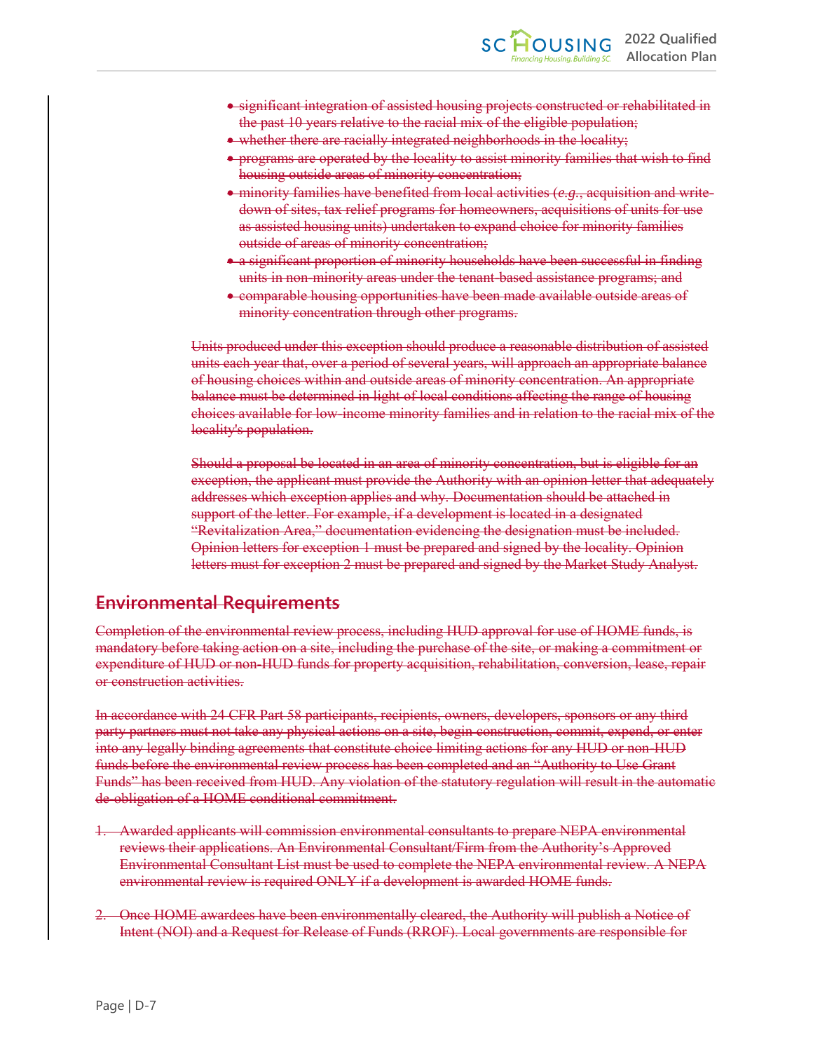- significant integration of assisted housing projects constructed or rehabilitated in the past 10 years relative to the racial mix of the eligible population;
- whether there are racially integrated neighborhoods in the locality;
- programs are operated by the locality to assist minority families that wish to find housing outside areas of minority concentration;
- minority families have benefited from local activities (*e.g.*, acquisition and write-down of sites, tax relief programs for homeowners, acquisitions of units for use as assisted housing units) undertaken to expand choice for minority families outside of areas of minority concentration;
- a significant proportion of minority households have been successful in finding units in non-minority areas under the tenant-based assistance programs; and
- comparable housing opportunities have been made available outside areas of minority concentration through other programs.

Units produced under this exception should produce a reasonable distribution of assisted units each year that, over a period of several years, will approach an appropriate balance of housing choices within and outside areas of minority concentration. An appropriate balance must be determined in light of local conditions affecting the range of housing choices available for low-income minority families and in relation to the racial mix of the locality's population.

Should a proposal be located in an area of minority concentration, but is eligible for an exception, the applicant must provide the Authority with an opinion letter that adequately addresses which exception applies and why. Documentation should be attached in support of the letter. For example, if a development is located in a designated "Revitalization Area," documentation evidencing the designation must be included. Opinion letters for exception 1 must be prepared and signed by the locality. Opinion letters must for exception 2 must be prepared and signed by the Market Study Analyst.

## Environmental Requirements

Completion of the environmental review process, including HUD approval for use of HOME funds, is mandatory before taking action on a site, including the purchase of the site, or making a commitment or expenditure of HUD or non-HUD funds for property acquisition, rehabilitation, conversion, lease, repair or construction activities.

In accordance with 24 CFR Part 58 participants, recipients, owners, developers, sponsors or any third party partners must not take any physical actions on a site, begin construction, commit, expend, or enter into any legally binding agreements that constitute choice limiting actions for any HUD or non-HUD funds before the environmental review process has been completed and an "Authority to Use Grant Funds" has been received from HUD. Any violation of the statutory regulation will result in the automatic de-obligation of a HOME conditional commitment.

1. Awarded applicants will commission environmental consultants to prepare NEPA environmental reviews their applications. An Environmental Consultant/Firm from the Authority's Approved Environmental Consultant List must be used to complete the NEPA environmental review. A NEPA environmental review is required ONLY if a development is awarded HOME funds.

2. Once HOME awardees have been environmentally cleared, the Authority will publish a Notice of Intent (NOI) and a Request for Release of Funds (RROF). Local governments are responsible for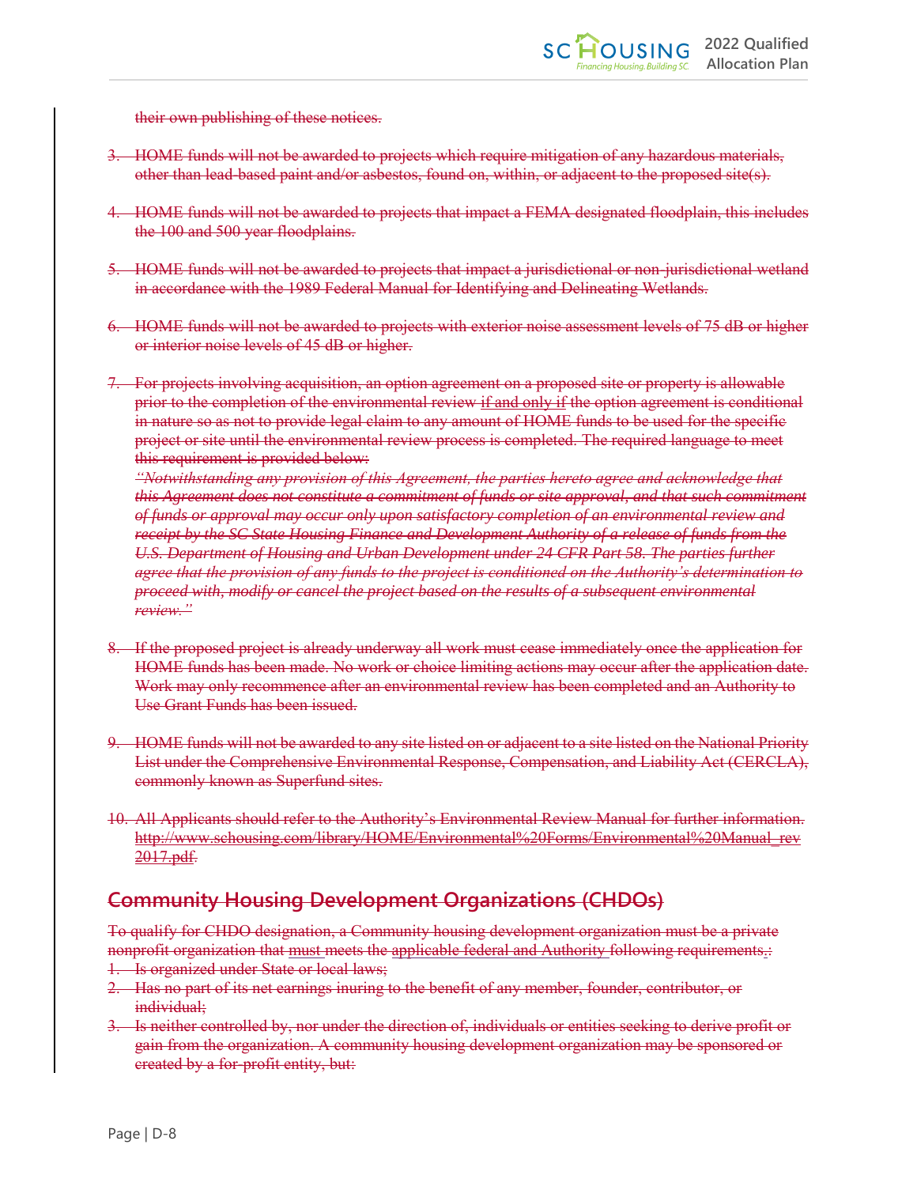their own publishing of these notices.

3. HOME funds will not be awarded to projects which require mitigation of any hazardous materials, other than lead-based paint and/or asbestos, found on, within, or adjacent to the proposed site(s).

4. HOME funds will not be awarded to projects that impact a FEMA designated floodplain, this includes the 100 and 500 year floodplains.

5. HOME funds will not be awarded to projects that impact a jurisdictional or non-jurisdictional wetland in accordance with the 1989 Federal Manual for Identifying and Delineating Wetlands.

6. HOME funds will not be awarded to projects with exterior noise assessment levels of 75 dB or higher or interior noise levels of 45 dB or higher.

7. For projects involving acquisition, an option agreement on a proposed site or property is allowable prior to the completion of the environmental review if and only if the option agreement is conditional in nature so as not to provide legal claim to any amount of HOME funds to be used for the specific project or site until the environmental review process is completed. The required language to meet this requirement is provided below:
*"Notwithstanding any provision of this Agreement, the parties hereto agree and acknowledge that this Agreement does not constitute a commitment of funds or site approval, and that such commitment of funds or approval may occur only upon satisfactory completion of an environmental review and receipt by the SC State Housing Finance and Development Authority of a release of funds from the U.S. Department of Housing and Urban Development under 24 CFR Part 58. The parties further agree that the provision of any funds to the project is conditioned on the Authority's determination to proceed with, modify or cancel the project based on the results of a subsequent environmental review."*

8. If the proposed project is already underway all work must cease immediately once the application for HOME funds has been made. No work or choice limiting actions may occur after the application date. Work may only recommence after an environmental review has been completed and an Authority to Use Grant Funds has been issued.

9. HOME funds will not be awarded to any site listed on or adjacent to a site listed on the National Priority List under the Comprehensive Environmental Response, Compensation, and Liability Act (CERCLA), commonly known as Superfund sites.

10. All Applicants should refer to the Authority's Environmental Review Manual for further information. http://www.schousing.com/library/HOME/Environmental%20Forms/Environmental%20Manual_rev2017.pdf.

## Community Housing Development Organizations (CHDOs)

To qualify for CHDO designation, a Community housing development organization must be a private nonprofit organization that must meets the applicable federal and Authority following requirements.:

1. Is organized under State or local laws;
2. Has no part of its net earnings inuring to the benefit of any member, founder, contributor, or individual;
3. Is neither controlled by, nor under the direction of, individuals or entities seeking to derive profit or gain from the organization. A community housing development organization may be sponsored or created by a for-profit entity, but: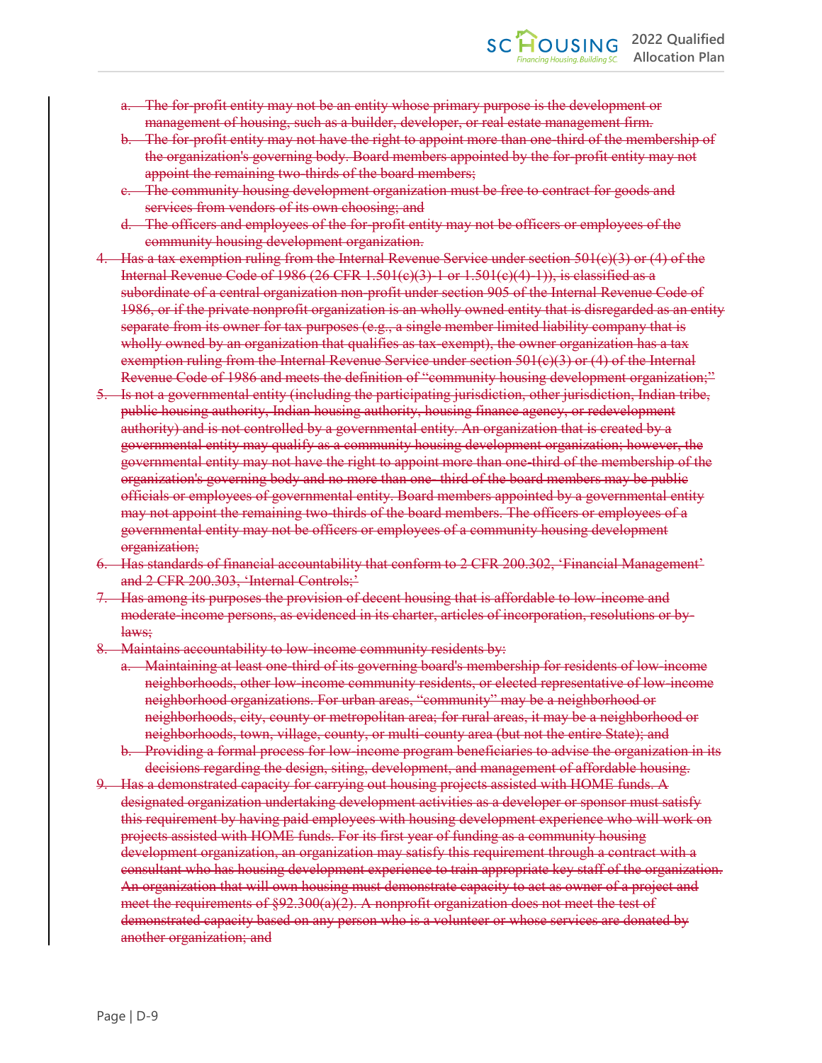~~a. The for-profit entity may not be an entity whose primary purpose is the development or management of housing, such as a builder, developer, or real estate management firm.~~
~~b. The for-profit entity may not have the right to appoint more than one-third of the membership of the organization's governing body. Board members appointed by the for-profit entity may not appoint the remaining two-thirds of the board members;~~
~~c. The community housing development organization must be free to contract for goods and services from vendors of its own choosing; and~~
~~d. The officers and employees of the for-profit entity may not be officers or employees of the community housing development organization.~~

~~4. Has a tax exemption ruling from the Internal Revenue Service under section 501(c)(3) or (4) of the Internal Revenue Code of 1986 (26 CFR 1.501(c)(3)-1 or 1.501(c)(4)-1)), is classified as a subordinate of a central organization non-profit under section 905 of the Internal Revenue Code of 1986, or if the private nonprofit organization is an wholly owned entity that is disregarded as an entity separate from its owner for tax purposes (e.g., a single member limited liability company that is wholly owned by an organization that qualifies as tax-exempt), the owner organization has a tax exemption ruling from the Internal Revenue Service under section 501(c)(3) or (4) of the Internal Revenue Code of 1986 and meets the definition of "community housing development organization;"~~

~~5. Is not a governmental entity (including the participating jurisdiction, other jurisdiction, Indian tribe, public housing authority, Indian housing authority, housing finance agency, or redevelopment authority) and is not controlled by a governmental entity. An organization that is created by a governmental entity may qualify as a community housing development organization; however, the governmental entity may not have the right to appoint more than one-third of the membership of the organization's governing body and no more than one- third of the board members may be public officials or employees of governmental entity. Board members appointed by a governmental entity may not appoint the remaining two-thirds of the board members. The officers or employees of a governmental entity may not be officers or employees of a community housing development organization;~~

~~6. Has standards of financial accountability that conform to 2 CFR 200.302, 'Financial Management' and 2 CFR 200.303, 'Internal Controls;'~~

~~7. Has among its purposes the provision of decent housing that is affordable to low-income and moderate-income persons, as evidenced in its charter, articles of incorporation, resolutions or by-laws;~~

~~8. Maintains accountability to low-income community residents by:~~
~~a. Maintaining at least one-third of its governing board's membership for residents of low-income neighborhoods, other low-income community residents, or elected representative of low-income neighborhood organizations. For urban areas, "community" may be a neighborhood or neighborhoods, city, county or metropolitan area; for rural areas, it may be a neighborhood or neighborhoods, town, village, county, or multi-county area (but not the entire State); and~~
~~b. Providing a formal process for low-income program beneficiaries to advise the organization in its decisions regarding the design, siting, development, and management of affordable housing.~~

~~9. Has a demonstrated capacity for carrying out housing projects assisted with HOME funds. A designated organization undertaking development activities as a developer or sponsor must satisfy this requirement by having paid employees with housing development experience who will work on projects assisted with HOME funds. For its first year of funding as a community housing development organization, an organization may satisfy this requirement through a contract with a consultant who has housing development experience to train appropriate key staff of the organization. An organization that will own housing must demonstrate capacity to act as owner of a project and meet the requirements of §92.300(a)(2). A nonprofit organization does not meet the test of demonstrated capacity based on any person who is a volunteer or whose services are donated by another organization; and~~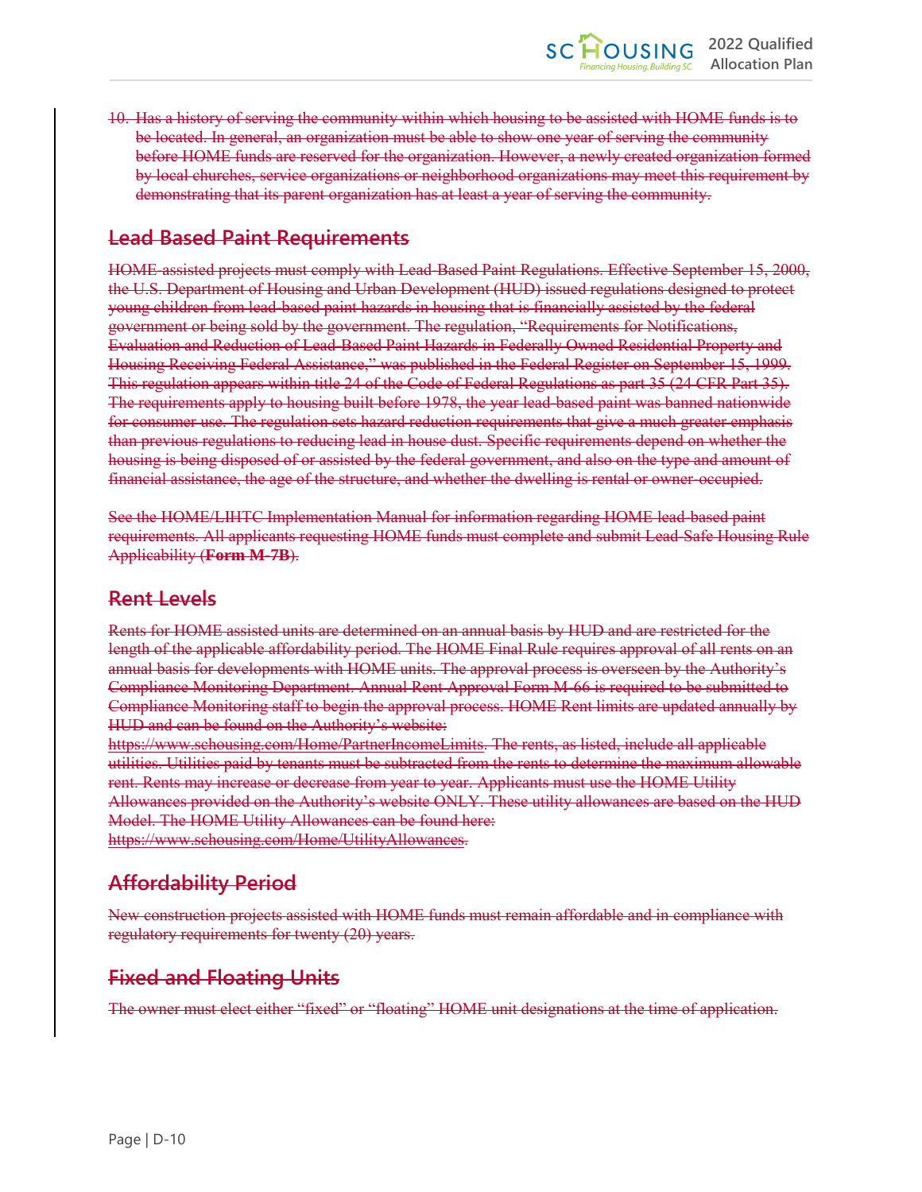10. Has a history of serving the community within which housing to be assisted with HOME funds is to be located. In general, an organization must be able to show one year of serving the community before HOME funds are reserved for the organization. However, a newly created organization formed by local churches, service organizations or neighborhood organizations may meet this requirement by demonstrating that its parent organization has at least a year of serving the community.

## Lead Based Paint Requirements

HOME-assisted projects must comply with Lead-Based Paint Regulations. Effective September 15, 2000, the U.S. Department of Housing and Urban Development (HUD) issued regulations designed to protect young children from lead-based paint hazards in housing that is financially assisted by the federal government or being sold by the government. The regulation, "Requirements for Notifications, Evaluation and Reduction of Lead-Based Paint Hazards in Federally Owned Residential Property and Housing Receiving Federal Assistance," was published in the Federal Register on September 15, 1999. This regulation appears within title 24 of the Code of Federal Regulations as part 35 (24 CFR Part 35). The requirements apply to housing built before 1978, the year lead-based paint was banned nationwide for consumer use. The regulation sets hazard reduction requirements that give a much greater emphasis than previous regulations to reducing lead in house dust. Specific requirements depend on whether the housing is being disposed of or assisted by the federal government, and also on the type and amount of financial assistance, the age of the structure, and whether the dwelling is rental or owner-occupied.

See the HOME/LIHTC Implementation Manual for information regarding HOME lead-based paint requirements. All applicants requesting HOME funds must complete and submit Lead-Safe Housing Rule Applicability (**Form M-7B**).

## Rent Levels

Rents for HOME assisted units are determined on an annual basis by HUD and are restricted for the length of the applicable affordability period. The HOME Final Rule requires approval of all rents on an annual basis for developments with HOME units. The approval process is overseen by the Authority's Compliance Monitoring Department. Annual Rent Approval Form M-66 is required to be submitted to Compliance Monitoring staff to begin the approval process. HOME Rent limits are updated annually by HUD and can be found on the Authority's website: https://www.schousing.com/Home/PartnerIncomeLimits. The rents, as listed, include all applicable utilities. Utilities paid by tenants must be subtracted from the rents to determine the maximum allowable rent. Rents may increase or decrease from year to year. Applicants must use the HOME Utility Allowances provided on the Authority's website ONLY. These utility allowances are based on the HUD Model. The HOME Utility Allowances can be found here: https://www.schousing.com/Home/UtilityAllowances.

## Affordability Period

New construction projects assisted with HOME funds must remain affordable and in compliance with regulatory requirements for twenty (20) years.

## Fixed and Floating Units

The owner must elect either "fixed" or "floating" HOME unit designations at the time of application.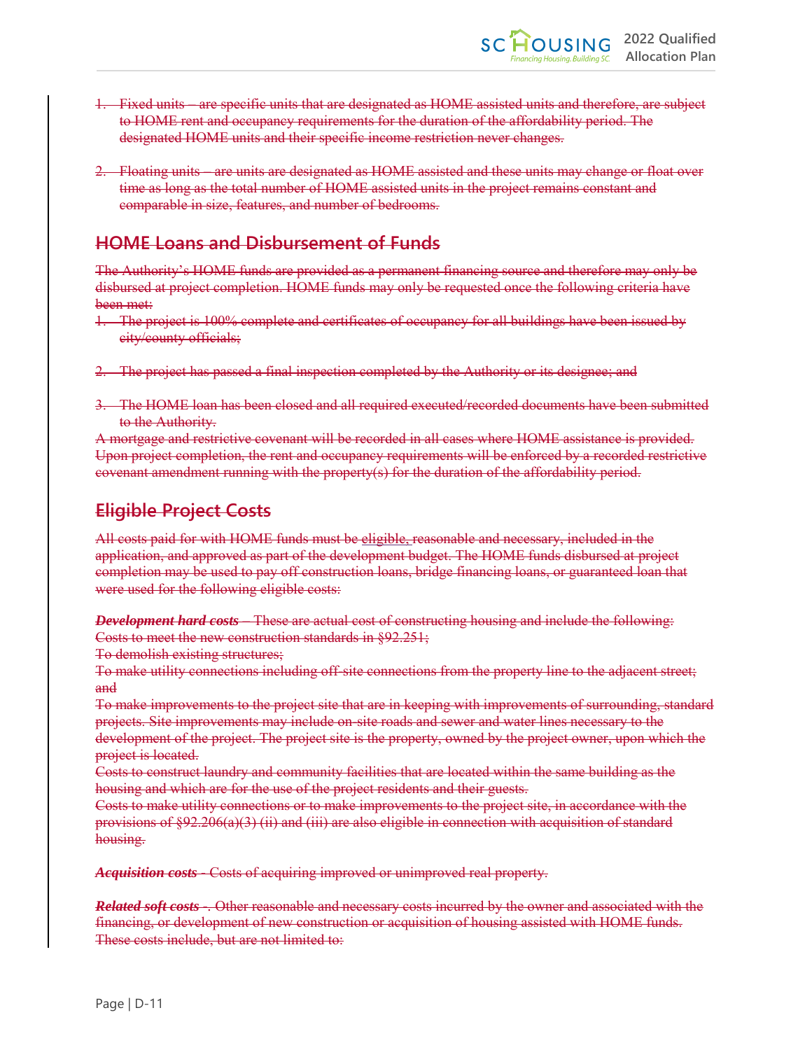1. Fixed units – are specific units that are designated as HOME assisted units and therefore, are subject to HOME rent and occupancy requirements for the duration of the affordability period. The designated HOME units and their specific income restriction never changes.

2. Floating units – are units are designated as HOME assisted and these units may change or float over time as long as the total number of HOME assisted units in the project remains constant and comparable in size, features, and number of bedrooms.

## HOME Loans and Disbursement of Funds

The Authority's HOME funds are provided as a permanent financing source and therefore may only be disbursed at project completion. HOME funds may only be requested once the following criteria have been met:

1. The project is 100% complete and certificates of occupancy for all buildings have been issued by city/county officials;

2. The project has passed a final inspection completed by the Authority or its designee; and

3. The HOME loan has been closed and all required executed/recorded documents have been submitted to the Authority.

A mortgage and restrictive covenant will be recorded in all cases where HOME assistance is provided. Upon project completion, the rent and occupancy requirements will be enforced by a recorded restrictive covenant amendment running with the property(s) for the duration of the affordability period.

## Eligible Project Costs

All costs paid for with HOME funds must be eligible, reasonable and necessary, included in the application, and approved as part of the development budget. The HOME funds disbursed at project completion may be used to pay off construction loans, bridge financing loans, or guaranteed loan that were used for the following eligible costs:

***Development hard costs*** – These are actual cost of constructing housing and include the following:
Costs to meet the new construction standards in §92.251;
To demolish existing structures;
To make utility connections including off-site connections from the property line to the adjacent street; and
To make improvements to the project site that are in keeping with improvements of surrounding, standard projects. Site improvements may include on-site roads and sewer and water lines necessary to the development of the project. The project site is the property, owned by the project owner, upon which the project is located.
Costs to construct laundry and community facilities that are located within the same building as the housing and which are for the use of the project residents and their guests.
Costs to make utility connections or to make improvements to the project site, in accordance with the provisions of §92.206(a)(3) (ii) and (iii) are also eligible in connection with acquisition of standard housing.

***Acquisition costs*** - Costs of acquiring improved or unimproved real property.

***Related soft costs*** -. Other reasonable and necessary costs incurred by the owner and associated with the financing, or development of new construction or acquisition of housing assisted with HOME funds. These costs include, but are not limited to: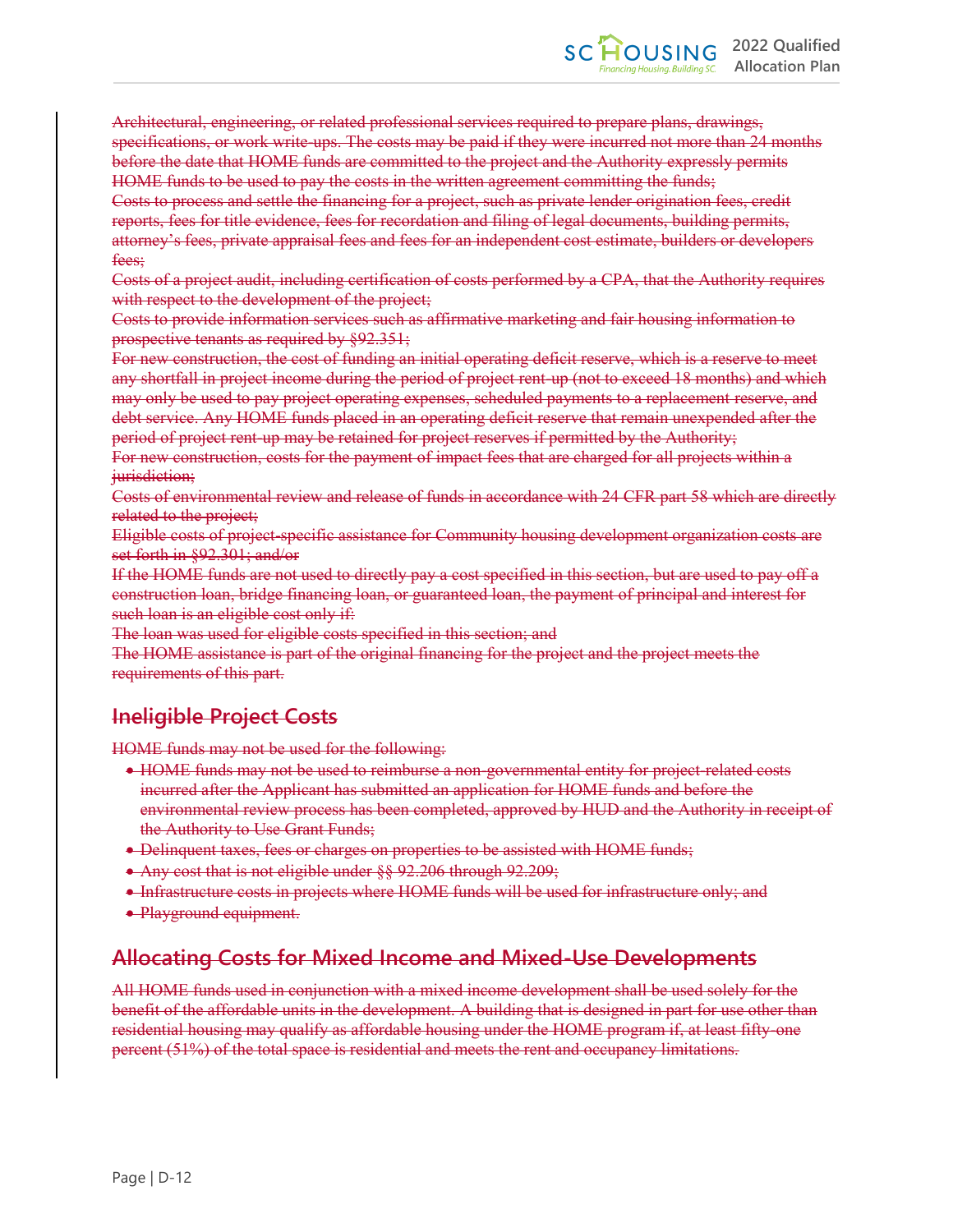~~Architectural, engineering, or related professional services required to prepare plans, drawings, specifications, or work write-ups. The costs may be paid if they were incurred not more than 24 months before the date that HOME funds are committed to the project and the Authority expressly permits HOME funds to be used to pay the costs in the written agreement committing the funds;~~
~~Costs to process and settle the financing for a project, such as private lender origination fees, credit reports, fees for title evidence, fees for recordation and filing of legal documents, building permits, attorney's fees, private appraisal fees and fees for an independent cost estimate, builders or developers fees;~~
~~Costs of a project audit, including certification of costs performed by a CPA, that the Authority requires with respect to the development of the project;~~
~~Costs to provide information services such as affirmative marketing and fair housing information to prospective tenants as required by §92.351;~~
~~For new construction, the cost of funding an initial operating deficit reserve, which is a reserve to meet any shortfall in project income during the period of project rent-up (not to exceed 18 months) and which may only be used to pay project operating expenses, scheduled payments to a replacement reserve, and debt service. Any HOME funds placed in an operating deficit reserve that remain unexpended after the period of project rent-up may be retained for project reserves if permitted by the Authority;~~
~~For new construction, costs for the payment of impact fees that are charged for all projects within a jurisdiction;~~
~~Costs of environmental review and release of funds in accordance with 24 CFR part 58 which are directly related to the project;~~
~~Eligible costs of project-specific assistance for Community housing development organization costs are set forth in §92.301; and/or~~
~~If the HOME funds are not used to directly pay a cost specified in this section, but are used to pay off a construction loan, bridge financing loan, or guaranteed loan, the payment of principal and interest for such loan is an eligible cost only if:~~
~~The loan was used for eligible costs specified in this section; and~~
~~The HOME assistance is part of the original financing for the project and the project meets the requirements of this part.~~

## ~~Ineligible Project Costs~~

~~HOME funds may not be used for the following:~~

- ~~HOME funds may not be used to reimburse a non-governmental entity for project-related costs incurred after the Applicant has submitted an application for HOME funds and before the environmental review process has been completed, approved by HUD and the Authority in receipt of the Authority to Use Grant Funds;~~
- ~~Delinquent taxes, fees or charges on properties to be assisted with HOME funds;~~
- ~~Any cost that is not eligible under §§ 92.206 through 92.209;~~
- ~~Infrastructure costs in projects where HOME funds will be used for infrastructure only; and~~
- ~~Playground equipment.~~

## ~~Allocating Costs for Mixed Income and Mixed-Use Developments~~

~~All HOME funds used in conjunction with a mixed income development shall be used solely for the benefit of the affordable units in the development. A building that is designed in part for use other than residential housing may qualify as affordable housing under the HOME program if, at least fifty-one percent (51%) of the total space is residential and meets the rent and occupancy limitations.~~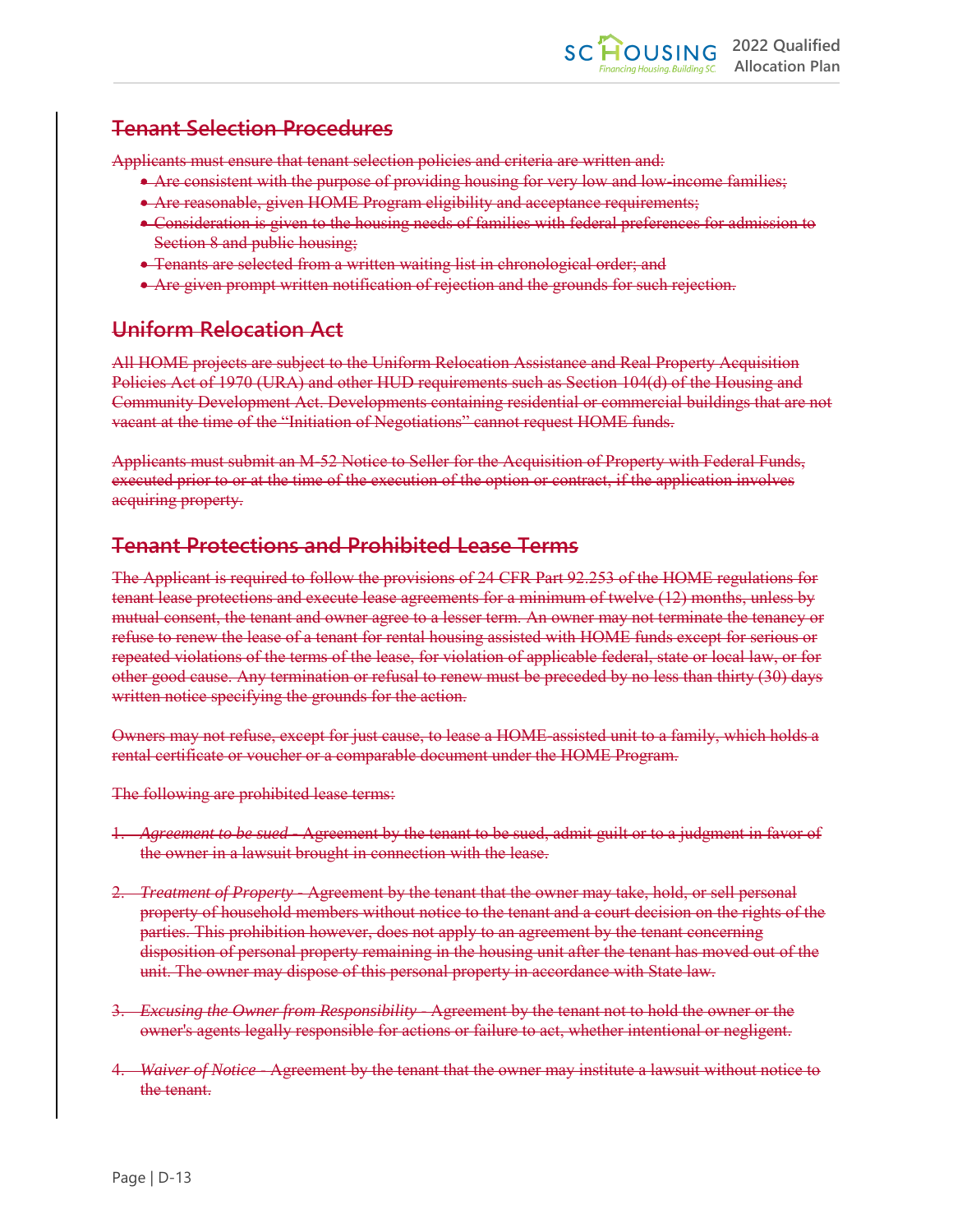## ~~Tenant Selection Procedures~~

~~Applicants must ensure that tenant selection policies and criteria are written and:~~

- ~~Are consistent with the purpose of providing housing for very low and low-income families;~~
- ~~Are reasonable, given HOME Program eligibility and acceptance requirements;~~
- ~~Consideration is given to the housing needs of families with federal preferences for admission to Section 8 and public housing;~~
- ~~Tenants are selected from a written waiting list in chronological order; and~~
- ~~Are given prompt written notification of rejection and the grounds for such rejection.~~

## ~~Uniform Relocation Act~~

~~All HOME projects are subject to the Uniform Relocation Assistance and Real Property Acquisition Policies Act of 1970 (URA) and other HUD requirements such as Section 104(d) of the Housing and Community Development Act. Developments containing residential or commercial buildings that are not vacant at the time of the "Initiation of Negotiations" cannot request HOME funds.~~

~~Applicants must submit an M-52 Notice to Seller for the Acquisition of Property with Federal Funds, executed prior to or at the time of the execution of the option or contract, if the application involves acquiring property.~~

## ~~Tenant Protections and Prohibited Lease Terms~~

~~The Applicant is required to follow the provisions of 24 CFR Part 92.253 of the HOME regulations for tenant lease protections and execute lease agreements for a minimum of twelve (12) months, unless by mutual consent, the tenant and owner agree to a lesser term. An owner may not terminate the tenancy or refuse to renew the lease of a tenant for rental housing assisted with HOME funds except for serious or repeated violations of the terms of the lease, for violation of applicable federal, state or local law, or for other good cause. Any termination or refusal to renew must be preceded by no less than thirty (30) days written notice specifying the grounds for the action.~~

~~Owners may not refuse, except for just cause, to lease a HOME-assisted unit to a family, which holds a rental certificate or voucher or a comparable document under the HOME Program.~~

~~The following are prohibited lease terms:~~

1. ~~*Agreement to be sued* - Agreement by the tenant to be sued, admit guilt or to a judgment in favor of the owner in a lawsuit brought in connection with the lease.~~

2. ~~*Treatment of Property* - Agreement by the tenant that the owner may take, hold, or sell personal property of household members without notice to the tenant and a court decision on the rights of the parties. This prohibition however, does not apply to an agreement by the tenant concerning disposition of personal property remaining in the housing unit after the tenant has moved out of the unit. The owner may dispose of this personal property in accordance with State law.~~

3. ~~*Excusing the Owner from Responsibility* - Agreement by the tenant not to hold the owner or the owner's agents legally responsible for actions or failure to act, whether intentional or negligent.~~

4. ~~*Waiver of Notice* - Agreement by the tenant that the owner may institute a lawsuit without notice to the tenant.~~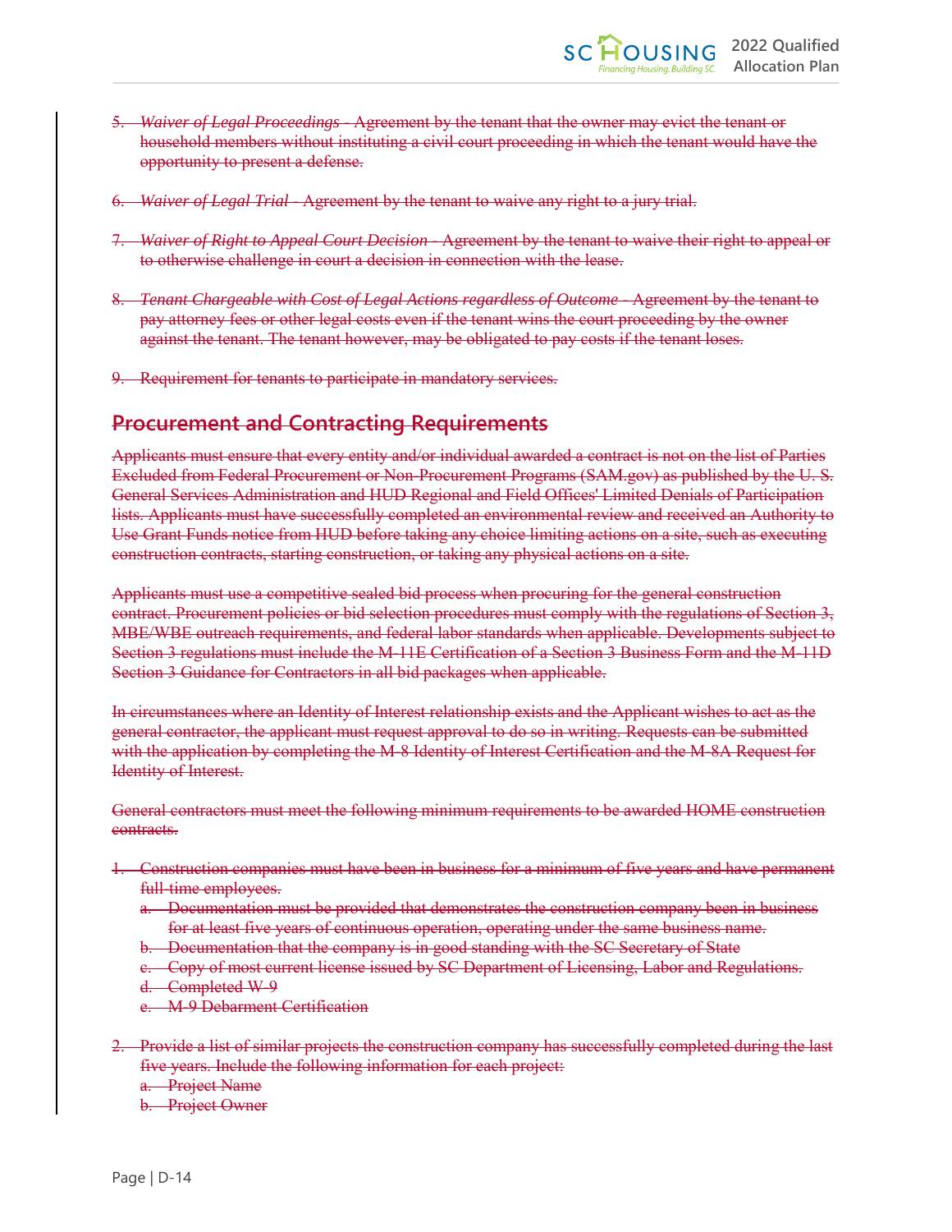5. ~~*Waiver of Legal Proceedings* - Agreement by the tenant that the owner may evict the tenant or household members without instituting a civil court proceeding in which the tenant would have the opportunity to present a defense.~~

6. ~~*Waiver of Legal Trial* - Agreement by the tenant to waive any right to a jury trial.~~

7. ~~*Waiver of Right to Appeal Court Decision* - Agreement by the tenant to waive their right to appeal or to otherwise challenge in court a decision in connection with the lease.~~

8. ~~*Tenant Chargeable with Cost of Legal Actions regardless of Outcome* - Agreement by the tenant to pay attorney fees or other legal costs even if the tenant wins the court proceeding by the owner against the tenant. The tenant however, may be obligated to pay costs if the tenant loses.~~

9. ~~Requirement for tenants to participate in mandatory services.~~

## ~~Procurement and Contracting Requirements~~

~~Applicants must ensure that every entity and/or individual awarded a contract is not on the list of Parties Excluded from Federal Procurement or Non-Procurement Programs (SAM.gov) as published by the U. S. General Services Administration and HUD Regional and Field Offices' Limited Denials of Participation lists. Applicants must have successfully completed an environmental review and received an Authority to Use Grant Funds notice from HUD before taking any choice limiting actions on a site, such as executing construction contracts, starting construction, or taking any physical actions on a site.~~

~~Applicants must use a competitive sealed bid process when procuring for the general construction contract. Procurement policies or bid selection procedures must comply with the regulations of Section 3, MBE/WBE outreach requirements, and federal labor standards when applicable. Developments subject to Section 3 regulations must include the M-11E Certification of a Section 3 Business Form and the M-11D Section 3 Guidance for Contractors in all bid packages when applicable.~~

~~In circumstances where an Identity of Interest relationship exists and the Applicant wishes to act as the general contractor, the applicant must request approval to do so in writing. Requests can be submitted with the application by completing the M-8 Identity of Interest Certification and the M-8A Request for Identity of Interest.~~

~~General contractors must meet the following minimum requirements to be awarded HOME construction contracts.~~

1. ~~Construction companies must have been in business for a minimum of five years and have permanent full-time employees.~~
   a. ~~Documentation must be provided that demonstrates the construction company been in business for at least five years of continuous operation, operating under the same business name.~~
   b. ~~Documentation that the company is in good standing with the SC Secretary of State~~
   c. ~~Copy of most current license issued by SC Department of Licensing, Labor and Regulations.~~
   d. ~~Completed W-9~~
   e. ~~M-9 Debarment Certification~~

2. ~~Provide a list of similar projects the construction company has successfully completed during the last five years. Include the following information for each project:~~
   a. ~~Project Name~~
   b. ~~Project Owner~~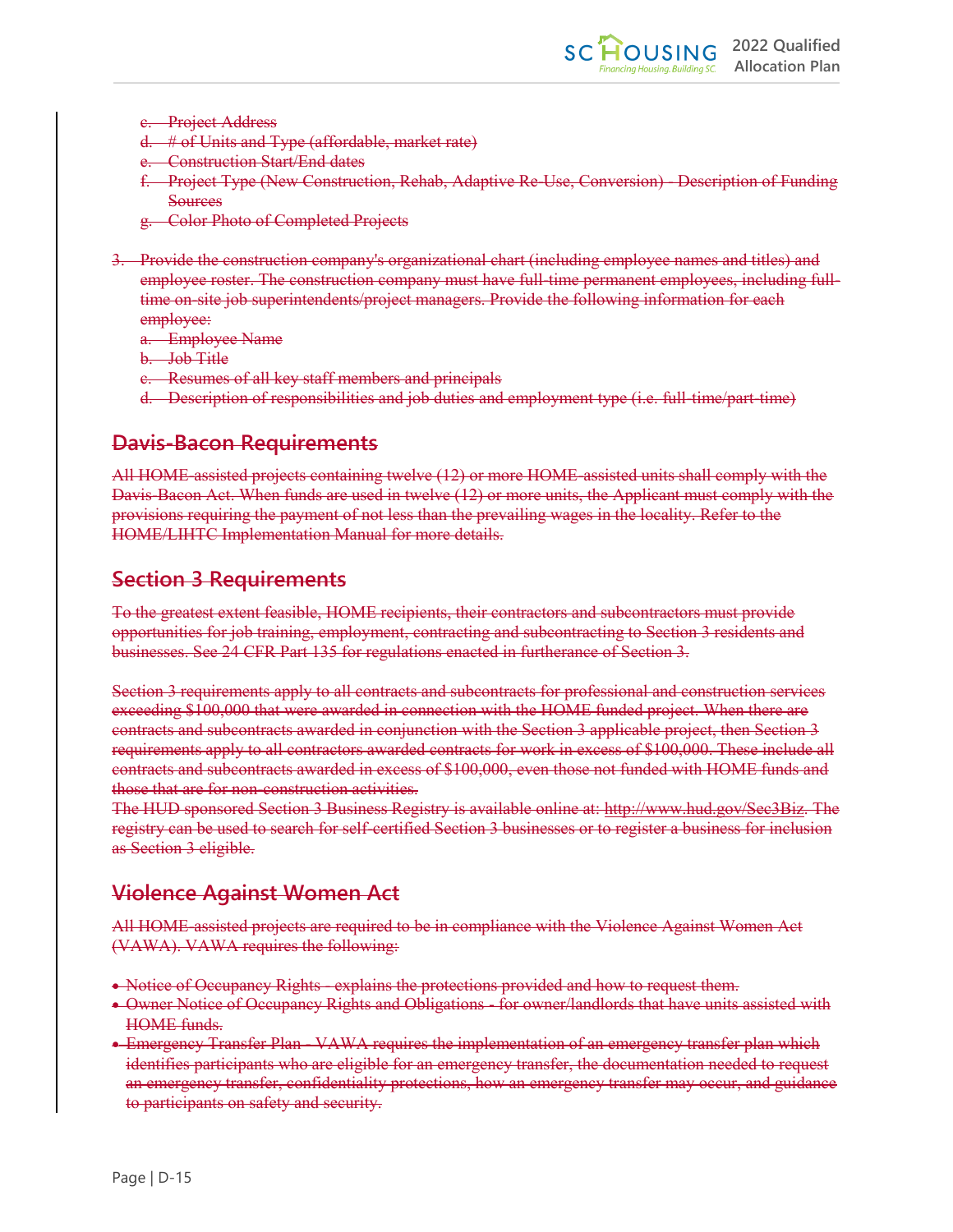~~c. Project Address~~
~~d. # of Units and Type (affordable, market rate)~~
~~e. Construction Start/End dates~~
~~f. Project Type (New Construction, Rehab, Adaptive Re-Use, Conversion) - Description of Funding Sources~~
~~g. Color Photo of Completed Projects~~

~~3. Provide the construction company's organizational chart (including employee names and titles) and employee roster. The construction company must have full-time permanent employees, including full-time on-site job superintendents/project managers. Provide the following information for each employee:~~
~~a. Employee Name~~
~~b. Job Title~~
~~c. Resumes of all key staff members and principals~~
~~d. Description of responsibilities and job duties and employment type (i.e. full-time/part-time)~~

## ~~Davis-Bacon Requirements~~

~~All HOME-assisted projects containing twelve (12) or more HOME-assisted units shall comply with the Davis-Bacon Act. When funds are used in twelve (12) or more units, the Applicant must comply with the provisions requiring the payment of not less than the prevailing wages in the locality. Refer to the HOME/LIHTC Implementation Manual for more details.~~

## ~~Section 3 Requirements~~

~~To the greatest extent feasible, HOME recipients, their contractors and subcontractors must provide opportunities for job training, employment, contracting and subcontracting to Section 3 residents and businesses. See 24 CFR Part 135 for regulations enacted in furtherance of Section 3.~~

~~Section 3 requirements apply to all contracts and subcontracts for professional and construction services exceeding $100,000 that were awarded in connection with the HOME funded project. When there are contracts and subcontracts awarded in conjunction with the Section 3 applicable project, then Section 3 requirements apply to all contractors awarded contracts for work in excess of $100,000. These include all contracts and subcontracts awarded in excess of $100,000, even those not funded with HOME funds and those that are for non-construction activities.~~
~~The HUD sponsored Section 3 Business Registry is available online at: http://www.hud.gov/Sec3Biz. The registry can be used to search for self-certified Section 3 businesses or to register a business for inclusion as Section 3 eligible.~~

## ~~Violence Against Women Act~~

~~All HOME-assisted projects are required to be in compliance with the Violence Against Women Act (VAWA). VAWA requires the following:~~

- ~~Notice of Occupancy Rights - explains the protections provided and how to request them.~~
- ~~Owner Notice of Occupancy Rights and Obligations - for owner/landlords that have units assisted with HOME funds.~~
- ~~Emergency Transfer Plan - VAWA requires the implementation of an emergency transfer plan which identifies participants who are eligible for an emergency transfer, the documentation needed to request an emergency transfer, confidentiality protections, how an emergency transfer may occur, and guidance to participants on safety and security.~~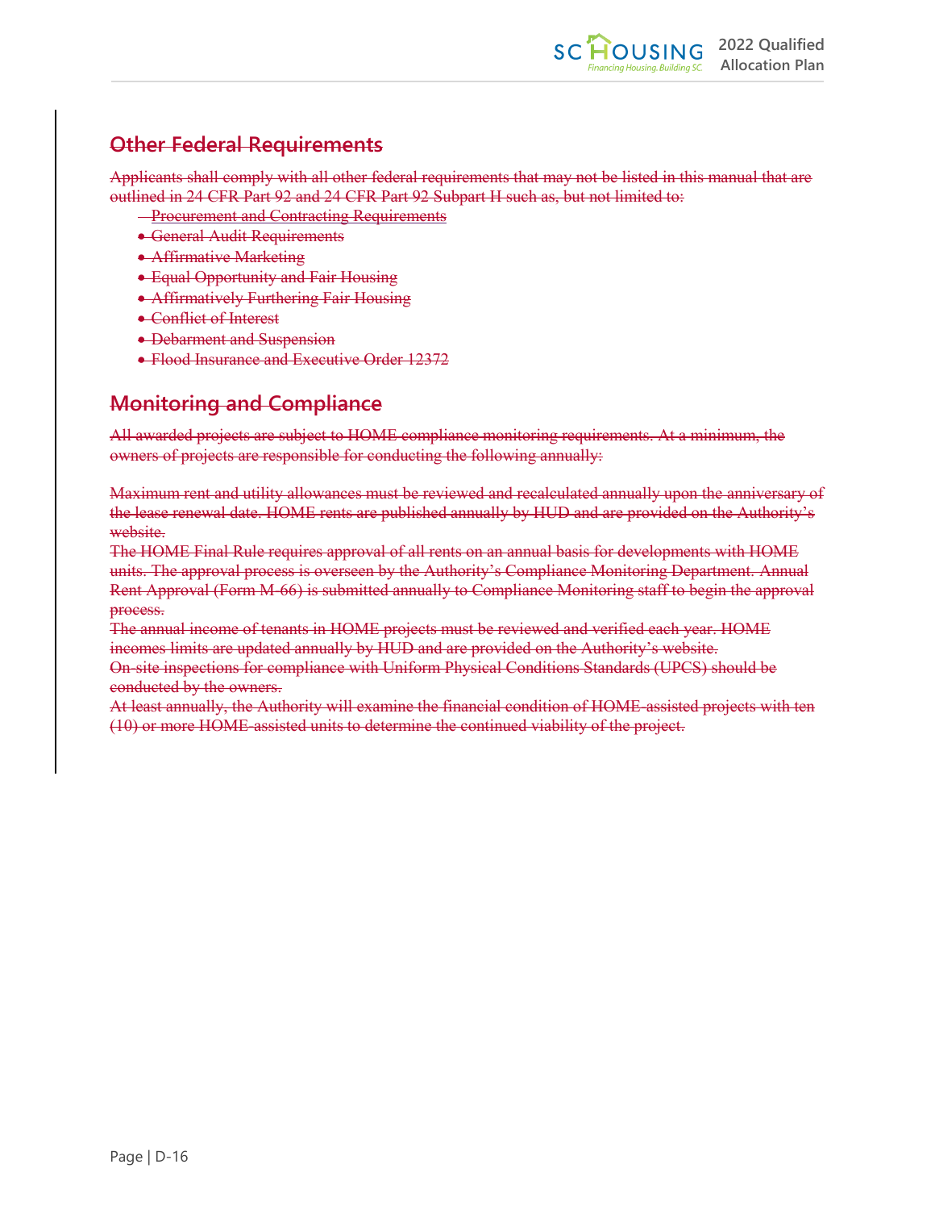## ~~Other Federal Requirements~~

~~Applicants shall comply with all other federal requirements that may not be listed in this manual that are outlined in 24 CFR Part 92 and 24 CFR Part 92 Subpart H such as, but not limited to:~~

- ~~Procurement and Contracting Requirements~~
- ~~General Audit Requirements~~
- ~~Affirmative Marketing~~
- ~~Equal Opportunity and Fair Housing~~
- ~~Affirmatively Furthering Fair Housing~~
- ~~Conflict of Interest~~
- ~~Debarment and Suspension~~
- ~~Flood Insurance and Executive Order 12372~~

## ~~Monitoring and Compliance~~

~~All awarded projects are subject to HOME compliance monitoring requirements. At a minimum, the owners of projects are responsible for conducting the following annually:~~

~~Maximum rent and utility allowances must be reviewed and recalculated annually upon the anniversary of the lease renewal date. HOME rents are published annually by HUD and are provided on the Authority's website.~~

~~The HOME Final Rule requires approval of all rents on an annual basis for developments with HOME units. The approval process is overseen by the Authority's Compliance Monitoring Department. Annual Rent Approval (Form M-66) is submitted annually to Compliance Monitoring staff to begin the approval process.~~

~~The annual income of tenants in HOME projects must be reviewed and verified each year. HOME incomes limits are updated annually by HUD and are provided on the Authority's website.~~

~~On-site inspections for compliance with Uniform Physical Conditions Standards (UPCS) should be conducted by the owners.~~

~~At least annually, the Authority will examine the financial condition of HOME-assisted projects with ten (10) or more HOME-assisted units to determine the continued viability of the project.~~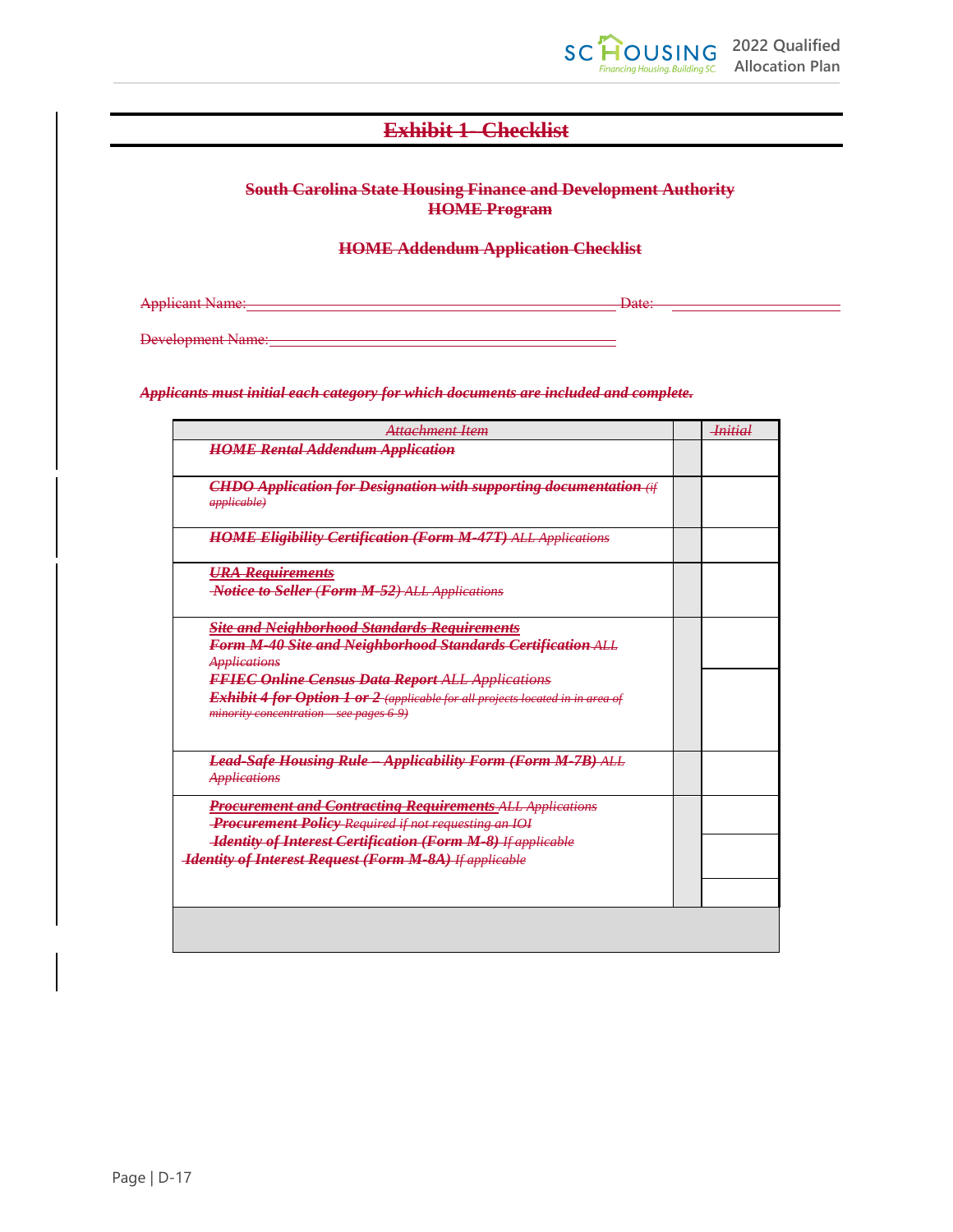# Exhibit 1- Checklist

**South Carolina State Housing Finance and Development Authority**
**HOME Program**

**HOME Addendum Application Checklist**

Applicant Name:\_\_\_\_\_\_\_\_\_\_\_\_\_\_\_\_\_\_\_\_\_\_\_\_\_\_\_\_\_\_\_\_\_\_\_\_\_\_\_\_\_\_\_\_ Date: \_\_\_\_\_\_\_\_\_\_\_\_\_\_\_\_\_\_\_\_

Development Name:\_\_\_\_\_\_\_\_\_\_\_\_\_\_\_\_\_\_\_\_\_\_\_\_\_\_\_\_\_\_\_\_\_\_\_\_\_\_\_\_\_\_\_\_

***Applicants must initial each category for which documents are included and complete.***

| *Attachment Item* | | *Initial* |
|---|---|---|
| ***HOME Rental Addendum Application*** | | |
| ***CHDO Application for Designation with supporting documentation*** *(if applicable)* | | |
| ***HOME Eligibility Certification (Form M-47T)*** *ALL Applications* | | |
| ***URA Requirements***<br>***Notice to Seller (Form M-52)*** *ALL Applications* | | |
| ***Site and Neighborhood Standards Requirements***<br>***Form M-40 Site and Neighborhood Standards Certification*** *ALL Applications* | | |
| ***FFIEC Online Census Data Report*** *ALL Applications*<br>***Exhibit 4 for Option 1 or 2*** *(applicable for all projects located in in area of minority concentration – see pages 6-9)* | | |
| ***Lead-Safe Housing Rule – Applicability Form (Form M-7B)*** *ALL Applications* | | |
| ***Procurement and Contracting Requirements*** *ALL Applications*<br>***Procurement Policy*** *Required if not requesting an IOI* | | |
| ***Identity of Interest Certification (Form M-8)*** *If applicable* | | |
| ***Identity of Interest Request (Form M-8A)*** *If applicable* | | |
| | | |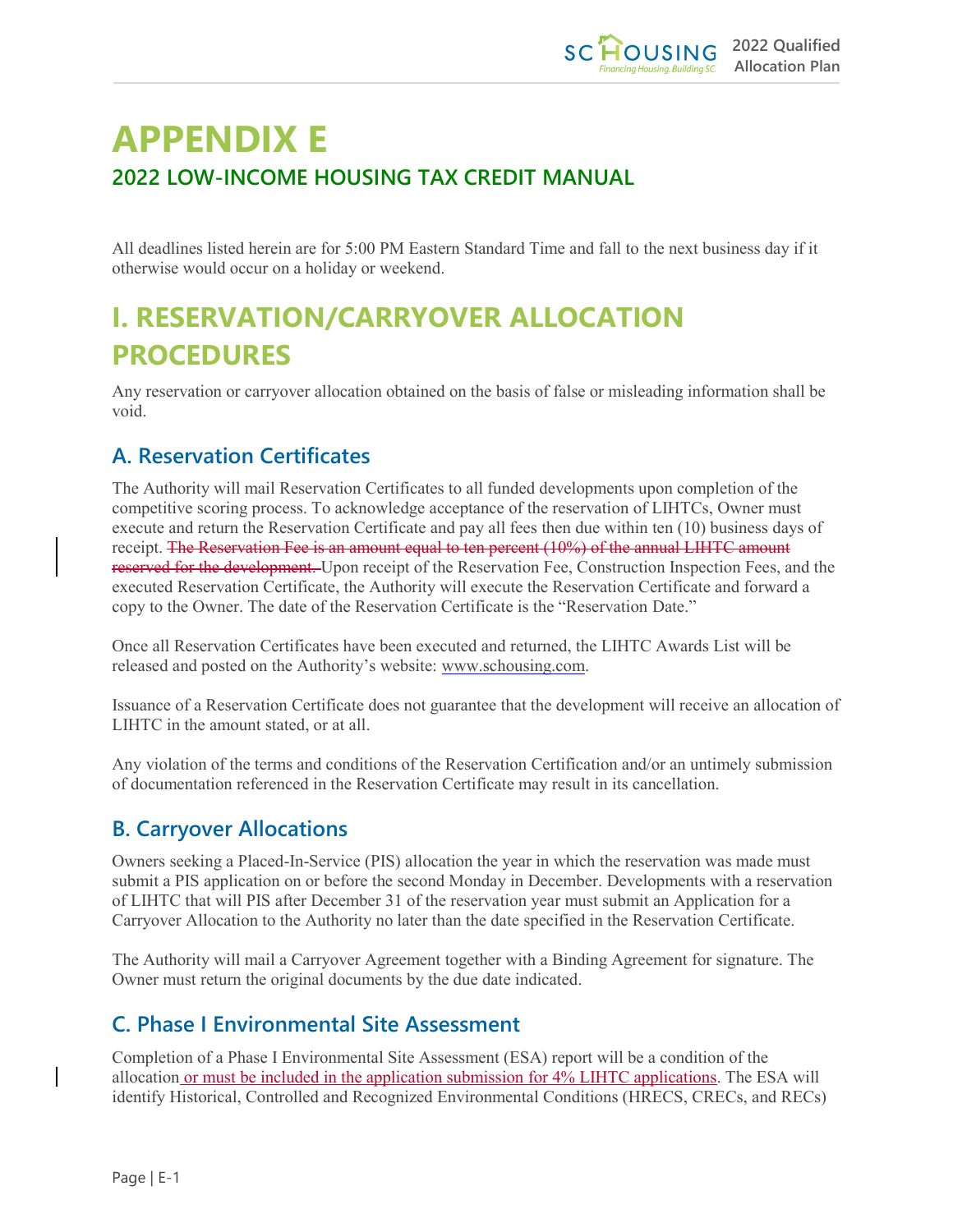# APPENDIX E

## 2022 LOW-INCOME HOUSING TAX CREDIT MANUAL

All deadlines listed herein are for 5:00 PM Eastern Standard Time and fall to the next business day if it otherwise would occur on a holiday or weekend.

# I. RESERVATION/CARRYOVER ALLOCATION PROCEDURES

Any reservation or carryover allocation obtained on the basis of false or misleading information shall be void.

### A. Reservation Certificates

The Authority will mail Reservation Certificates to all funded developments upon completion of the competitive scoring process. To acknowledge acceptance of the reservation of LIHTCs, Owner must execute and return the Reservation Certificate and pay all fees then due within ten (10) business days of receipt. ~~The Reservation Fee is an amount equal to ten percent (10%) of the annual LIHTC amount reserved for the development.~~ Upon receipt of the Reservation Fee, Construction Inspection Fees, and the executed Reservation Certificate, the Authority will execute the Reservation Certificate and forward a copy to the Owner. The date of the Reservation Certificate is the "Reservation Date."

Once all Reservation Certificates have been executed and returned, the LIHTC Awards List will be released and posted on the Authority's website: www.schousing.com.

Issuance of a Reservation Certificate does not guarantee that the development will receive an allocation of LIHTC in the amount stated, or at all.

Any violation of the terms and conditions of the Reservation Certification and/or an untimely submission of documentation referenced in the Reservation Certificate may result in its cancellation.

### B. Carryover Allocations

Owners seeking a Placed-In-Service (PIS) allocation the year in which the reservation was made must submit a PIS application on or before the second Monday in December. Developments with a reservation of LIHTC that will PIS after December 31 of the reservation year must submit an Application for a Carryover Allocation to the Authority no later than the date specified in the Reservation Certificate.

The Authority will mail a Carryover Agreement together with a Binding Agreement for signature. The Owner must return the original documents by the due date indicated.

### C. Phase I Environmental Site Assessment

Completion of a Phase I Environmental Site Assessment (ESA) report will be a condition of the allocation or must be included in the application submission for 4% LIHTC applications. The ESA will identify Historical, Controlled and Recognized Environmental Conditions (HRECS, CRECs, and RECs)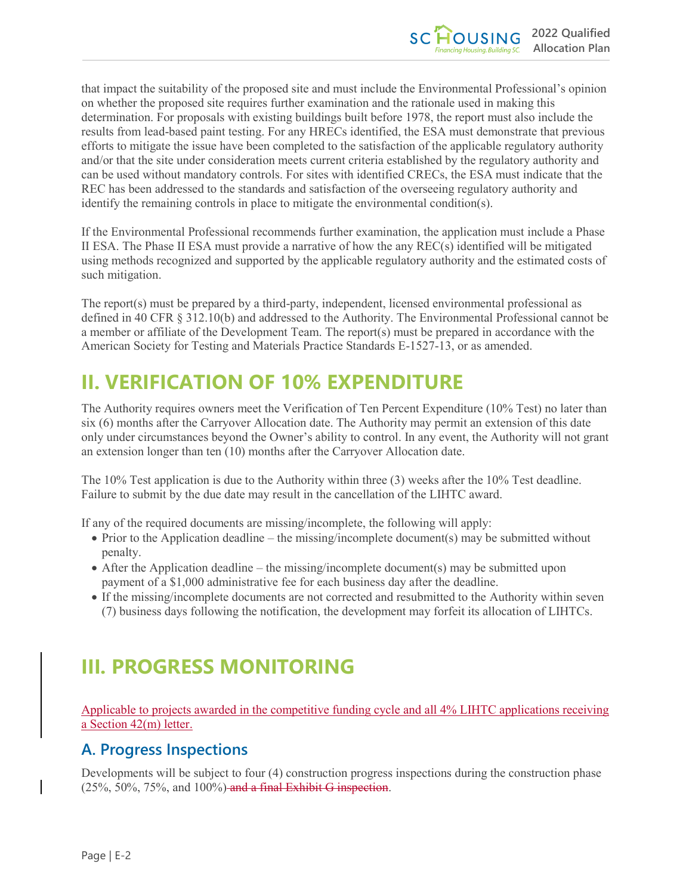that impact the suitability of the proposed site and must include the Environmental Professional's opinion on whether the proposed site requires further examination and the rationale used in making this determination. For proposals with existing buildings built before 1978, the report must also include the results from lead-based paint testing. For any HRECs identified, the ESA must demonstrate that previous efforts to mitigate the issue have been completed to the satisfaction of the applicable regulatory authority and/or that the site under consideration meets current criteria established by the regulatory authority and can be used without mandatory controls. For sites with identified CRECs, the ESA must indicate that the REC has been addressed to the standards and satisfaction of the overseeing regulatory authority and identify the remaining controls in place to mitigate the environmental condition(s).

If the Environmental Professional recommends further examination, the application must include a Phase II ESA. The Phase II ESA must provide a narrative of how the any REC(s) identified will be mitigated using methods recognized and supported by the applicable regulatory authority and the estimated costs of such mitigation.

The report(s) must be prepared by a third-party, independent, licensed environmental professional as defined in 40 CFR § 312.10(b) and addressed to the Authority. The Environmental Professional cannot be a member or affiliate of the Development Team. The report(s) must be prepared in accordance with the American Society for Testing and Materials Practice Standards E-1527-13, or as amended.

# II. VERIFICATION OF 10% EXPENDITURE

The Authority requires owners meet the Verification of Ten Percent Expenditure (10% Test) no later than six (6) months after the Carryover Allocation date. The Authority may permit an extension of this date only under circumstances beyond the Owner's ability to control. In any event, the Authority will not grant an extension longer than ten (10) months after the Carryover Allocation date.

The 10% Test application is due to the Authority within three (3) weeks after the 10% Test deadline. Failure to submit by the due date may result in the cancellation of the LIHTC award.

If any of the required documents are missing/incomplete, the following will apply:

- Prior to the Application deadline – the missing/incomplete document(s) may be submitted without penalty.
- After the Application deadline – the missing/incomplete document(s) may be submitted upon payment of a $1,000 administrative fee for each business day after the deadline.
- If the missing/incomplete documents are not corrected and resubmitted to the Authority within seven (7) business days following the notification, the development may forfeit its allocation of LIHTCs.

# III. PROGRESS MONITORING

Applicable to projects awarded in the competitive funding cycle and all 4% LIHTC applications receiving a Section 42(m) letter.

## A. Progress Inspections

Developments will be subject to four (4) construction progress inspections during the construction phase (25%, 50%, 75%, and 100%) ~~and a final Exhibit G inspection~~.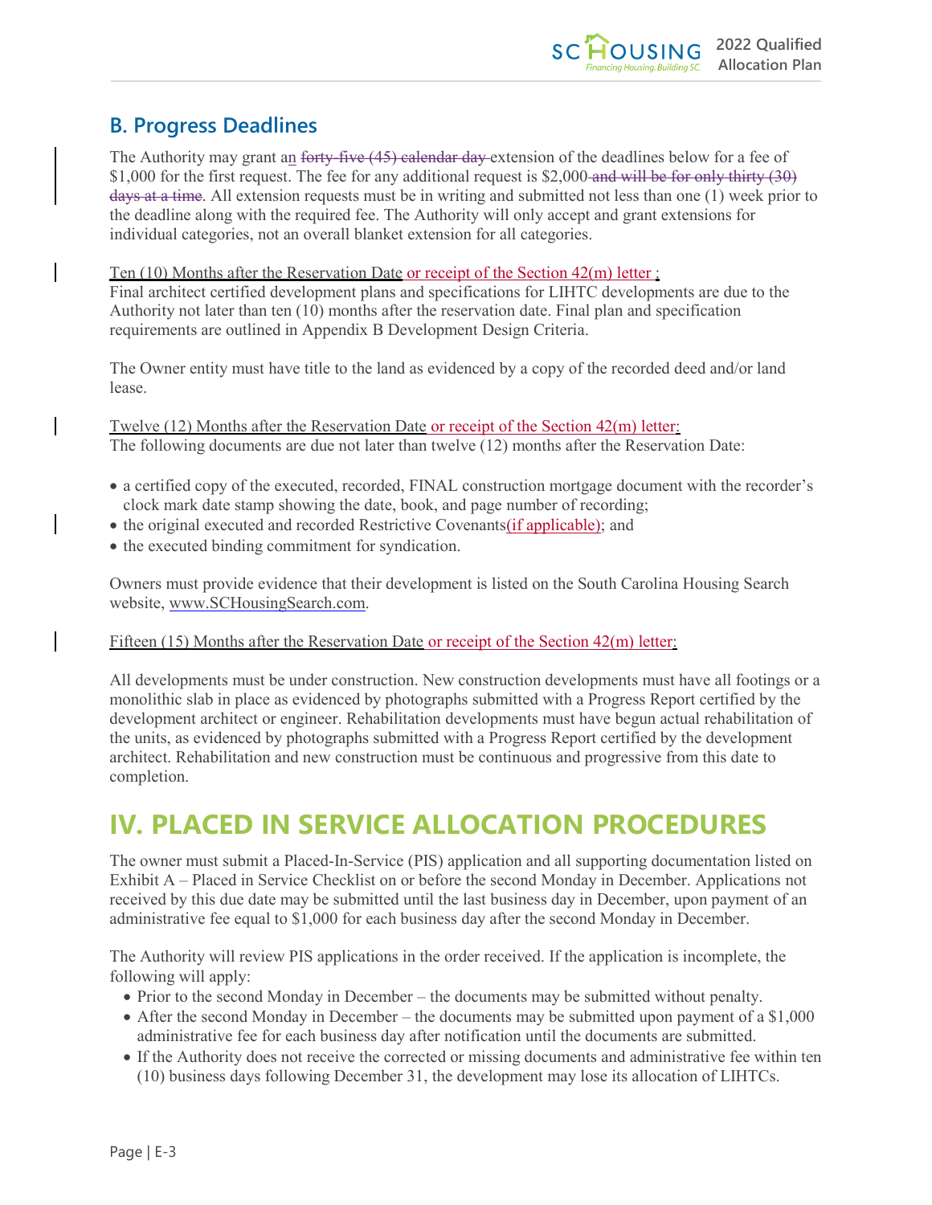## B. Progress Deadlines

The Authority may grant an ~~forty-five (45) calendar day~~ extension of the deadlines below for a fee of $1,000 for the first request. The fee for any additional request is $2,000 ~~and will be for only thirty (30) days at a time~~. All extension requests must be in writing and submitted not less than one (1) week prior to the deadline along with the required fee. The Authority will only accept and grant extensions for individual categories, not an overall blanket extension for all categories.

Ten (10) Months after the Reservation Date or receipt of the Section 42(m) letter :
Final architect certified development plans and specifications for LIHTC developments are due to the Authority not later than ten (10) months after the reservation date. Final plan and specification requirements are outlined in Appendix B Development Design Criteria.

The Owner entity must have title to the land as evidenced by a copy of the recorded deed and/or land lease.

Twelve (12) Months after the Reservation Date or receipt of the Section 42(m) letter:
The following documents are due not later than twelve (12) months after the Reservation Date:

- a certified copy of the executed, recorded, FINAL construction mortgage document with the recorder's clock mark date stamp showing the date, book, and page number of recording;
- the original executed and recorded Restrictive Covenants(if applicable); and
- the executed binding commitment for syndication.

Owners must provide evidence that their development is listed on the South Carolina Housing Search website, www.SCHousingSearch.com.

Fifteen (15) Months after the Reservation Date or receipt of the Section 42(m) letter:

All developments must be under construction. New construction developments must have all footings or a monolithic slab in place as evidenced by photographs submitted with a Progress Report certified by the development architect or engineer. Rehabilitation developments must have begun actual rehabilitation of the units, as evidenced by photographs submitted with a Progress Report certified by the development architect. Rehabilitation and new construction must be continuous and progressive from this date to completion.

# IV. PLACED IN SERVICE ALLOCATION PROCEDURES

The owner must submit a Placed-In-Service (PIS) application and all supporting documentation listed on Exhibit A – Placed in Service Checklist on or before the second Monday in December. Applications not received by this due date may be submitted until the last business day in December, upon payment of an administrative fee equal to $1,000 for each business day after the second Monday in December.

The Authority will review PIS applications in the order received. If the application is incomplete, the following will apply:

- Prior to the second Monday in December – the documents may be submitted without penalty.
- After the second Monday in December – the documents may be submitted upon payment of a $1,000 administrative fee for each business day after notification until the documents are submitted.
- If the Authority does not receive the corrected or missing documents and administrative fee within ten (10) business days following December 31, the development may lose its allocation of LIHTCs.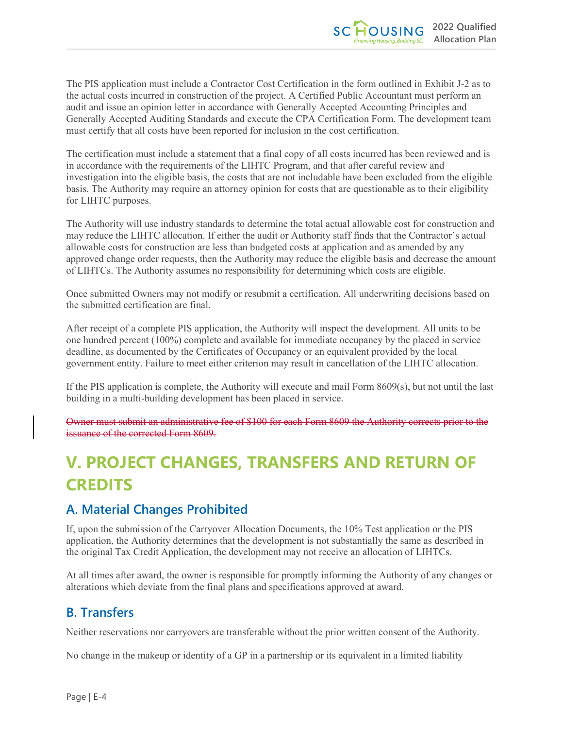The PIS application must include a Contractor Cost Certification in the form outlined in Exhibit J-2 as to the actual costs incurred in construction of the project. A Certified Public Accountant must perform an audit and issue an opinion letter in accordance with Generally Accepted Accounting Principles and Generally Accepted Auditing Standards and execute the CPA Certification Form. The development team must certify that all costs have been reported for inclusion in the cost certification.

The certification must include a statement that a final copy of all costs incurred has been reviewed and is in accordance with the requirements of the LIHTC Program, and that after careful review and investigation into the eligible basis, the costs that are not includable have been excluded from the eligible basis. The Authority may require an attorney opinion for costs that are questionable as to their eligibility for LIHTC purposes.

The Authority will use industry standards to determine the total actual allowable cost for construction and may reduce the LIHTC allocation. If either the audit or Authority staff finds that the Contractor's actual allowable costs for construction are less than budgeted costs at application and as amended by any approved change order requests, then the Authority may reduce the eligible basis and decrease the amount of LIHTCs. The Authority assumes no responsibility for determining which costs are eligible.

Once submitted Owners may not modify or resubmit a certification. All underwriting decisions based on the submitted certification are final.

After receipt of a complete PIS application, the Authority will inspect the development. All units to be one hundred percent (100%) complete and available for immediate occupancy by the placed in service deadline, as documented by the Certificates of Occupancy or an equivalent provided by the local government entity. Failure to meet either criterion may result in cancellation of the LIHTC allocation.

If the PIS application is complete, the Authority will execute and mail Form 8609(s), but not until the last building in a multi-building development has been placed in service.

~~Owner must submit an administrative fee of $100 for each Form 8609 the Authority corrects prior to the issuance of the corrected Form 8609.~~

# V. PROJECT CHANGES, TRANSFERS AND RETURN OF CREDITS

## A. Material Changes Prohibited

If, upon the submission of the Carryover Allocation Documents, the 10% Test application or the PIS application, the Authority determines that the development is not substantially the same as described in the original Tax Credit Application, the development may not receive an allocation of LIHTCs.

At all times after award, the owner is responsible for promptly informing the Authority of any changes or alterations which deviate from the final plans and specifications approved at award.

## B. Transfers

Neither reservations nor carryovers are transferable without the prior written consent of the Authority.

No change in the makeup or identity of a GP in a partnership or its equivalent in a limited liability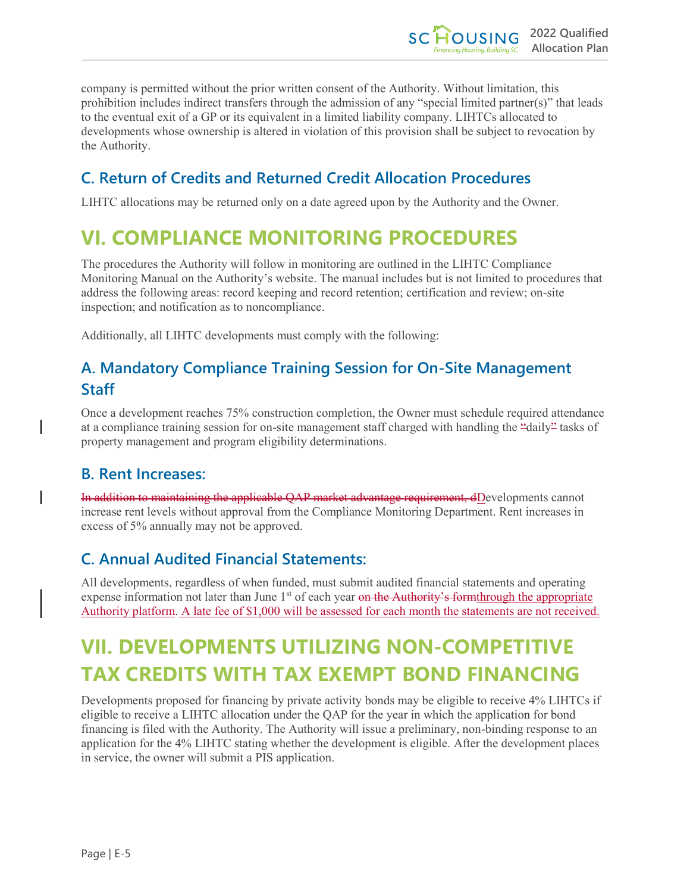company is permitted without the prior written consent of the Authority. Without limitation, this prohibition includes indirect transfers through the admission of any "special limited partner(s)" that leads to the eventual exit of a GP or its equivalent in a limited liability company. LIHTCs allocated to developments whose ownership is altered in violation of this provision shall be subject to revocation by the Authority.

## C. Return of Credits and Returned Credit Allocation Procedures

LIHTC allocations may be returned only on a date agreed upon by the Authority and the Owner.

# VI. COMPLIANCE MONITORING PROCEDURES

The procedures the Authority will follow in monitoring are outlined in the LIHTC Compliance Monitoring Manual on the Authority's website. The manual includes but is not limited to procedures that address the following areas: record keeping and record retention; certification and review; on-site inspection; and notification as to noncompliance.

Additionally, all LIHTC developments must comply with the following:

## A. Mandatory Compliance Training Session for On-Site Management Staff

Once a development reaches 75% construction completion, the Owner must schedule required attendance at a compliance training session for on-site management staff charged with handling the "daily" tasks of property management and program eligibility determinations.

## B. Rent Increases:

~~In addition to maintaining the applicable QAP market advantage requirement, d~~Developments cannot increase rent levels without approval from the Compliance Monitoring Department. Rent increases in excess of 5% annually may not be approved.

## C. Annual Audited Financial Statements:

All developments, regardless of when funded, must submit audited financial statements and operating expense information not later than June 1st of each year ~~on the Authority's form~~through the appropriate Authority platform. A late fee of $1,000 will be assessed for each month the statements are not received.

# VII. DEVELOPMENTS UTILIZING NON-COMPETITIVE TAX CREDITS WITH TAX EXEMPT BOND FINANCING

Developments proposed for financing by private activity bonds may be eligible to receive 4% LIHTCs if eligible to receive a LIHTC allocation under the QAP for the year in which the application for bond financing is filed with the Authority. The Authority will issue a preliminary, non-binding response to an application for the 4% LIHTC stating whether the development is eligible. After the development places in service, the owner will submit a PIS application.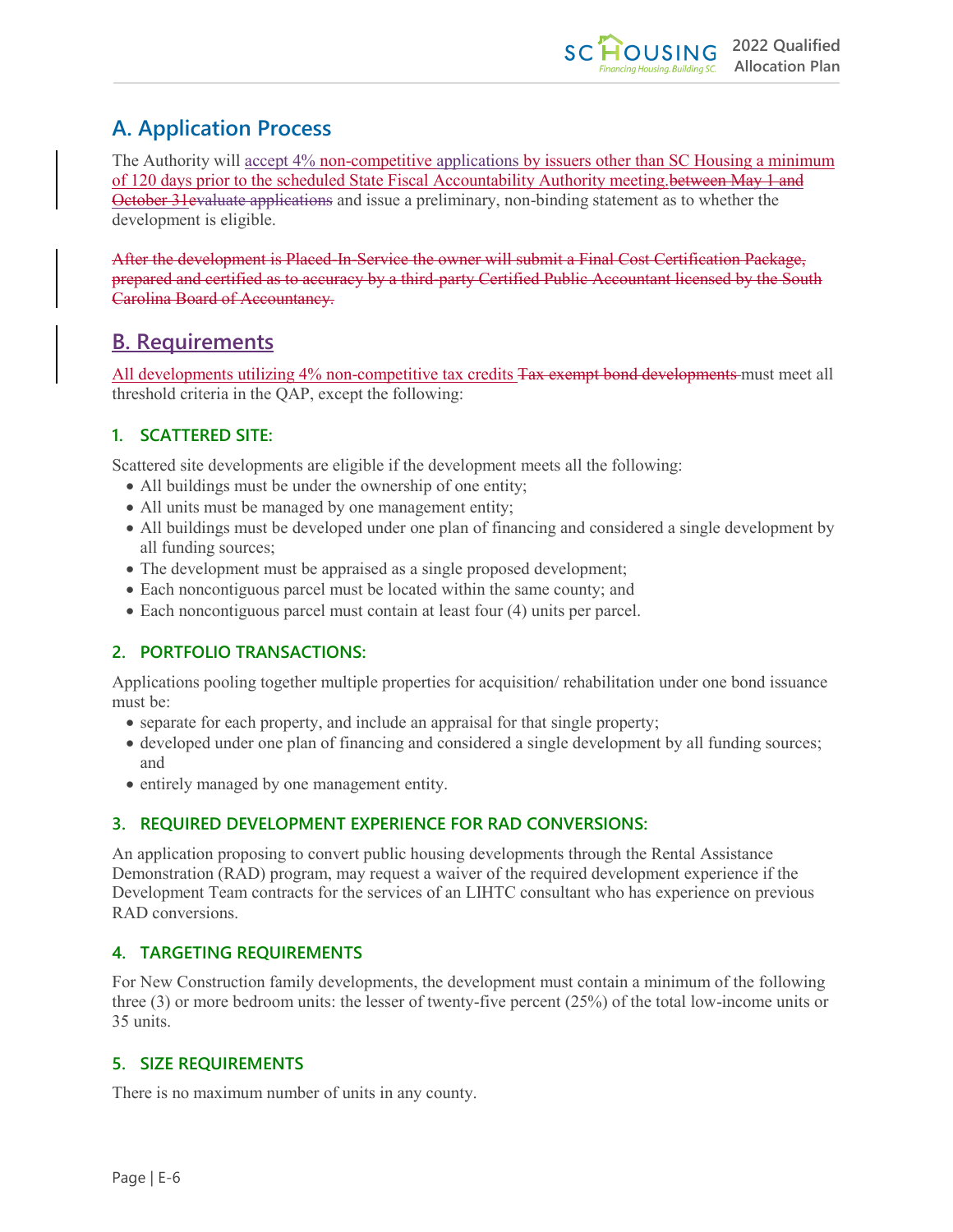## A. Application Process

The Authority will accept 4% non-competitive applications by issuers other than SC Housing a minimum of 120 days prior to the scheduled State Fiscal Accountability Authority meeting.~~between May 1 and October 31~~~~evaluate applications~~ and issue a preliminary, non-binding statement as to whether the development is eligible.

~~After the development is Placed-In-Service the owner will submit a Final Cost Certification Package, prepared and certified as to accuracy by a third-party Certified Public Accountant licensed by the South Carolina Board of Accountancy.~~

## B. Requirements

All developments utilizing 4% non-competitive tax credits ~~Tax exempt bond developments~~ must meet all threshold criteria in the QAP, except the following:

### 1. SCATTERED SITE:

Scattered site developments are eligible if the development meets all the following:

- All buildings must be under the ownership of one entity;
- All units must be managed by one management entity;
- All buildings must be developed under one plan of financing and considered a single development by all funding sources;
- The development must be appraised as a single proposed development;
- Each noncontiguous parcel must be located within the same county; and
- Each noncontiguous parcel must contain at least four (4) units per parcel.

### 2. PORTFOLIO TRANSACTIONS:

Applications pooling together multiple properties for acquisition/ rehabilitation under one bond issuance must be:

- separate for each property, and include an appraisal for that single property;
- developed under one plan of financing and considered a single development by all funding sources; and
- entirely managed by one management entity.

### 3. REQUIRED DEVELOPMENT EXPERIENCE FOR RAD CONVERSIONS:

An application proposing to convert public housing developments through the Rental Assistance Demonstration (RAD) program, may request a waiver of the required development experience if the Development Team contracts for the services of an LIHTC consultant who has experience on previous RAD conversions.

### 4. TARGETING REQUIREMENTS

For New Construction family developments, the development must contain a minimum of the following three (3) or more bedroom units: the lesser of twenty-five percent (25%) of the total low-income units or 35 units.

### 5. SIZE REQUIREMENTS

There is no maximum number of units in any county.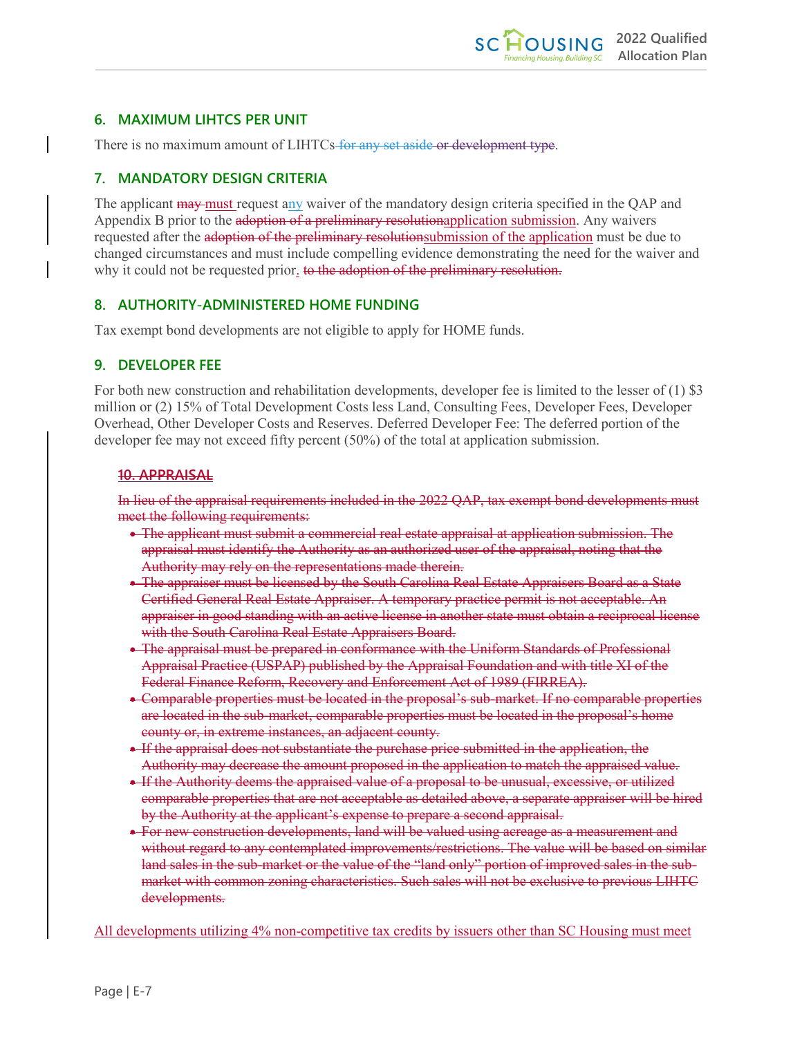## 6. MAXIMUM LIHTCS PER UNIT

There is no maximum amount of LIHTCs ~~for any set aside~~ ~~or development type~~.

## 7. MANDATORY DESIGN CRITERIA

The applicant ~~may~~ must request any waiver of the mandatory design criteria specified in the QAP and Appendix B prior to the ~~adoption of a preliminary resolution~~application submission. Any waivers requested after the ~~adoption of the preliminary resolution~~submission of the application must be due to changed circumstances and must include compelling evidence demonstrating the need for the waiver and why it could not be requested prior. ~~to the adoption of the preliminary resolution.~~

## 8. AUTHORITY-ADMINISTERED HOME FUNDING

Tax exempt bond developments are not eligible to apply for HOME funds.

## 9. DEVELOPER FEE

For both new construction and rehabilitation developments, developer fee is limited to the lesser of (1) $3 million or (2) 15% of Total Development Costs less Land, Consulting Fees, Developer Fees, Developer Overhead, Other Developer Costs and Reserves. Deferred Developer Fee: The deferred portion of the developer fee may not exceed fifty percent (50%) of the total at application submission.

## ~~10. APPRAISAL~~

~~In lieu of the appraisal requirements included in the 2022 QAP, tax exempt bond developments must meet the following requirements:~~

- ~~The applicant must submit a commercial real estate appraisal at application submission. The appraisal must identify the Authority as an authorized user of the appraisal, noting that the Authority may rely on the representations made therein.~~
- ~~The appraiser must be licensed by the South Carolina Real Estate Appraisers Board as a State Certified General Real Estate Appraiser. A temporary practice permit is not acceptable. An appraiser in good standing with an active license in another state must obtain a reciprocal license with the South Carolina Real Estate Appraisers Board.~~
- ~~The appraisal must be prepared in conformance with the Uniform Standards of Professional Appraisal Practice (USPAP) published by the Appraisal Foundation and with title XI of the Federal Finance Reform, Recovery and Enforcement Act of 1989 (FIRREA).~~
- ~~Comparable properties must be located in the proposal's sub-market. If no comparable properties are located in the sub-market, comparable properties must be located in the proposal's home county or, in extreme instances, an adjacent county.~~
- ~~If the appraisal does not substantiate the purchase price submitted in the application, the Authority may decrease the amount proposed in the application to match the appraised value.~~
- ~~If the Authority deems the appraised value of a proposal to be unusual, excessive, or utilized comparable properties that are not acceptable as detailed above, a separate appraiser will be hired by the Authority at the applicant's expense to prepare a second appraisal.~~
- ~~For new construction developments, land will be valued using acreage as a measurement and without regard to any contemplated improvements/restrictions. The value will be based on similar land sales in the sub-market or the value of the "land only" portion of improved sales in the sub-market with common zoning characteristics. Such sales will not be exclusive to previous LIHTC developments.~~

All developments utilizing 4% non-competitive tax credits by issuers other than SC Housing must meet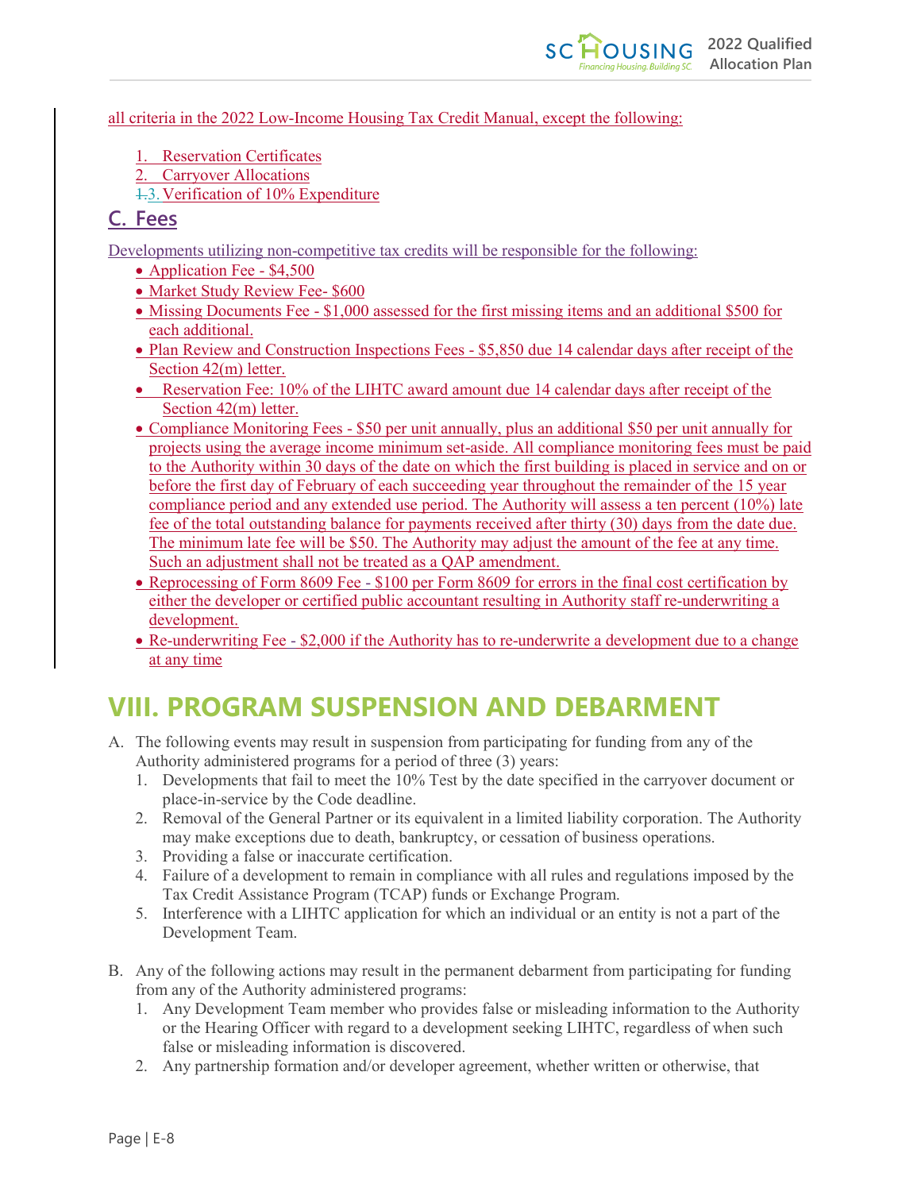all criteria in the 2022 Low-Income Housing Tax Credit Manual, except the following:

1. Reservation Certificates
2. Carryover Allocations
3. Verification of 10% Expenditure

## C. Fees

Developments utilizing non-competitive tax credits will be responsible for the following:

- Application Fee - $4,500
- Market Study Review Fee- $600
- Missing Documents Fee - $1,000 assessed for the first missing items and an additional $500 for each additional.
- Plan Review and Construction Inspections Fees - $5,850 due 14 calendar days after receipt of the Section 42(m) letter.
- Reservation Fee: 10% of the LIHTC award amount due 14 calendar days after receipt of the Section 42(m) letter.
- Compliance Monitoring Fees - $50 per unit annually, plus an additional $50 per unit annually for projects using the average income minimum set-aside. All compliance monitoring fees must be paid to the Authority within 30 days of the date on which the first building is placed in service and on or before the first day of February of each succeeding year throughout the remainder of the 15 year compliance period and any extended use period. The Authority will assess a ten percent (10%) late fee of the total outstanding balance for payments received after thirty (30) days from the date due. The minimum late fee will be $50. The Authority may adjust the amount of the fee at any time. Such an adjustment shall not be treated as a QAP amendment.
- Reprocessing of Form 8609 Fee - $100 per Form 8609 for errors in the final cost certification by either the developer or certified public accountant resulting in Authority staff re-underwriting a development.
- Re-underwriting Fee - $2,000 if the Authority has to re-underwrite a development due to a change at any time

# VIII. PROGRAM SUSPENSION AND DEBARMENT

A. The following events may result in suspension from participating for funding from any of the Authority administered programs for a period of three (3) years:
   1. Developments that fail to meet the 10% Test by the date specified in the carryover document or place-in-service by the Code deadline.
   2. Removal of the General Partner or its equivalent in a limited liability corporation. The Authority may make exceptions due to death, bankruptcy, or cessation of business operations.
   3. Providing a false or inaccurate certification.
   4. Failure of a development to remain in compliance with all rules and regulations imposed by the Tax Credit Assistance Program (TCAP) funds or Exchange Program.
   5. Interference with a LIHTC application for which an individual or an entity is not a part of the Development Team.

B. Any of the following actions may result in the permanent debarment from participating for funding from any of the Authority administered programs:
   1. Any Development Team member who provides false or misleading information to the Authority or the Hearing Officer with regard to a development seeking LIHTC, regardless of when such false or misleading information is discovered.
   2. Any partnership formation and/or developer agreement, whether written or otherwise, that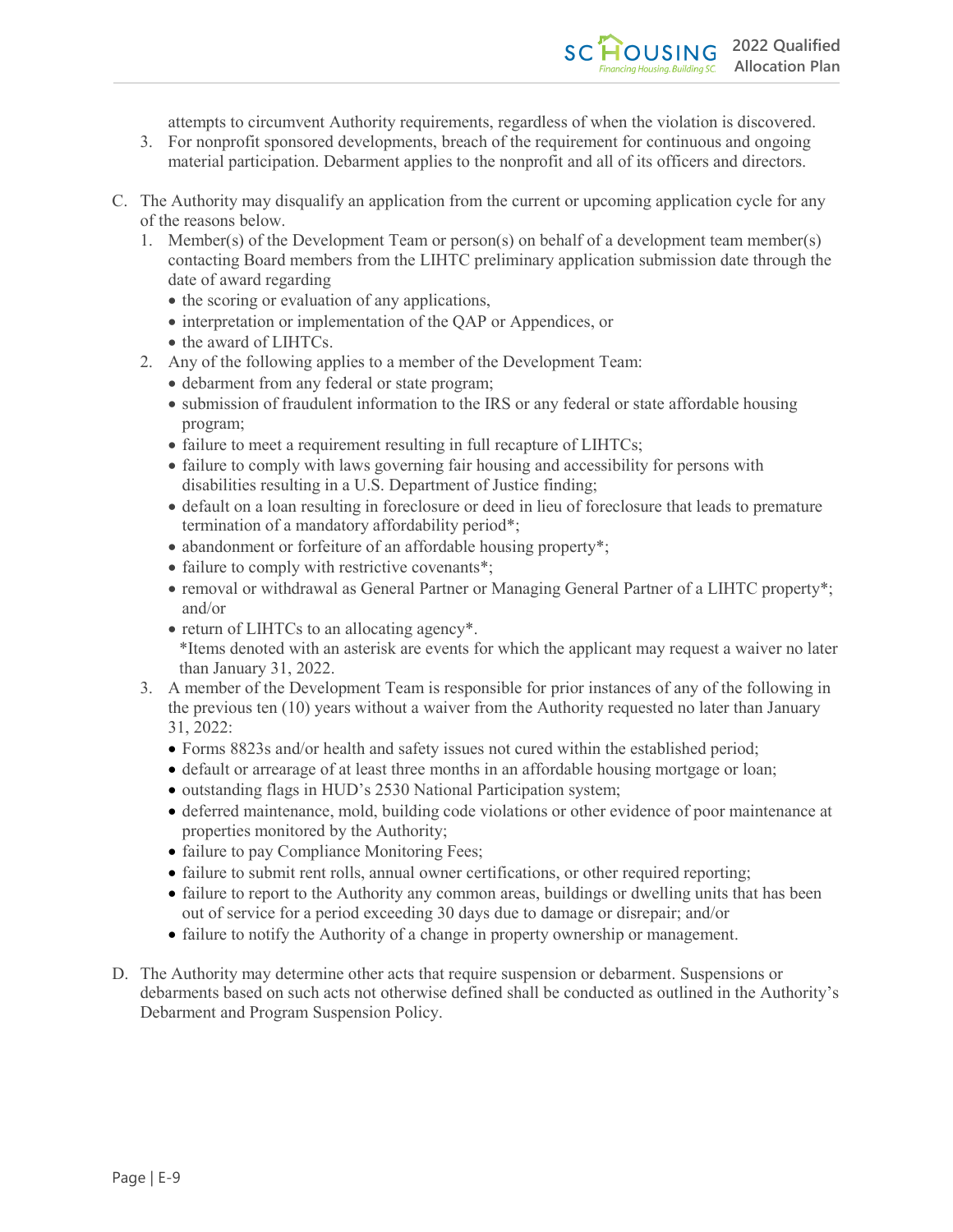attempts to circumvent Authority requirements, regardless of when the violation is discovered.

3. For nonprofit sponsored developments, breach of the requirement for continuous and ongoing material participation. Debarment applies to the nonprofit and all of its officers and directors.

C. The Authority may disqualify an application from the current or upcoming application cycle for any of the reasons below.

   1. Member(s) of the Development Team or person(s) on behalf of a development team member(s) contacting Board members from the LIHTC preliminary application submission date through the date of award regarding
      - the scoring or evaluation of any applications,
      - interpretation or implementation of the QAP or Appendices, or
      - the award of LIHTCs.
   2. Any of the following applies to a member of the Development Team:
      - debarment from any federal or state program;
      - submission of fraudulent information to the IRS or any federal or state affordable housing program;
      - failure to meet a requirement resulting in full recapture of LIHTCs;
      - failure to comply with laws governing fair housing and accessibility for persons with disabilities resulting in a U.S. Department of Justice finding;
      - default on a loan resulting in foreclosure or deed in lieu of foreclosure that leads to premature termination of a mandatory affordability period*;
      - abandonment or forfeiture of an affordable housing property*;
      - failure to comply with restrictive covenants*;
      - removal or withdrawal as General Partner or Managing General Partner of a LIHTC property*; and/or
      - return of LIHTCs to an allocating agency*.

      *Items denoted with an asterisk are events for which the applicant may request a waiver no later than January 31, 2022.
   3. A member of the Development Team is responsible for prior instances of any of the following in the previous ten (10) years without a waiver from the Authority requested no later than January 31, 2022:
      - Forms 8823s and/or health and safety issues not cured within the established period;
      - default or arrearage of at least three months in an affordable housing mortgage or loan;
      - outstanding flags in HUD's 2530 National Participation system;
      - deferred maintenance, mold, building code violations or other evidence of poor maintenance at properties monitored by the Authority;
      - failure to pay Compliance Monitoring Fees;
      - failure to submit rent rolls, annual owner certifications, or other required reporting;
      - failure to report to the Authority any common areas, buildings or dwelling units that has been out of service for a period exceeding 30 days due to damage or disrepair; and/or
      - failure to notify the Authority of a change in property ownership or management.

D. The Authority may determine other acts that require suspension or debarment. Suspensions or debarments based on such acts not otherwise defined shall be conducted as outlined in the Authority's Debarment and Program Suspension Policy.